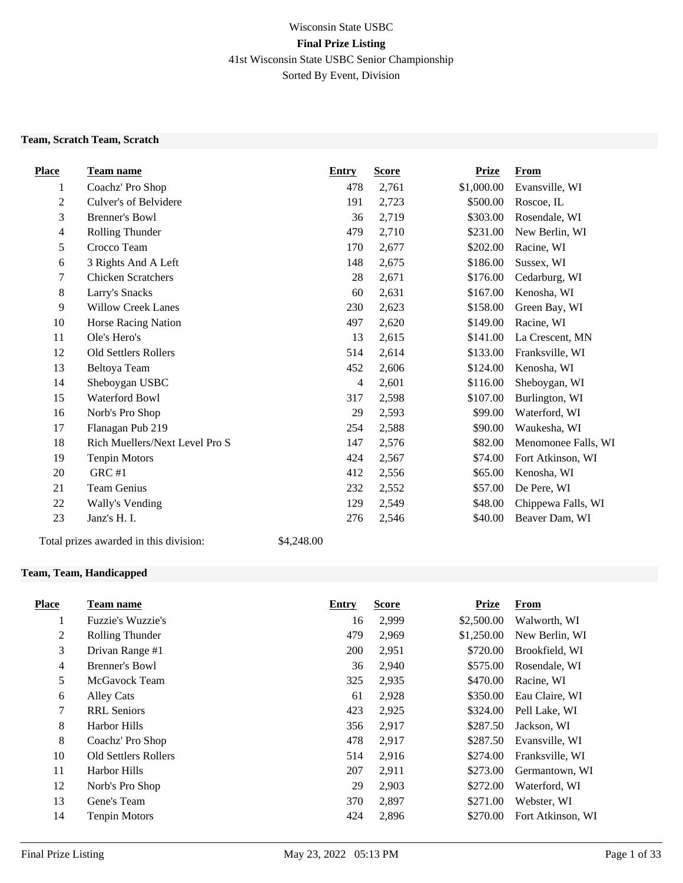Wisconsin State USBC

**Final Prize Listing**

41st Wisconsin State USBC Senior Championship

Sorted By Event, Division

### Team, Scratch Team, Scratch

| Place | Team name | Entry | Score | Prize | From |
|---|---|---|---|---|---|
| 1 | Coachz' Pro Shop | 478 | 2,761 | $1,000.00 | Evansville, WI |
| 2 | Culver's of Belvidere | 191 | 2,723 | $500.00 | Roscoe, IL |
| 3 | Brenner's Bowl | 36 | 2,719 | $303.00 | Rosendale, WI |
| 4 | Rolling Thunder | 479 | 2,710 | $231.00 | New Berlin, WI |
| 5 | Crocco Team | 170 | 2,677 | $202.00 | Racine, WI |
| 6 | 3 Rights And A Left | 148 | 2,675 | $186.00 | Sussex, WI |
| 7 | Chicken Scratchers | 28 | 2,671 | $176.00 | Cedarburg, WI |
| 8 | Larry's Snacks | 60 | 2,631 | $167.00 | Kenosha, WI |
| 9 | Willow Creek Lanes | 230 | 2,623 | $158.00 | Green Bay, WI |
| 10 | Horse Racing Nation | 497 | 2,620 | $149.00 | Racine, WI |
| 11 | Ole's Hero's | 13 | 2,615 | $141.00 | La Crescent, MN |
| 12 | Old Settlers Rollers | 514 | 2,614 | $133.00 | Franksville, WI |
| 13 | Beltoya Team | 452 | 2,606 | $124.00 | Kenosha, WI |
| 14 | Sheboygan USBC | 4 | 2,601 | $116.00 | Sheboygan, WI |
| 15 | Waterford Bowl | 317 | 2,598 | $107.00 | Burlington, WI |
| 16 | Norb's Pro Shop | 29 | 2,593 | $99.00 | Waterford, WI |
| 17 | Flanagan Pub 219 | 254 | 2,588 | $90.00 | Waukesha, WI |
| 18 | Rich Muellers/Next Level Pro S | 147 | 2,576 | $82.00 | Menomonee Falls, WI |
| 19 | Tenpin Motors | 424 | 2,567 | $74.00 | Fort Atkinson, WI |
| 20 | GRC #1 | 412 | 2,556 | $65.00 | Kenosha, WI |
| 21 | Team Genius | 232 | 2,552 | $57.00 | De Pere, WI |
| 22 | Wally's Vending | 129 | 2,549 | $48.00 | Chippewa Falls, WI |
| 23 | Janz's H. I. | 276 | 2,546 | $40.00 | Beaver Dam, WI |

Total prizes awarded in this division: $4,248.00

### Team, Team, Handicapped

| Place | Team name | Entry | Score | Prize | From |
|---|---|---|---|---|---|
| 1 | Fuzzie's Wuzzie's | 16 | 2,999 | $2,500.00 | Walworth, WI |
| 2 | Rolling Thunder | 479 | 2,969 | $1,250.00 | New Berlin, WI |
| 3 | Drivan Range #1 | 200 | 2,951 | $720.00 | Brookfield, WI |
| 4 | Brenner's Bowl | 36 | 2,940 | $575.00 | Rosendale, WI |
| 5 | McGavock Team | 325 | 2,935 | $470.00 | Racine, WI |
| 6 | Alley Cats | 61 | 2,928 | $350.00 | Eau Claire, WI |
| 7 | RRL Seniors | 423 | 2,925 | $324.00 | Pell Lake, WI |
| 8 | Harbor Hills | 356 | 2,917 | $287.50 | Jackson, WI |
| 8 | Coachz' Pro Shop | 478 | 2,917 | $287.50 | Evansville, WI |
| 10 | Old Settlers Rollers | 514 | 2,916 | $274.00 | Franksville, WI |
| 11 | Harbor Hills | 207 | 2,911 | $273.00 | Germantown, WI |
| 12 | Norb's Pro Shop | 29 | 2,903 | $272.00 | Waterford, WI |
| 13 | Gene's Team | 370 | 2,897 | $271.00 | Webster, WI |
| 14 | Tenpin Motors | 424 | 2,896 | $270.00 | Fort Atkinson, WI |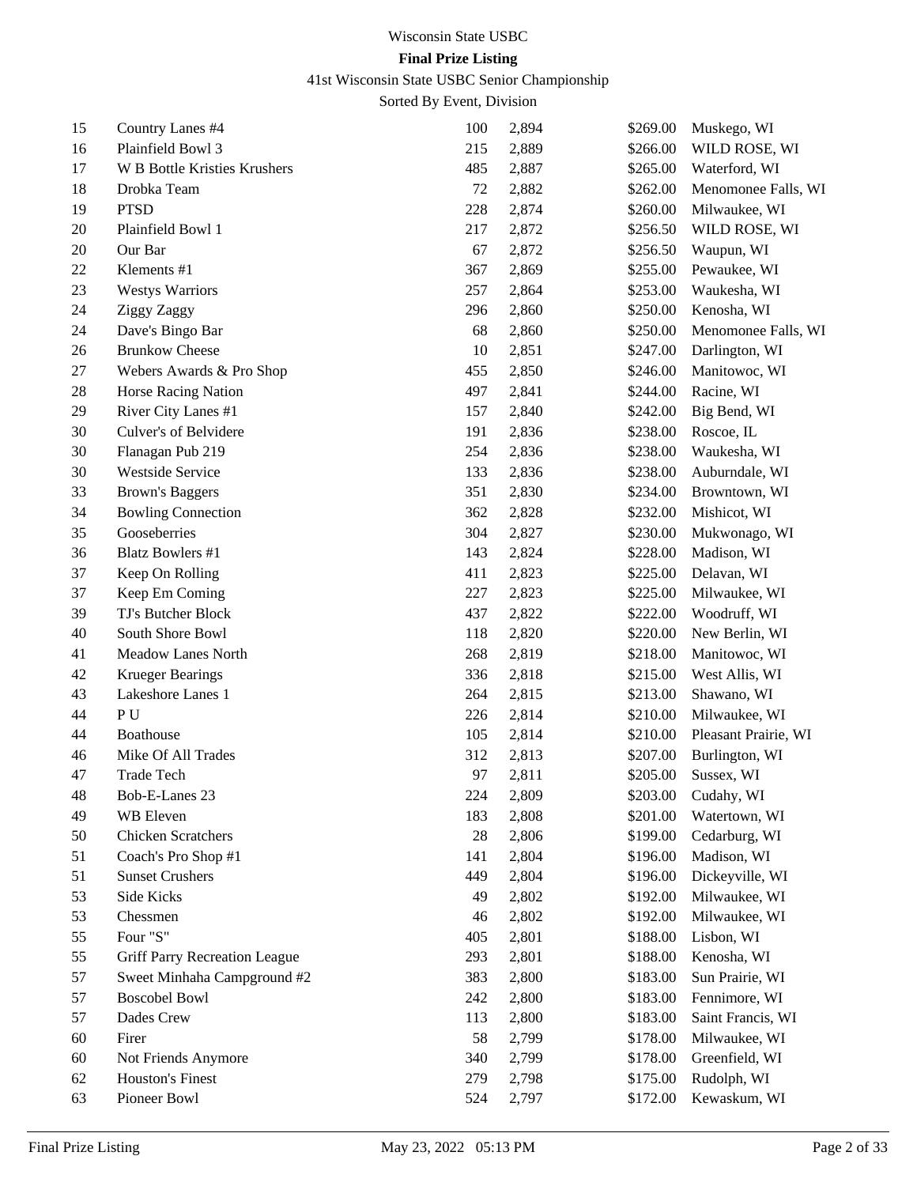Wisconsin State USBC

**Final Prize Listing**

41st Wisconsin State USBC Senior Championship

Sorted By Event, Division

| | | | | | |
|---|---|---|---|---|---|
| 15 | Country Lanes #4 | 100 | 2,894 | $269.00 | Muskego, WI |
| 16 | Plainfield Bowl 3 | 215 | 2,889 | $266.00 | WILD ROSE, WI |
| 17 | W B Bottle Kristies Krushers | 485 | 2,887 | $265.00 | Waterford, WI |
| 18 | Drobka Team | 72 | 2,882 | $262.00 | Menomonee Falls, WI |
| 19 | PTSD | 228 | 2,874 | $260.00 | Milwaukee, WI |
| 20 | Plainfield Bowl 1 | 217 | 2,872 | $256.50 | WILD ROSE, WI |
| 20 | Our Bar | 67 | 2,872 | $256.50 | Waupun, WI |
| 22 | Klements #1 | 367 | 2,869 | $255.00 | Pewaukee, WI |
| 23 | Westys Warriors | 257 | 2,864 | $253.00 | Waukesha, WI |
| 24 | Ziggy Zaggy | 296 | 2,860 | $250.00 | Kenosha, WI |
| 24 | Dave's Bingo Bar | 68 | 2,860 | $250.00 | Menomonee Falls, WI |
| 26 | Brunkow Cheese | 10 | 2,851 | $247.00 | Darlington, WI |
| 27 | Webers Awards & Pro Shop | 455 | 2,850 | $246.00 | Manitowoc, WI |
| 28 | Horse Racing Nation | 497 | 2,841 | $244.00 | Racine, WI |
| 29 | River City Lanes #1 | 157 | 2,840 | $242.00 | Big Bend, WI |
| 30 | Culver's of Belvidere | 191 | 2,836 | $238.00 | Roscoe, IL |
| 30 | Flanagan Pub 219 | 254 | 2,836 | $238.00 | Waukesha, WI |
| 30 | Westside Service | 133 | 2,836 | $238.00 | Auburndale, WI |
| 33 | Brown's Baggers | 351 | 2,830 | $234.00 | Browntown, WI |
| 34 | Bowling Connection | 362 | 2,828 | $232.00 | Mishicot, WI |
| 35 | Gooseberries | 304 | 2,827 | $230.00 | Mukwonago, WI |
| 36 | Blatz Bowlers #1 | 143 | 2,824 | $228.00 | Madison, WI |
| 37 | Keep On Rolling | 411 | 2,823 | $225.00 | Delavan, WI |
| 37 | Keep Em Coming | 227 | 2,823 | $225.00 | Milwaukee, WI |
| 39 | TJ's Butcher Block | 437 | 2,822 | $222.00 | Woodruff, WI |
| 40 | South Shore Bowl | 118 | 2,820 | $220.00 | New Berlin, WI |
| 41 | Meadow Lanes North | 268 | 2,819 | $218.00 | Manitowoc, WI |
| 42 | Krueger Bearings | 336 | 2,818 | $215.00 | West Allis, WI |
| 43 | Lakeshore Lanes 1 | 264 | 2,815 | $213.00 | Shawano, WI |
| 44 | P U | 226 | 2,814 | $210.00 | Milwaukee, WI |
| 44 | Boathouse | 105 | 2,814 | $210.00 | Pleasant Prairie, WI |
| 46 | Mike Of All Trades | 312 | 2,813 | $207.00 | Burlington, WI |
| 47 | Trade Tech | 97 | 2,811 | $205.00 | Sussex, WI |
| 48 | Bob-E-Lanes 23 | 224 | 2,809 | $203.00 | Cudahy, WI |
| 49 | WB Eleven | 183 | 2,808 | $201.00 | Watertown, WI |
| 50 | Chicken Scratchers | 28 | 2,806 | $199.00 | Cedarburg, WI |
| 51 | Coach's Pro Shop #1 | 141 | 2,804 | $196.00 | Madison, WI |
| 51 | Sunset Crushers | 449 | 2,804 | $196.00 | Dickeyville, WI |
| 53 | Side Kicks | 49 | 2,802 | $192.00 | Milwaukee, WI |
| 53 | Chessmen | 46 | 2,802 | $192.00 | Milwaukee, WI |
| 55 | Four "S" | 405 | 2,801 | $188.00 | Lisbon, WI |
| 55 | Griff Parry Recreation League | 293 | 2,801 | $188.00 | Kenosha, WI |
| 57 | Sweet Minhaha Campground #2 | 383 | 2,800 | $183.00 | Sun Prairie, WI |
| 57 | Boscobel Bowl | 242 | 2,800 | $183.00 | Fennimore, WI |
| 57 | Dades Crew | 113 | 2,800 | $183.00 | Saint Francis, WI |
| 60 | Firer | 58 | 2,799 | $178.00 | Milwaukee, WI |
| 60 | Not Friends Anymore | 340 | 2,799 | $178.00 | Greenfield, WI |
| 62 | Houston's Finest | 279 | 2,798 | $175.00 | Rudolph, WI |
| 63 | Pioneer Bowl | 524 | 2,797 | $172.00 | Kewaskum, WI |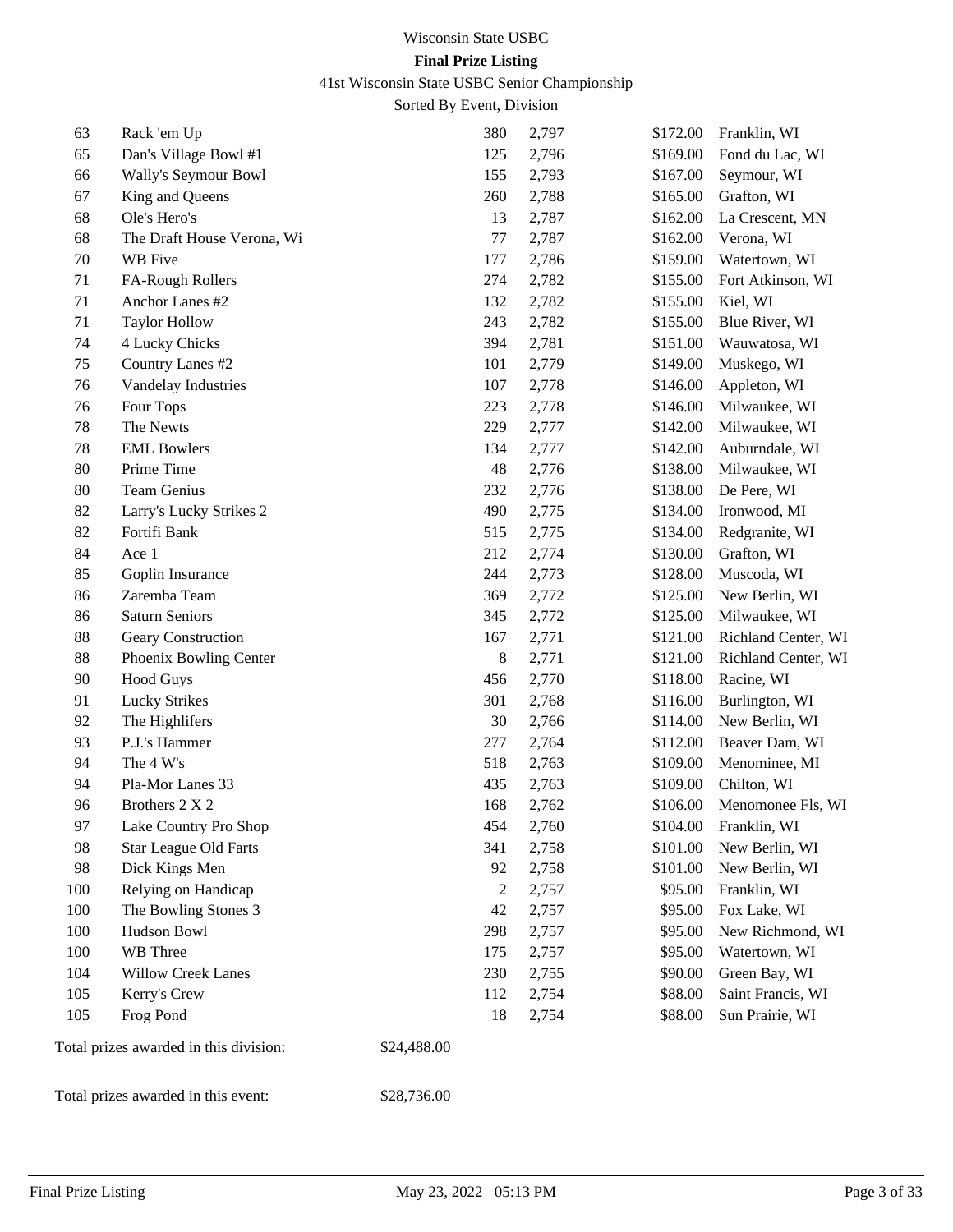Wisconsin State USBC

**Final Prize Listing**

41st Wisconsin State USBC Senior Championship

Sorted By Event, Division

| | | | | | |
|---|---|---|---|---|---|
| 63 | Rack 'em Up | 380 | 2,797 | $172.00 | Franklin, WI |
| 65 | Dan's Village Bowl #1 | 125 | 2,796 | $169.00 | Fond du Lac, WI |
| 66 | Wally's Seymour Bowl | 155 | 2,793 | $167.00 | Seymour, WI |
| 67 | King and Queens | 260 | 2,788 | $165.00 | Grafton, WI |
| 68 | Ole's Hero's | 13 | 2,787 | $162.00 | La Crescent, MN |
| 68 | The Draft House Verona, Wi | 77 | 2,787 | $162.00 | Verona, WI |
| 70 | WB Five | 177 | 2,786 | $159.00 | Watertown, WI |
| 71 | FA-Rough Rollers | 274 | 2,782 | $155.00 | Fort Atkinson, WI |
| 71 | Anchor Lanes #2 | 132 | 2,782 | $155.00 | Kiel, WI |
| 71 | Taylor Hollow | 243 | 2,782 | $155.00 | Blue River, WI |
| 74 | 4 Lucky Chicks | 394 | 2,781 | $151.00 | Wauwatosa, WI |
| 75 | Country Lanes #2 | 101 | 2,779 | $149.00 | Muskego, WI |
| 76 | Vandelay Industries | 107 | 2,778 | $146.00 | Appleton, WI |
| 76 | Four Tops | 223 | 2,778 | $146.00 | Milwaukee, WI |
| 78 | The Newts | 229 | 2,777 | $142.00 | Milwaukee, WI |
| 78 | EML Bowlers | 134 | 2,777 | $142.00 | Auburndale, WI |
| 80 | Prime Time | 48 | 2,776 | $138.00 | Milwaukee, WI |
| 80 | Team Genius | 232 | 2,776 | $138.00 | De Pere, WI |
| 82 | Larry's Lucky Strikes 2 | 490 | 2,775 | $134.00 | Ironwood, MI |
| 82 | Fortifi Bank | 515 | 2,775 | $134.00 | Redgranite, WI |
| 84 | Ace 1 | 212 | 2,774 | $130.00 | Grafton, WI |
| 85 | Goplin Insurance | 244 | 2,773 | $128.00 | Muscoda, WI |
| 86 | Zaremba Team | 369 | 2,772 | $125.00 | New Berlin, WI |
| 86 | Saturn Seniors | 345 | 2,772 | $125.00 | Milwaukee, WI |
| 88 | Geary Construction | 167 | 2,771 | $121.00 | Richland Center, WI |
| 88 | Phoenix Bowling Center | 8 | 2,771 | $121.00 | Richland Center, WI |
| 90 | Hood Guys | 456 | 2,770 | $118.00 | Racine, WI |
| 91 | Lucky Strikes | 301 | 2,768 | $116.00 | Burlington, WI |
| 92 | The Highlifers | 30 | 2,766 | $114.00 | New Berlin, WI |
| 93 | P.J.'s Hammer | 277 | 2,764 | $112.00 | Beaver Dam, WI |
| 94 | The 4 W's | 518 | 2,763 | $109.00 | Menominee, MI |
| 94 | Pla-Mor Lanes 33 | 435 | 2,763 | $109.00 | Chilton, WI |
| 96 | Brothers 2 X 2 | 168 | 2,762 | $106.00 | Menomonee Fls, WI |
| 97 | Lake Country Pro Shop | 454 | 2,760 | $104.00 | Franklin, WI |
| 98 | Star League Old Farts | 341 | 2,758 | $101.00 | New Berlin, WI |
| 98 | Dick Kings Men | 92 | 2,758 | $101.00 | New Berlin, WI |
| 100 | Relying on Handicap | 2 | 2,757 | $95.00 | Franklin, WI |
| 100 | The Bowling Stones 3 | 42 | 2,757 | $95.00 | Fox Lake, WI |
| 100 | Hudson Bowl | 298 | 2,757 | $95.00 | New Richmond, WI |
| 100 | WB Three | 175 | 2,757 | $95.00 | Watertown, WI |
| 104 | Willow Creek Lanes | 230 | 2,755 | $90.00 | Green Bay, WI |
| 105 | Kerry's Crew | 112 | 2,754 | $88.00 | Saint Francis, WI |
| 105 | Frog Pond | 18 | 2,754 | $88.00 | Sun Prairie, WI |

Total prizes awarded in this division: $24,488.00

Total prizes awarded in this event: $28,736.00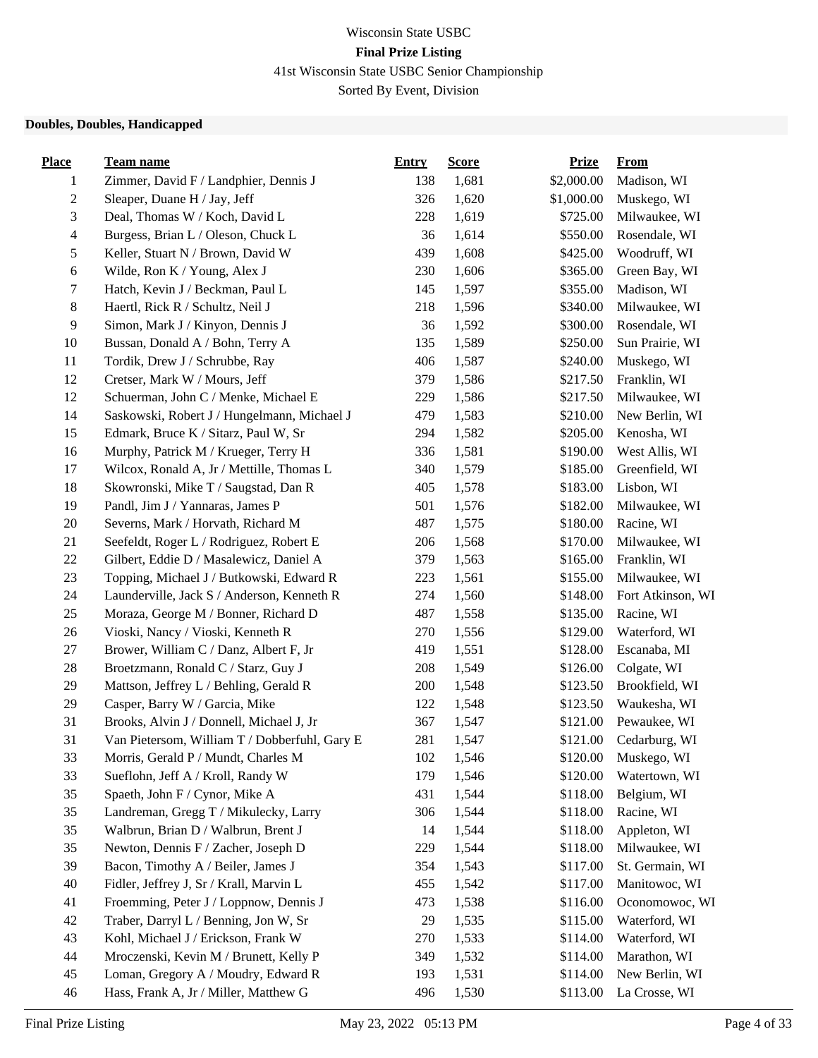Wisconsin State USBC

**Final Prize Listing**

41st Wisconsin State USBC Senior Championship

Sorted By Event, Division

**Doubles, Doubles, Handicapped**

| Place | Team name | Entry | Score | Prize | From |
|---|---|---|---|---|---|
| 1 | Zimmer, David F / Landphier, Dennis J | 138 | 1,681 | $2,000.00 | Madison, WI |
| 2 | Sleaper, Duane H / Jay, Jeff | 326 | 1,620 | $1,000.00 | Muskego, WI |
| 3 | Deal, Thomas W / Koch, David L | 228 | 1,619 | $725.00 | Milwaukee, WI |
| 4 | Burgess, Brian L / Oleson, Chuck L | 36 | 1,614 | $550.00 | Rosendale, WI |
| 5 | Keller, Stuart N / Brown, David W | 439 | 1,608 | $425.00 | Woodruff, WI |
| 6 | Wilde, Ron K / Young, Alex J | 230 | 1,606 | $365.00 | Green Bay, WI |
| 7 | Hatch, Kevin J / Beckman, Paul L | 145 | 1,597 | $355.00 | Madison, WI |
| 8 | Haertl, Rick R / Schultz, Neil J | 218 | 1,596 | $340.00 | Milwaukee, WI |
| 9 | Simon, Mark J / Kinyon, Dennis J | 36 | 1,592 | $300.00 | Rosendale, WI |
| 10 | Bussan, Donald A / Bohn, Terry A | 135 | 1,589 | $250.00 | Sun Prairie, WI |
| 11 | Tordik, Drew J / Schrubbe, Ray | 406 | 1,587 | $240.00 | Muskego, WI |
| 12 | Cretser, Mark W / Mours, Jeff | 379 | 1,586 | $217.50 | Franklin, WI |
| 12 | Schuerman, John C / Menke, Michael E | 229 | 1,586 | $217.50 | Milwaukee, WI |
| 14 | Saskowski, Robert J / Hungelmann, Michael J | 479 | 1,583 | $210.00 | New Berlin, WI |
| 15 | Edmark, Bruce K / Sitarz, Paul W, Sr | 294 | 1,582 | $205.00 | Kenosha, WI |
| 16 | Murphy, Patrick M / Krueger, Terry H | 336 | 1,581 | $190.00 | West Allis, WI |
| 17 | Wilcox, Ronald A, Jr / Mettille, Thomas L | 340 | 1,579 | $185.00 | Greenfield, WI |
| 18 | Skowronski, Mike T / Saugstad, Dan R | 405 | 1,578 | $183.00 | Lisbon, WI |
| 19 | Pandl, Jim J / Yannaras, James P | 501 | 1,576 | $182.00 | Milwaukee, WI |
| 20 | Severns, Mark / Horvath, Richard M | 487 | 1,575 | $180.00 | Racine, WI |
| 21 | Seefeldt, Roger L / Rodriguez, Robert E | 206 | 1,568 | $170.00 | Milwaukee, WI |
| 22 | Gilbert, Eddie D / Masalewicz, Daniel A | 379 | 1,563 | $165.00 | Franklin, WI |
| 23 | Topping, Michael J / Butkowski, Edward R | 223 | 1,561 | $155.00 | Milwaukee, WI |
| 24 | Launderville, Jack S / Anderson, Kenneth R | 274 | 1,560 | $148.00 | Fort Atkinson, WI |
| 25 | Moraza, George M / Bonner, Richard D | 487 | 1,558 | $135.00 | Racine, WI |
| 26 | Vioski, Nancy / Vioski, Kenneth R | 270 | 1,556 | $129.00 | Waterford, WI |
| 27 | Brower, William C / Danz, Albert F, Jr | 419 | 1,551 | $128.00 | Escanaba, MI |
| 28 | Broetzmann, Ronald C / Starz, Guy J | 208 | 1,549 | $126.00 | Colgate, WI |
| 29 | Mattson, Jeffrey L / Behling, Gerald R | 200 | 1,548 | $123.50 | Brookfield, WI |
| 29 | Casper, Barry W / Garcia, Mike | 122 | 1,548 | $123.50 | Waukesha, WI |
| 31 | Brooks, Alvin J / Donnell, Michael J, Jr | 367 | 1,547 | $121.00 | Pewaukee, WI |
| 31 | Van Pietersom, William T / Dobberfuhl, Gary E | 281 | 1,547 | $121.00 | Cedarburg, WI |
| 33 | Morris, Gerald P / Mundt, Charles M | 102 | 1,546 | $120.00 | Muskego, WI |
| 33 | Sueflohn, Jeff A / Kroll, Randy W | 179 | 1,546 | $120.00 | Watertown, WI |
| 35 | Spaeth, John F / Cynor, Mike A | 431 | 1,544 | $118.00 | Belgium, WI |
| 35 | Landreman, Gregg T / Mikulecky, Larry | 306 | 1,544 | $118.00 | Racine, WI |
| 35 | Walbrun, Brian D / Walbrun, Brent J | 14 | 1,544 | $118.00 | Appleton, WI |
| 35 | Newton, Dennis F / Zacher, Joseph D | 229 | 1,544 | $118.00 | Milwaukee, WI |
| 39 | Bacon, Timothy A / Beiler, James J | 354 | 1,543 | $117.00 | St. Germain, WI |
| 40 | Fidler, Jeffrey J, Sr / Krall, Marvin L | 455 | 1,542 | $117.00 | Manitowoc, WI |
| 41 | Froemming, Peter J / Loppnow, Dennis J | 473 | 1,538 | $116.00 | Oconomowoc, WI |
| 42 | Traber, Darryl L / Benning, Jon W, Sr | 29 | 1,535 | $115.00 | Waterford, WI |
| 43 | Kohl, Michael J / Erickson, Frank W | 270 | 1,533 | $114.00 | Waterford, WI |
| 44 | Mroczenski, Kevin M / Brunett, Kelly P | 349 | 1,532 | $114.00 | Marathon, WI |
| 45 | Loman, Gregory A / Moudry, Edward R | 193 | 1,531 | $114.00 | New Berlin, WI |
| 46 | Hass, Frank A, Jr / Miller, Matthew G | 496 | 1,530 | $113.00 | La Crosse, WI |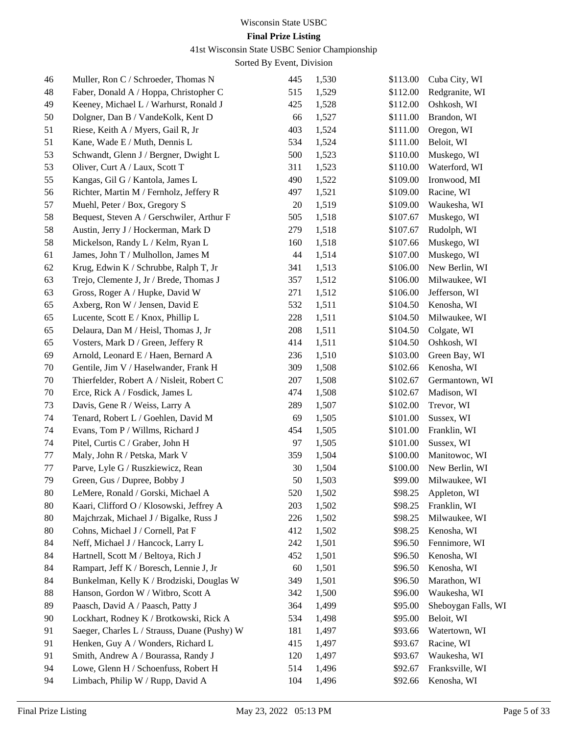Wisconsin State USBC

**Final Prize Listing**

41st Wisconsin State USBC Senior Championship

Sorted By Event, Division

| | | | | | |
|---|---|---|---|---|---|
| 46 | Muller, Ron C / Schroeder, Thomas N | 445 | 1,530 | $113.00 | Cuba City, WI |
| 48 | Faber, Donald A / Hoppa, Christopher C | 515 | 1,529 | $112.00 | Redgranite, WI |
| 49 | Keeney, Michael L / Warhurst, Ronald J | 425 | 1,528 | $112.00 | Oshkosh, WI |
| 50 | Dolgner, Dan B / VandeKolk, Kent D | 66 | 1,527 | $111.00 | Brandon, WI |
| 51 | Riese, Keith A / Myers, Gail R, Jr | 403 | 1,524 | $111.00 | Oregon, WI |
| 51 | Kane, Wade E / Muth, Dennis L | 534 | 1,524 | $111.00 | Beloit, WI |
| 53 | Schwandt, Glenn J / Bergner, Dwight L | 500 | 1,523 | $110.00 | Muskego, WI |
| 53 | Oliver, Curt A / Laux, Scott T | 311 | 1,523 | $110.00 | Waterford, WI |
| 55 | Kangas, Gil G / Kantola, James L | 490 | 1,522 | $109.00 | Ironwood, MI |
| 56 | Richter, Martin M / Fernholz, Jeffery R | 497 | 1,521 | $109.00 | Racine, WI |
| 57 | Muehl, Peter / Box, Gregory S | 20 | 1,519 | $109.00 | Waukesha, WI |
| 58 | Bequest, Steven A / Gerschwiler, Arthur F | 505 | 1,518 | $107.67 | Muskego, WI |
| 58 | Austin, Jerry J / Hockerman, Mark D | 279 | 1,518 | $107.67 | Rudolph, WI |
| 58 | Mickelson, Randy L / Kelm, Ryan L | 160 | 1,518 | $107.66 | Muskego, WI |
| 61 | James, John T / Mulhollon, James M | 44 | 1,514 | $107.00 | Muskego, WI |
| 62 | Krug, Edwin K / Schrubbe, Ralph T, Jr | 341 | 1,513 | $106.00 | New Berlin, WI |
| 63 | Trejo, Clemente J, Jr / Brede, Thomas J | 357 | 1,512 | $106.00 | Milwaukee, WI |
| 63 | Gross, Roger A / Hupke, David W | 271 | 1,512 | $106.00 | Jefferson, WI |
| 65 | Axberg, Ron W / Jensen, David E | 532 | 1,511 | $104.50 | Kenosha, WI |
| 65 | Lucente, Scott E / Knox, Phillip L | 228 | 1,511 | $104.50 | Milwaukee, WI |
| 65 | Delaura, Dan M / Heisl, Thomas J, Jr | 208 | 1,511 | $104.50 | Colgate, WI |
| 65 | Vosters, Mark D / Green, Jeffery R | 414 | 1,511 | $104.50 | Oshkosh, WI |
| 69 | Arnold, Leonard E / Haen, Bernard A | 236 | 1,510 | $103.00 | Green Bay, WI |
| 70 | Gentile, Jim V / Haselwander, Frank H | 309 | 1,508 | $102.66 | Kenosha, WI |
| 70 | Thierfelder, Robert A / Nisleit, Robert C | 207 | 1,508 | $102.67 | Germantown, WI |
| 70 | Erce, Rick A / Fosdick, James L | 474 | 1,508 | $102.67 | Madison, WI |
| 73 | Davis, Gene R / Weiss, Larry A | 289 | 1,507 | $102.00 | Trevor, WI |
| 74 | Tenard, Robert L / Goehlen, David M | 69 | 1,505 | $101.00 | Sussex, WI |
| 74 | Evans, Tom P / Willms, Richard J | 454 | 1,505 | $101.00 | Franklin, WI |
| 74 | Pitel, Curtis C / Graber, John H | 97 | 1,505 | $101.00 | Sussex, WI |
| 77 | Maly, John R / Petska, Mark V | 359 | 1,504 | $100.00 | Manitowoc, WI |
| 77 | Parve, Lyle G / Ruszkiewicz, Rean | 30 | 1,504 | $100.00 | New Berlin, WI |
| 79 | Green, Gus / Dupree, Bobby J | 50 | 1,503 | $99.00 | Milwaukee, WI |
| 80 | LeMere, Ronald / Gorski, Michael A | 520 | 1,502 | $98.25 | Appleton, WI |
| 80 | Kaari, Clifford O / Klosowski, Jeffrey A | 203 | 1,502 | $98.25 | Franklin, WI |
| 80 | Majchrzak, Michael J / Bigalke, Russ J | 226 | 1,502 | $98.25 | Milwaukee, WI |
| 80 | Cohns, Michael J / Cornell, Pat F | 412 | 1,502 | $98.25 | Kenosha, WI |
| 84 | Neff, Michael J / Hancock, Larry L | 242 | 1,501 | $96.50 | Fennimore, WI |
| 84 | Hartnell, Scott M / Beltoya, Rich J | 452 | 1,501 | $96.50 | Kenosha, WI |
| 84 | Rampart, Jeff K / Boresch, Lennie J, Jr | 60 | 1,501 | $96.50 | Kenosha, WI |
| 84 | Bunkelman, Kelly K / Brodziski, Douglas W | 349 | 1,501 | $96.50 | Marathon, WI |
| 88 | Hanson, Gordon W / Witbro, Scott A | 342 | 1,500 | $96.00 | Waukesha, WI |
| 89 | Paasch, David A / Paasch, Patty J | 364 | 1,499 | $95.00 | Sheboygan Falls, WI |
| 90 | Lockhart, Rodney K / Brotkowski, Rick A | 534 | 1,498 | $95.00 | Beloit, WI |
| 91 | Saeger, Charles L / Strauss, Duane (Pushy) W | 181 | 1,497 | $93.66 | Watertown, WI |
| 91 | Henken, Guy A / Wonders, Richard L | 415 | 1,497 | $93.67 | Racine, WI |
| 91 | Smith, Andrew A / Bourassa, Randy J | 120 | 1,497 | $93.67 | Waukesha, WI |
| 94 | Lowe, Glenn H / Schoenfuss, Robert H | 514 | 1,496 | $92.67 | Franksville, WI |
| 94 | Limbach, Philip W / Rupp, David A | 104 | 1,496 | $92.66 | Kenosha, WI |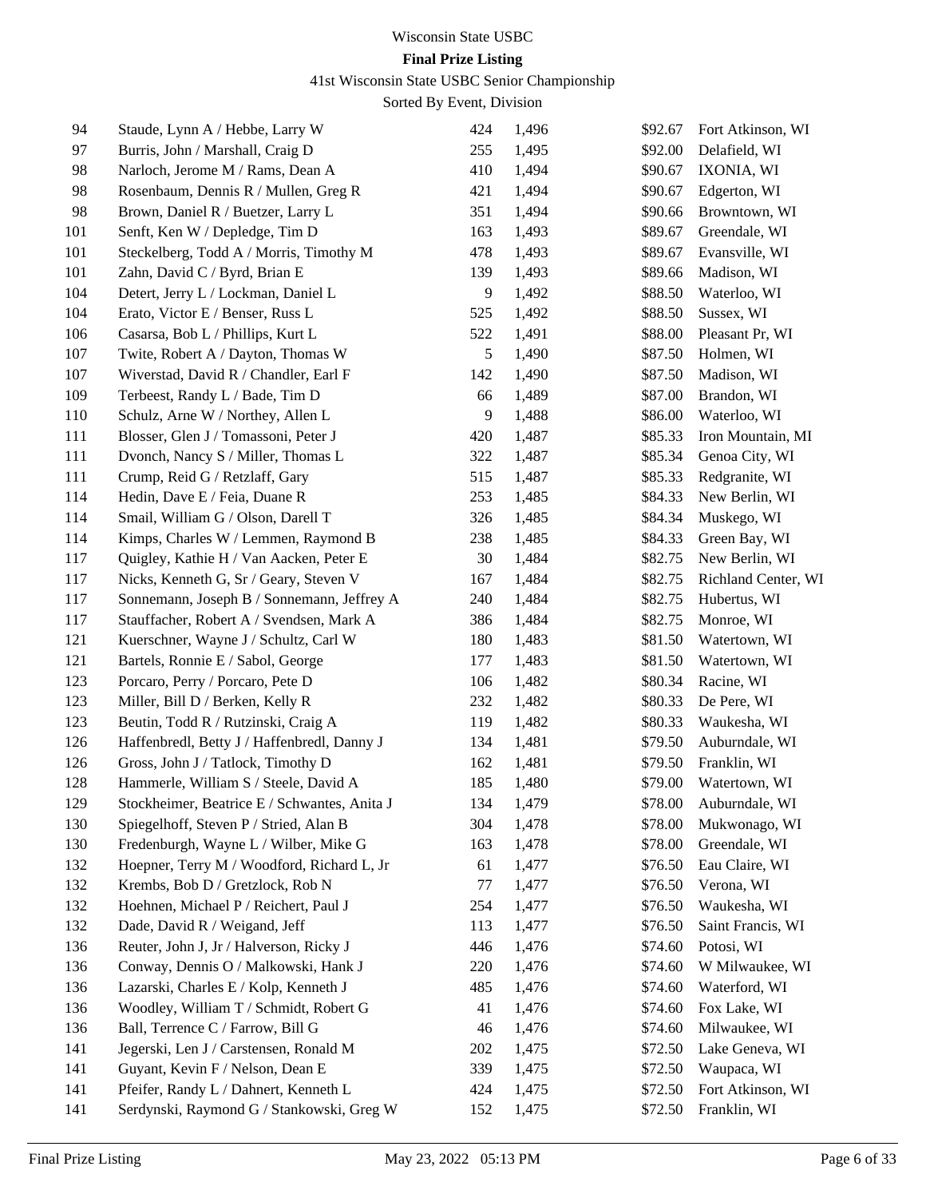Wisconsin State USBC

**Final Prize Listing**

41st Wisconsin State USBC Senior Championship

Sorted By Event, Division

| | | | | | |
|---|---|---|---|---|---|
| 94 | Staude, Lynn A / Hebbe, Larry W | 424 | 1,496 | $92.67 | Fort Atkinson, WI |
| 97 | Burris, John / Marshall, Craig D | 255 | 1,495 | $92.00 | Delafield, WI |
| 98 | Narloch, Jerome M / Rams, Dean A | 410 | 1,494 | $90.67 | IXONIA, WI |
| 98 | Rosenbaum, Dennis R / Mullen, Greg R | 421 | 1,494 | $90.67 | Edgerton, WI |
| 98 | Brown, Daniel R / Buetzer, Larry L | 351 | 1,494 | $90.66 | Browntown, WI |
| 101 | Senft, Ken W / Depledge, Tim D | 163 | 1,493 | $89.67 | Greendale, WI |
| 101 | Steckelberg, Todd A / Morris, Timothy M | 478 | 1,493 | $89.67 | Evansville, WI |
| 101 | Zahn, David C / Byrd, Brian E | 139 | 1,493 | $89.66 | Madison, WI |
| 104 | Detert, Jerry L / Lockman, Daniel L | 9 | 1,492 | $88.50 | Waterloo, WI |
| 104 | Erato, Victor E / Benser, Russ L | 525 | 1,492 | $88.50 | Sussex, WI |
| 106 | Casarsa, Bob L / Phillips, Kurt L | 522 | 1,491 | $88.00 | Pleasant Pr, WI |
| 107 | Twite, Robert A / Dayton, Thomas W | 5 | 1,490 | $87.50 | Holmen, WI |
| 107 | Wiverstad, David R / Chandler, Earl F | 142 | 1,490 | $87.50 | Madison, WI |
| 109 | Terbeest, Randy L / Bade, Tim D | 66 | 1,489 | $87.00 | Brandon, WI |
| 110 | Schulz, Arne W / Northey, Allen L | 9 | 1,488 | $86.00 | Waterloo, WI |
| 111 | Blosser, Glen J / Tomassoni, Peter J | 420 | 1,487 | $85.33 | Iron Mountain, MI |
| 111 | Dvonch, Nancy S / Miller, Thomas L | 322 | 1,487 | $85.34 | Genoa City, WI |
| 111 | Crump, Reid G / Retzlaff, Gary | 515 | 1,487 | $85.33 | Redgranite, WI |
| 114 | Hedin, Dave E / Feia, Duane R | 253 | 1,485 | $84.33 | New Berlin, WI |
| 114 | Smail, William G / Olson, Darell T | 326 | 1,485 | $84.34 | Muskego, WI |
| 114 | Kimps, Charles W / Lemmen, Raymond B | 238 | 1,485 | $84.33 | Green Bay, WI |
| 117 | Quigley, Kathie H / Van Aacken, Peter E | 30 | 1,484 | $82.75 | New Berlin, WI |
| 117 | Nicks, Kenneth G, Sr / Geary, Steven V | 167 | 1,484 | $82.75 | Richland Center, WI |
| 117 | Sonnemann, Joseph B / Sonnemann, Jeffrey A | 240 | 1,484 | $82.75 | Hubertus, WI |
| 117 | Stauffacher, Robert A / Svendsen, Mark A | 386 | 1,484 | $82.75 | Monroe, WI |
| 121 | Kuerschner, Wayne J / Schultz, Carl W | 180 | 1,483 | $81.50 | Watertown, WI |
| 121 | Bartels, Ronnie E / Sabol, George | 177 | 1,483 | $81.50 | Watertown, WI |
| 123 | Porcaro, Perry / Porcaro, Pete D | 106 | 1,482 | $80.34 | Racine, WI |
| 123 | Miller, Bill D / Berken, Kelly R | 232 | 1,482 | $80.33 | De Pere, WI |
| 123 | Beutin, Todd R / Rutzinski, Craig A | 119 | 1,482 | $80.33 | Waukesha, WI |
| 126 | Haffenbredl, Betty J / Haffenbredl, Danny J | 134 | 1,481 | $79.50 | Auburndale, WI |
| 126 | Gross, John J / Tatlock, Timothy D | 162 | 1,481 | $79.50 | Franklin, WI |
| 128 | Hammerle, William S / Steele, David A | 185 | 1,480 | $79.00 | Watertown, WI |
| 129 | Stockheimer, Beatrice E / Schwantes, Anita J | 134 | 1,479 | $78.00 | Auburndale, WI |
| 130 | Spiegelhoff, Steven P / Stried, Alan B | 304 | 1,478 | $78.00 | Mukwonago, WI |
| 130 | Fredenburgh, Wayne L / Wilber, Mike G | 163 | 1,478 | $78.00 | Greendale, WI |
| 132 | Hoepner, Terry M / Woodford, Richard L, Jr | 61 | 1,477 | $76.50 | Eau Claire, WI |
| 132 | Krembs, Bob D / Gretzlock, Rob N | 77 | 1,477 | $76.50 | Verona, WI |
| 132 | Hoehnen, Michael P / Reichert, Paul J | 254 | 1,477 | $76.50 | Waukesha, WI |
| 132 | Dade, David R / Weigand, Jeff | 113 | 1,477 | $76.50 | Saint Francis, WI |
| 136 | Reuter, John J, Jr / Halverson, Ricky J | 446 | 1,476 | $74.60 | Potosi, WI |
| 136 | Conway, Dennis O / Malkowski, Hank J | 220 | 1,476 | $74.60 | W Milwaukee, WI |
| 136 | Lazarski, Charles E / Kolp, Kenneth J | 485 | 1,476 | $74.60 | Waterford, WI |
| 136 | Woodley, William T / Schmidt, Robert G | 41 | 1,476 | $74.60 | Fox Lake, WI |
| 136 | Ball, Terrence C / Farrow, Bill G | 46 | 1,476 | $74.60 | Milwaukee, WI |
| 141 | Jegerski, Len J / Carstensen, Ronald M | 202 | 1,475 | $72.50 | Lake Geneva, WI |
| 141 | Guyant, Kevin F / Nelson, Dean E | 339 | 1,475 | $72.50 | Waupaca, WI |
| 141 | Pfeifer, Randy L / Dahnert, Kenneth L | 424 | 1,475 | $72.50 | Fort Atkinson, WI |
| 141 | Serdynski, Raymond G / Stankowski, Greg W | 152 | 1,475 | $72.50 | Franklin, WI |

Final Prize Listing May 23, 2022 05:13 PM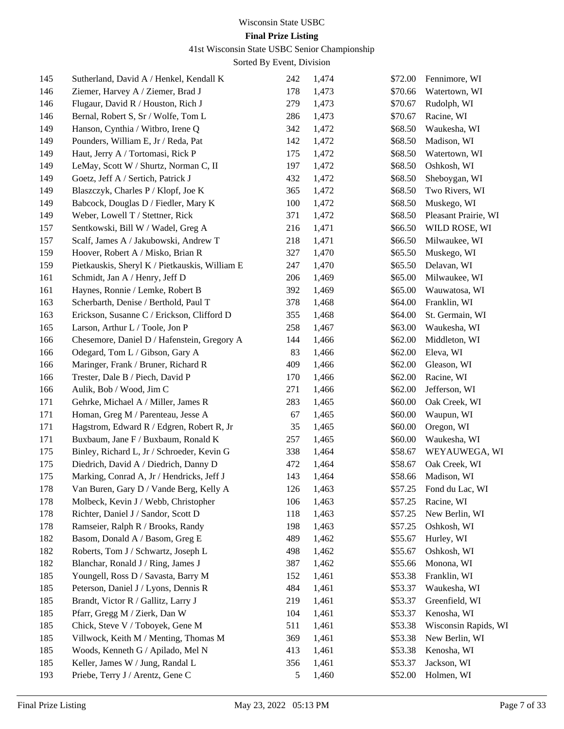Wisconsin State USBC

**Final Prize Listing**

41st Wisconsin State USBC Senior Championship

Sorted By Event, Division

| | | | | | |
|---|---|---|---|---|---|
| 145 | Sutherland, David A / Henkel, Kendall K | 242 | 1,474 | $72.00 | Fennimore, WI |
| 146 | Ziemer, Harvey A / Ziemer, Brad J | 178 | 1,473 | $70.66 | Watertown, WI |
| 146 | Flugaur, David R / Houston, Rich J | 279 | 1,473 | $70.67 | Rudolph, WI |
| 146 | Bernal, Robert S, Sr / Wolfe, Tom L | 286 | 1,473 | $70.67 | Racine, WI |
| 149 | Hanson, Cynthia / Witbro, Irene Q | 342 | 1,472 | $68.50 | Waukesha, WI |
| 149 | Pounders, William E, Jr / Reda, Pat | 142 | 1,472 | $68.50 | Madison, WI |
| 149 | Haut, Jerry A / Tortomasi, Rick P | 175 | 1,472 | $68.50 | Watertown, WI |
| 149 | LeMay, Scott W / Shurtz, Norman C, II | 197 | 1,472 | $68.50 | Oshkosh, WI |
| 149 | Goetz, Jeff A / Sertich, Patrick J | 432 | 1,472 | $68.50 | Sheboygan, WI |
| 149 | Blaszczyk, Charles P / Klopf, Joe K | 365 | 1,472 | $68.50 | Two Rivers, WI |
| 149 | Babcock, Douglas D / Fiedler, Mary K | 100 | 1,472 | $68.50 | Muskego, WI |
| 149 | Weber, Lowell T / Stettner, Rick | 371 | 1,472 | $68.50 | Pleasant Prairie, WI |
| 157 | Sentkowski, Bill W / Wadel, Greg A | 216 | 1,471 | $66.50 | WILD ROSE, WI |
| 157 | Scalf, James A / Jakubowski, Andrew T | 218 | 1,471 | $66.50 | Milwaukee, WI |
| 159 | Hoover, Robert A / Misko, Brian R | 327 | 1,470 | $65.50 | Muskego, WI |
| 159 | Pietkauskis, Sheryl K / Pietkauskis, William E | 247 | 1,470 | $65.50 | Delavan, WI |
| 161 | Schmidt, Jan A / Henry, Jeff D | 206 | 1,469 | $65.00 | Milwaukee, WI |
| 161 | Haynes, Ronnie / Lemke, Robert B | 392 | 1,469 | $65.00 | Wauwatosa, WI |
| 163 | Scherbarth, Denise / Berthold, Paul T | 378 | 1,468 | $64.00 | Franklin, WI |
| 163 | Erickson, Susanne C / Erickson, Clifford D | 355 | 1,468 | $64.00 | St. Germain, WI |
| 165 | Larson, Arthur L / Toole, Jon P | 258 | 1,467 | $63.00 | Waukesha, WI |
| 166 | Chesemore, Daniel D / Hafenstein, Gregory A | 144 | 1,466 | $62.00 | Middleton, WI |
| 166 | Odegard, Tom L / Gibson, Gary A | 83 | 1,466 | $62.00 | Eleva, WI |
| 166 | Maringer, Frank / Bruner, Richard R | 409 | 1,466 | $62.00 | Gleason, WI |
| 166 | Trester, Dale B / Piech, David P | 170 | 1,466 | $62.00 | Racine, WI |
| 166 | Aulik, Bob / Wood, Jim C | 271 | 1,466 | $62.00 | Jefferson, WI |
| 171 | Gehrke, Michael A / Miller, James R | 283 | 1,465 | $60.00 | Oak Creek, WI |
| 171 | Homan, Greg M / Parenteau, Jesse A | 67 | 1,465 | $60.00 | Waupun, WI |
| 171 | Hagstrom, Edward R / Edgren, Robert R, Jr | 35 | 1,465 | $60.00 | Oregon, WI |
| 171 | Buxbaum, Jane F / Buxbaum, Ronald K | 257 | 1,465 | $60.00 | Waukesha, WI |
| 175 | Binley, Richard L, Jr / Schroeder, Kevin G | 338 | 1,464 | $58.67 | WEYAUWEGA, WI |
| 175 | Diedrich, David A / Diedrich, Danny D | 472 | 1,464 | $58.67 | Oak Creek, WI |
| 175 | Marking, Conrad A, Jr / Hendricks, Jeff J | 143 | 1,464 | $58.66 | Madison, WI |
| 178 | Van Buren, Gary D / Vande Berg, Kelly A | 126 | 1,463 | $57.25 | Fond du Lac, WI |
| 178 | Molbeck, Kevin J / Webb, Christopher | 106 | 1,463 | $57.25 | Racine, WI |
| 178 | Richter, Daniel J / Sandor, Scott D | 118 | 1,463 | $57.25 | New Berlin, WI |
| 178 | Ramseier, Ralph R / Brooks, Randy | 198 | 1,463 | $57.25 | Oshkosh, WI |
| 182 | Basom, Donald A / Basom, Greg E | 489 | 1,462 | $55.67 | Hurley, WI |
| 182 | Roberts, Tom J / Schwartz, Joseph L | 498 | 1,462 | $55.67 | Oshkosh, WI |
| 182 | Blanchar, Ronald J / Ring, James J | 387 | 1,462 | $55.66 | Monona, WI |
| 185 | Youngell, Ross D / Savasta, Barry M | 152 | 1,461 | $53.38 | Franklin, WI |
| 185 | Peterson, Daniel J / Lyons, Dennis R | 484 | 1,461 | $53.37 | Waukesha, WI |
| 185 | Brandt, Victor R / Gallitz, Larry J | 219 | 1,461 | $53.37 | Greenfield, WI |
| 185 | Pfarr, Gregg M / Zierk, Dan W | 104 | 1,461 | $53.37 | Kenosha, WI |
| 185 | Chick, Steve V / Toboyek, Gene M | 511 | 1,461 | $53.38 | Wisconsin Rapids, WI |
| 185 | Villwock, Keith M / Menting, Thomas M | 369 | 1,461 | $53.38 | New Berlin, WI |
| 185 | Woods, Kenneth G / Apilado, Mel N | 413 | 1,461 | $53.38 | Kenosha, WI |
| 185 | Keller, James W / Jung, Randal L | 356 | 1,461 | $53.37 | Jackson, WI |
| 193 | Priebe, Terry J / Arentz, Gene C | 5 | 1,460 | $52.00 | Holmen, WI |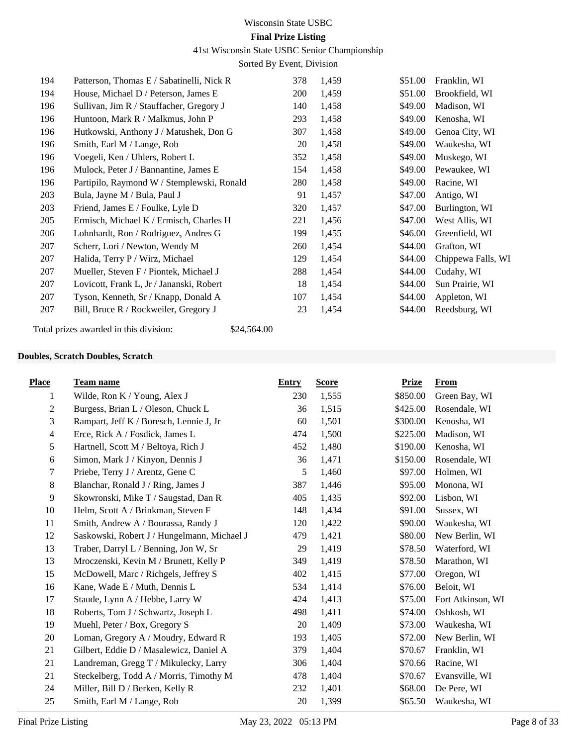Wisconsin State USBC

**Final Prize Listing**

41st Wisconsin State USBC Senior Championship

Sorted By Event, Division

| Place | Team name | Entry | Score | Prize | From |
|---|---|---|---|---|---|
| 194 | Patterson, Thomas E / Sabatinelli, Nick R | 378 | 1,459 | $51.00 | Franklin, WI |
| 194 | House, Michael D / Peterson, James E | 200 | 1,459 | $51.00 | Brookfield, WI |
| 196 | Sullivan, Jim R / Stauffacher, Gregory J | 140 | 1,458 | $49.00 | Madison, WI |
| 196 | Huntoon, Mark R / Malkmus, John P | 293 | 1,458 | $49.00 | Kenosha, WI |
| 196 | Hutkowski, Anthony J / Matushek, Don G | 307 | 1,458 | $49.00 | Genoa City, WI |
| 196 | Smith, Earl M / Lange, Rob | 20 | 1,458 | $49.00 | Waukesha, WI |
| 196 | Voegeli, Ken / Uhlers, Robert L | 352 | 1,458 | $49.00 | Muskego, WI |
| 196 | Mulock, Peter J / Bannantine, James E | 154 | 1,458 | $49.00 | Pewaukee, WI |
| 196 | Partipilo, Raymond W / Stemplewski, Ronald | 280 | 1,458 | $49.00 | Racine, WI |
| 203 | Bula, Jayne M / Bula, Paul J | 91 | 1,457 | $47.00 | Antigo, WI |
| 203 | Friend, James E / Foulke, Lyle D | 320 | 1,457 | $47.00 | Burlington, WI |
| 205 | Ermisch, Michael K / Ermisch, Charles H | 221 | 1,456 | $47.00 | West Allis, WI |
| 206 | Lohnhardt, Ron / Rodriguez, Andres G | 199 | 1,455 | $46.00 | Greenfield, WI |
| 207 | Scherr, Lori / Newton, Wendy M | 260 | 1,454 | $44.00 | Grafton, WI |
| 207 | Halida, Terry P / Wirz, Michael | 129 | 1,454 | $44.00 | Chippewa Falls, WI |
| 207 | Mueller, Steven F / Piontek, Michael J | 288 | 1,454 | $44.00 | Cudahy, WI |
| 207 | Lovicott, Frank L, Jr / Jananski, Robert | 18 | 1,454 | $44.00 | Sun Prairie, WI |
| 207 | Tyson, Kenneth, Sr / Knapp, Donald A | 107 | 1,454 | $44.00 | Appleton, WI |
| 207 | Bill, Bruce R / Rockweiler, Gregory J | 23 | 1,454 | $44.00 | Reedsburg, WI |

Total prizes awarded in this division: $24,564.00

**Doubles, Scratch Doubles, Scratch**

| Place | Team name | Entry | Score | Prize | From |
|---|---|---|---|---|---|
| 1 | Wilde, Ron K / Young, Alex J | 230 | 1,555 | $850.00 | Green Bay, WI |
| 2 | Burgess, Brian L / Oleson, Chuck L | 36 | 1,515 | $425.00 | Rosendale, WI |
| 3 | Rampart, Jeff K / Boresch, Lennie J, Jr | 60 | 1,501 | $300.00 | Kenosha, WI |
| 4 | Erce, Rick A / Fosdick, James L | 474 | 1,500 | $225.00 | Madison, WI |
| 5 | Hartnell, Scott M / Beltoya, Rich J | 452 | 1,480 | $190.00 | Kenosha, WI |
| 6 | Simon, Mark J / Kinyon, Dennis J | 36 | 1,471 | $150.00 | Rosendale, WI |
| 7 | Priebe, Terry J / Arentz, Gene C | 5 | 1,460 | $97.00 | Holmen, WI |
| 8 | Blanchar, Ronald J / Ring, James J | 387 | 1,446 | $95.00 | Monona, WI |
| 9 | Skowronski, Mike T / Saugstad, Dan R | 405 | 1,435 | $92.00 | Lisbon, WI |
| 10 | Helm, Scott A / Brinkman, Steven F | 148 | 1,434 | $91.00 | Sussex, WI |
| 11 | Smith, Andrew A / Bourassa, Randy J | 120 | 1,422 | $90.00 | Waukesha, WI |
| 12 | Saskowski, Robert J / Hungelmann, Michael J | 479 | 1,421 | $80.00 | New Berlin, WI |
| 13 | Traber, Darryl L / Benning, Jon W, Sr | 29 | 1,419 | $78.50 | Waterford, WI |
| 13 | Mroczenski, Kevin M / Brunett, Kelly P | 349 | 1,419 | $78.50 | Marathon, WI |
| 15 | McDowell, Marc / Richgels, Jeffrey S | 402 | 1,415 | $77.00 | Oregon, WI |
| 16 | Kane, Wade E / Muth, Dennis L | 534 | 1,414 | $76.00 | Beloit, WI |
| 17 | Staude, Lynn A / Hebbe, Larry W | 424 | 1,413 | $75.00 | Fort Atkinson, WI |
| 18 | Roberts, Tom J / Schwartz, Joseph L | 498 | 1,411 | $74.00 | Oshkosh, WI |
| 19 | Muehl, Peter / Box, Gregory S | 20 | 1,409 | $73.00 | Waukesha, WI |
| 20 | Loman, Gregory A / Moudry, Edward R | 193 | 1,405 | $72.00 | New Berlin, WI |
| 21 | Gilbert, Eddie D / Masalewicz, Daniel A | 379 | 1,404 | $70.67 | Franklin, WI |
| 21 | Landreman, Gregg T / Mikulecky, Larry | 306 | 1,404 | $70.66 | Racine, WI |
| 21 | Steckelberg, Todd A / Morris, Timothy M | 478 | 1,404 | $70.67 | Evansville, WI |
| 24 | Miller, Bill D / Berken, Kelly R | 232 | 1,401 | $68.00 | De Pere, WI |
| 25 | Smith, Earl M / Lange, Rob | 20 | 1,399 | $65.50 | Waukesha, WI |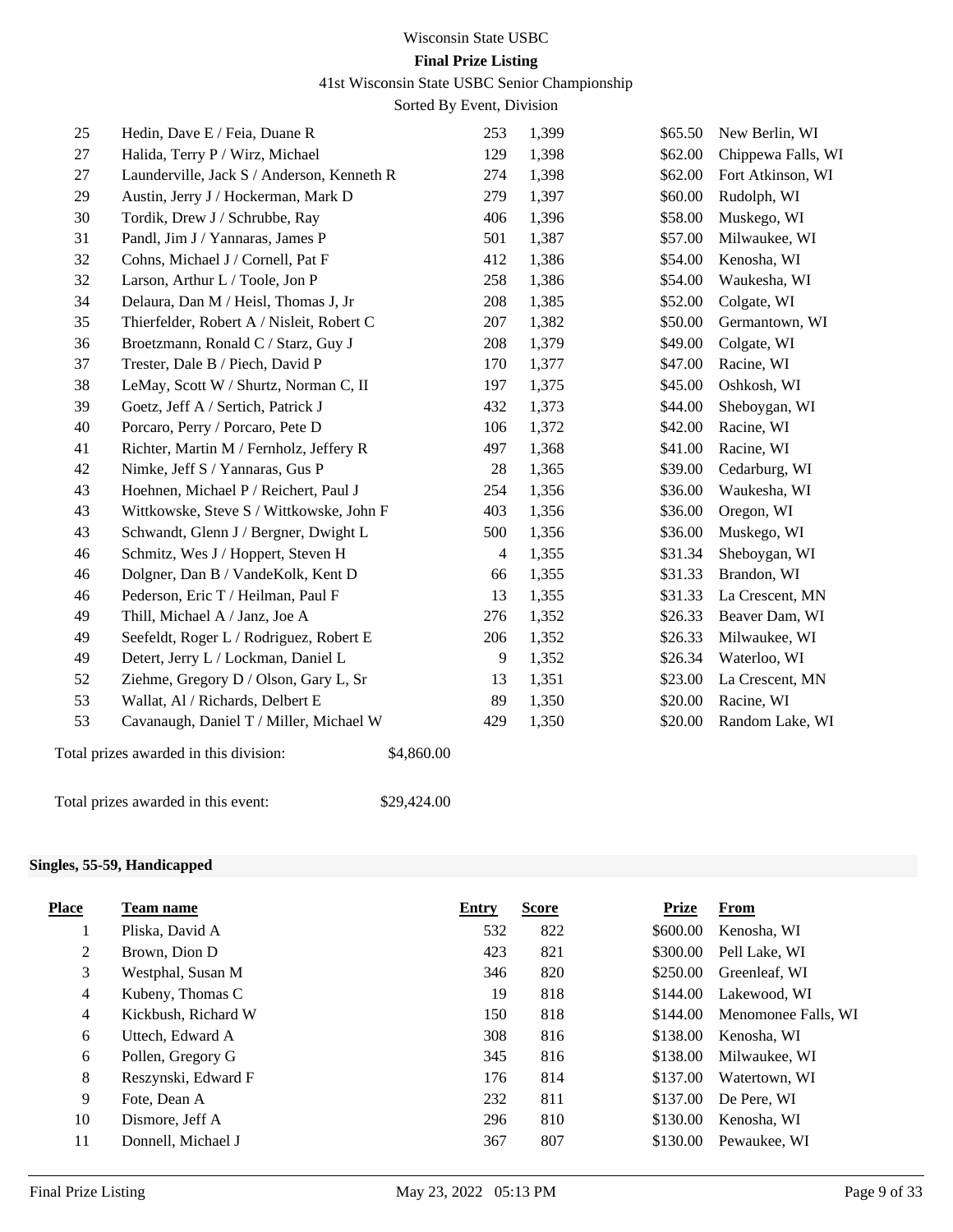| Place | Team name | Entry | Score | Prize | From |
|---|---|---|---|---|---|
| 25 | Hedin, Dave E / Feia, Duane R | 253 | 1,399 | $65.50 | New Berlin, WI |
| 27 | Halida, Terry P / Wirz, Michael | 129 | 1,398 | $62.00 | Chippewa Falls, WI |
| 27 | Launderville, Jack S / Anderson, Kenneth R | 274 | 1,398 | $62.00 | Fort Atkinson, WI |
| 29 | Austin, Jerry J / Hockerman, Mark D | 279 | 1,397 | $60.00 | Rudolph, WI |
| 30 | Tordik, Drew J / Schrubbe, Ray | 406 | 1,396 | $58.00 | Muskego, WI |
| 31 | Pandl, Jim J / Yannaras, James P | 501 | 1,387 | $57.00 | Milwaukee, WI |
| 32 | Cohns, Michael J / Cornell, Pat F | 412 | 1,386 | $54.00 | Kenosha, WI |
| 32 | Larson, Arthur L / Toole, Jon P | 258 | 1,386 | $54.00 | Waukesha, WI |
| 34 | Delaura, Dan M / Heisl, Thomas J, Jr | 208 | 1,385 | $52.00 | Colgate, WI |
| 35 | Thierfelder, Robert A / Nisleit, Robert C | 207 | 1,382 | $50.00 | Germantown, WI |
| 36 | Broetzmann, Ronald C / Starz, Guy J | 208 | 1,379 | $49.00 | Colgate, WI |
| 37 | Trester, Dale B / Piech, David P | 170 | 1,377 | $47.00 | Racine, WI |
| 38 | LeMay, Scott W / Shurtz, Norman C, II | 197 | 1,375 | $45.00 | Oshkosh, WI |
| 39 | Goetz, Jeff A / Sertich, Patrick J | 432 | 1,373 | $44.00 | Sheboygan, WI |
| 40 | Porcaro, Perry / Porcaro, Pete D | 106 | 1,372 | $42.00 | Racine, WI |
| 41 | Richter, Martin M / Fernholz, Jeffery R | 497 | 1,368 | $41.00 | Racine, WI |
| 42 | Nimke, Jeff S / Yannaras, Gus P | 28 | 1,365 | $39.00 | Cedarburg, WI |
| 43 | Hoehnen, Michael P / Reichert, Paul J | 254 | 1,356 | $36.00 | Waukesha, WI |
| 43 | Wittkowske, Steve S / Wittkowske, John F | 403 | 1,356 | $36.00 | Oregon, WI |
| 43 | Schwandt, Glenn J / Bergner, Dwight L | 500 | 1,356 | $36.00 | Muskego, WI |
| 46 | Schmitz, Wes J / Hoppert, Steven H | 4 | 1,355 | $31.34 | Sheboygan, WI |
| 46 | Dolgner, Dan B / VandeKolk, Kent D | 66 | 1,355 | $31.33 | Brandon, WI |
| 46 | Pederson, Eric T / Heilman, Paul F | 13 | 1,355 | $31.33 | La Crescent, MN |
| 49 | Thill, Michael A / Janz, Joe A | 276 | 1,352 | $26.33 | Beaver Dam, WI |
| 49 | Seefeldt, Roger L / Rodriguez, Robert E | 206 | 1,352 | $26.33 | Milwaukee, WI |
| 49 | Detert, Jerry L / Lockman, Daniel L | 9 | 1,352 | $26.34 | Waterloo, WI |
| 52 | Ziehme, Gregory D / Olson, Gary L, Sr | 13 | 1,351 | $23.00 | La Crescent, MN |
| 53 | Wallat, Al / Richards, Delbert E | 89 | 1,350 | $20.00 | Racine, WI |
| 53 | Cavanaugh, Daniel T / Miller, Michael W | 429 | 1,350 | $20.00 | Random Lake, WI |

Total prizes awarded in this division: $4,860.00

Total prizes awarded in this event: $29,424.00

**Singles, 55-59, Handicapped**

| Place | Team name | Entry | Score | Prize | From |
|---|---|---|---|---|---|
| 1 | Pliska, David A | 532 | 822 | $600.00 | Kenosha, WI |
| 2 | Brown, Dion D | 423 | 821 | $300.00 | Pell Lake, WI |
| 3 | Westphal, Susan M | 346 | 820 | $250.00 | Greenleaf, WI |
| 4 | Kubeny, Thomas C | 19 | 818 | $144.00 | Lakewood, WI |
| 4 | Kickbush, Richard W | 150 | 818 | $144.00 | Menomonee Falls, WI |
| 6 | Uttech, Edward A | 308 | 816 | $138.00 | Kenosha, WI |
| 6 | Pollen, Gregory G | 345 | 816 | $138.00 | Milwaukee, WI |
| 8 | Reszynski, Edward F | 176 | 814 | $137.00 | Watertown, WI |
| 9 | Fote, Dean A | 232 | 811 | $137.00 | De Pere, WI |
| 10 | Dismore, Jeff A | 296 | 810 | $130.00 | Kenosha, WI |
| 11 | Donnell, Michael J | 367 | 807 | $130.00 | Pewaukee, WI |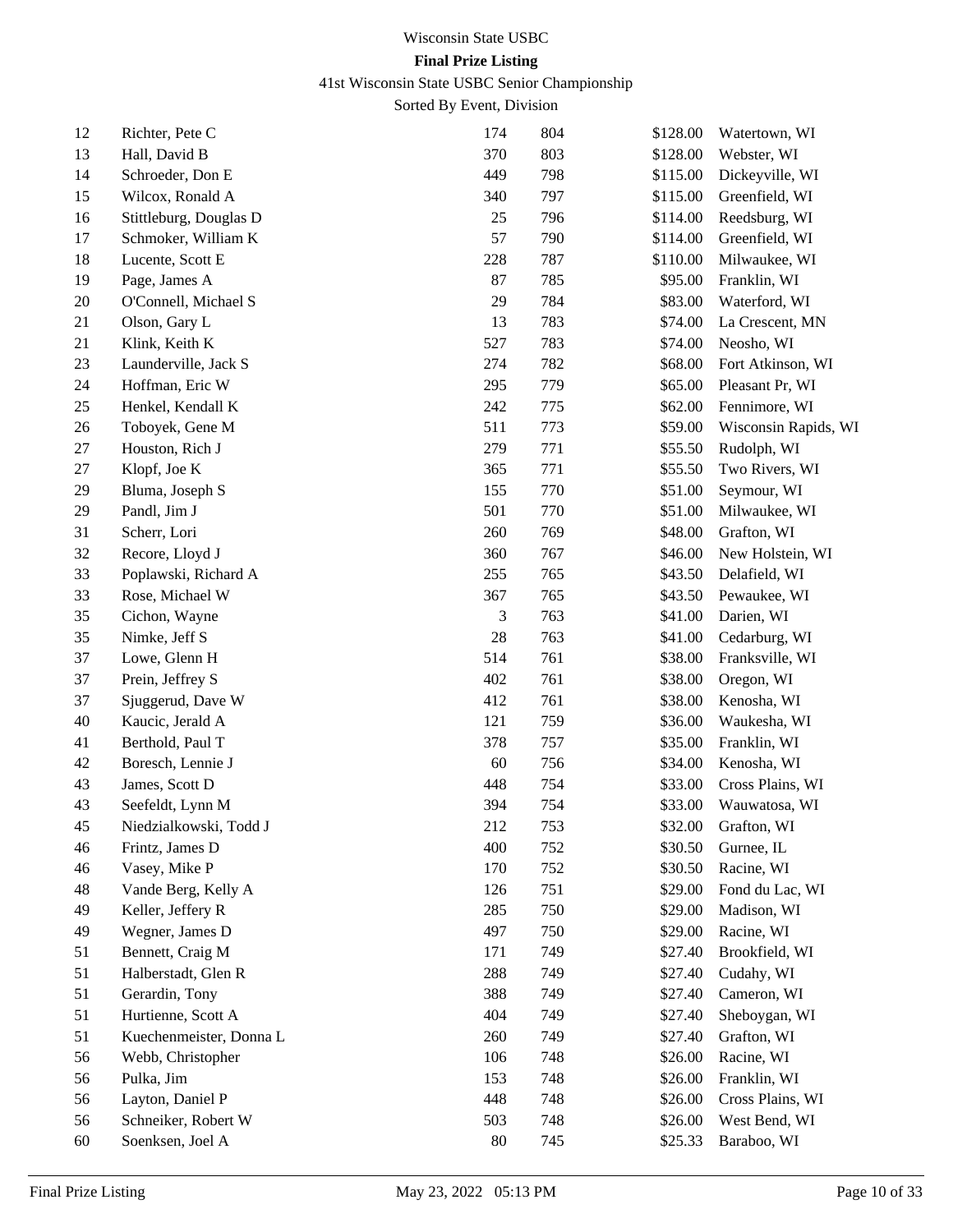Wisconsin State USBC

**Final Prize Listing**

41st Wisconsin State USBC Senior Championship

Sorted By Event, Division

| | | | | | |
|---|---|---|---|---|---|
| 12 | Richter, Pete C | 174 | 804 | $128.00 | Watertown, WI |
| 13 | Hall, David B | 370 | 803 | $128.00 | Webster, WI |
| 14 | Schroeder, Don E | 449 | 798 | $115.00 | Dickeyville, WI |
| 15 | Wilcox, Ronald A | 340 | 797 | $115.00 | Greenfield, WI |
| 16 | Stittleburg, Douglas D | 25 | 796 | $114.00 | Reedsburg, WI |
| 17 | Schmoker, William K | 57 | 790 | $114.00 | Greenfield, WI |
| 18 | Lucente, Scott E | 228 | 787 | $110.00 | Milwaukee, WI |
| 19 | Page, James A | 87 | 785 | $95.00 | Franklin, WI |
| 20 | O'Connell, Michael S | 29 | 784 | $83.00 | Waterford, WI |
| 21 | Olson, Gary L | 13 | 783 | $74.00 | La Crescent, MN |
| 21 | Klink, Keith K | 527 | 783 | $74.00 | Neosho, WI |
| 23 | Launderville, Jack S | 274 | 782 | $68.00 | Fort Atkinson, WI |
| 24 | Hoffman, Eric W | 295 | 779 | $65.00 | Pleasant Pr, WI |
| 25 | Henkel, Kendall K | 242 | 775 | $62.00 | Fennimore, WI |
| 26 | Toboyek, Gene M | 511 | 773 | $59.00 | Wisconsin Rapids, WI |
| 27 | Houston, Rich J | 279 | 771 | $55.50 | Rudolph, WI |
| 27 | Klopf, Joe K | 365 | 771 | $55.50 | Two Rivers, WI |
| 29 | Bluma, Joseph S | 155 | 770 | $51.00 | Seymour, WI |
| 29 | Pandl, Jim J | 501 | 770 | $51.00 | Milwaukee, WI |
| 31 | Scherr, Lori | 260 | 769 | $48.00 | Grafton, WI |
| 32 | Recore, Lloyd J | 360 | 767 | $46.00 | New Holstein, WI |
| 33 | Poplawski, Richard A | 255 | 765 | $43.50 | Delafield, WI |
| 33 | Rose, Michael W | 367 | 765 | $43.50 | Pewaukee, WI |
| 35 | Cichon, Wayne | 3 | 763 | $41.00 | Darien, WI |
| 35 | Nimke, Jeff S | 28 | 763 | $41.00 | Cedarburg, WI |
| 37 | Lowe, Glenn H | 514 | 761 | $38.00 | Franksville, WI |
| 37 | Prein, Jeffrey S | 402 | 761 | $38.00 | Oregon, WI |
| 37 | Sjuggerud, Dave W | 412 | 761 | $38.00 | Kenosha, WI |
| 40 | Kaucic, Jerald A | 121 | 759 | $36.00 | Waukesha, WI |
| 41 | Berthold, Paul T | 378 | 757 | $35.00 | Franklin, WI |
| 42 | Boresch, Lennie J | 60 | 756 | $34.00 | Kenosha, WI |
| 43 | James, Scott D | 448 | 754 | $33.00 | Cross Plains, WI |
| 43 | Seefeldt, Lynn M | 394 | 754 | $33.00 | Wauwatosa, WI |
| 45 | Niedzialkowski, Todd J | 212 | 753 | $32.00 | Grafton, WI |
| 46 | Frintz, James D | 400 | 752 | $30.50 | Gurnee, IL |
| 46 | Vasey, Mike P | 170 | 752 | $30.50 | Racine, WI |
| 48 | Vande Berg, Kelly A | 126 | 751 | $29.00 | Fond du Lac, WI |
| 49 | Keller, Jeffery R | 285 | 750 | $29.00 | Madison, WI |
| 49 | Wegner, James D | 497 | 750 | $29.00 | Racine, WI |
| 51 | Bennett, Craig M | 171 | 749 | $27.40 | Brookfield, WI |
| 51 | Halberstadt, Glen R | 288 | 749 | $27.40 | Cudahy, WI |
| 51 | Gerardin, Tony | 388 | 749 | $27.40 | Cameron, WI |
| 51 | Hurtienne, Scott A | 404 | 749 | $27.40 | Sheboygan, WI |
| 51 | Kuechenmeister, Donna L | 260 | 749 | $27.40 | Grafton, WI |
| 56 | Webb, Christopher | 106 | 748 | $26.00 | Racine, WI |
| 56 | Pulka, Jim | 153 | 748 | $26.00 | Franklin, WI |
| 56 | Layton, Daniel P | 448 | 748 | $26.00 | Cross Plains, WI |
| 56 | Schneiker, Robert W | 503 | 748 | $26.00 | West Bend, WI |
| 60 | Soenksen, Joel A | 80 | 745 | $25.33 | Baraboo, WI |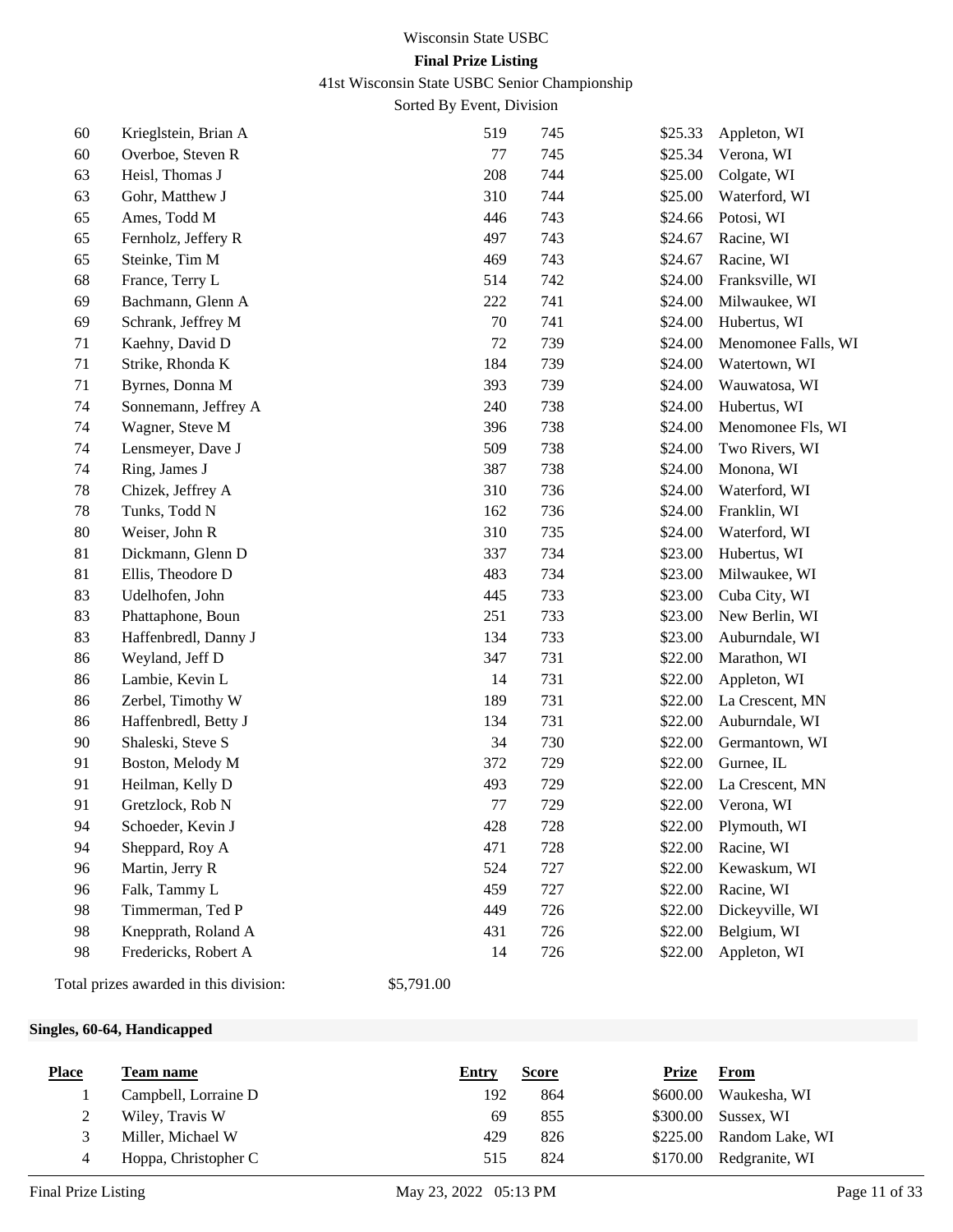| Place | Team name | Entry | Score | Prize | From |
|---|---|---|---|---|---|
| 60 | Krieglstein, Brian A | 519 | 745 | $25.33 | Appleton, WI |
| 60 | Overboe, Steven R | 77 | 745 | $25.34 | Verona, WI |
| 63 | Heisl, Thomas J | 208 | 744 | $25.00 | Colgate, WI |
| 63 | Gohr, Matthew J | 310 | 744 | $25.00 | Waterford, WI |
| 65 | Ames, Todd M | 446 | 743 | $24.66 | Potosi, WI |
| 65 | Fernholz, Jeffery R | 497 | 743 | $24.67 | Racine, WI |
| 65 | Steinke, Tim M | 469 | 743 | $24.67 | Racine, WI |
| 68 | France, Terry L | 514 | 742 | $24.00 | Franksville, WI |
| 69 | Bachmann, Glenn A | 222 | 741 | $24.00 | Milwaukee, WI |
| 69 | Schrank, Jeffrey M | 70 | 741 | $24.00 | Hubertus, WI |
| 71 | Kaehny, David D | 72 | 739 | $24.00 | Menomonee Falls, WI |
| 71 | Strike, Rhonda K | 184 | 739 | $24.00 | Watertown, WI |
| 71 | Byrnes, Donna M | 393 | 739 | $24.00 | Wauwatosa, WI |
| 74 | Sonnemann, Jeffrey A | 240 | 738 | $24.00 | Hubertus, WI |
| 74 | Wagner, Steve M | 396 | 738 | $24.00 | Menomonee Fls, WI |
| 74 | Lensmeyer, Dave J | 509 | 738 | $24.00 | Two Rivers, WI |
| 74 | Ring, James J | 387 | 738 | $24.00 | Monona, WI |
| 78 | Chizek, Jeffrey A | 310 | 736 | $24.00 | Waterford, WI |
| 78 | Tunks, Todd N | 162 | 736 | $24.00 | Franklin, WI |
| 80 | Weiser, John R | 310 | 735 | $24.00 | Waterford, WI |
| 81 | Dickmann, Glenn D | 337 | 734 | $23.00 | Hubertus, WI |
| 81 | Ellis, Theodore D | 483 | 734 | $23.00 | Milwaukee, WI |
| 83 | Udelhofen, John | 445 | 733 | $23.00 | Cuba City, WI |
| 83 | Phattaphone, Boun | 251 | 733 | $23.00 | New Berlin, WI |
| 83 | Haffenbredl, Danny J | 134 | 733 | $23.00 | Auburndale, WI |
| 86 | Weyland, Jeff D | 347 | 731 | $22.00 | Marathon, WI |
| 86 | Lambie, Kevin L | 14 | 731 | $22.00 | Appleton, WI |
| 86 | Zerbel, Timothy W | 189 | 731 | $22.00 | La Crescent, MN |
| 86 | Haffenbredl, Betty J | 134 | 731 | $22.00 | Auburndale, WI |
| 90 | Shaleski, Steve S | 34 | 730 | $22.00 | Germantown, WI |
| 91 | Boston, Melody M | 372 | 729 | $22.00 | Gurnee, IL |
| 91 | Heilman, Kelly D | 493 | 729 | $22.00 | La Crescent, MN |
| 91 | Gretzlock, Rob N | 77 | 729 | $22.00 | Verona, WI |
| 94 | Schoeder, Kevin J | 428 | 728 | $22.00 | Plymouth, WI |
| 94 | Sheppard, Roy A | 471 | 728 | $22.00 | Racine, WI |
| 96 | Martin, Jerry R | 524 | 727 | $22.00 | Kewaskum, WI |
| 96 | Falk, Tammy L | 459 | 727 | $22.00 | Racine, WI |
| 98 | Timmerman, Ted P | 449 | 726 | $22.00 | Dickeyville, WI |
| 98 | Knepprath, Roland A | 431 | 726 | $22.00 | Belgium, WI |
| 98 | Fredericks, Robert A | 14 | 726 | $22.00 | Appleton, WI |

Total prizes awarded in this division: $5,791.00

## Singles, 60-64, Handicapped

| Place | Team name | Entry | Score | Prize | From |
|---|---|---|---|---|---|
| 1 | Campbell, Lorraine D | 192 | 864 | $600.00 | Waukesha, WI |
| 2 | Wiley, Travis W | 69 | 855 | $300.00 | Sussex, WI |
| 3 | Miller, Michael W | 429 | 826 | $225.00 | Random Lake, WI |
| 4 | Hoppa, Christopher C | 515 | 824 | $170.00 | Redgranite, WI |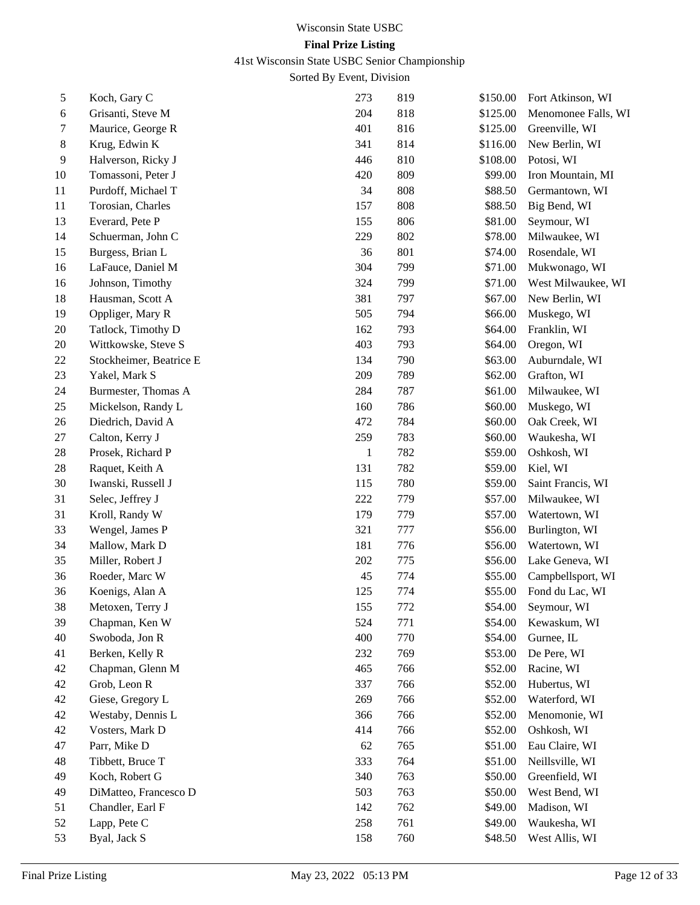# Wisconsin State USBC

**Final Prize Listing**

41st Wisconsin State USBC Senior Championship

Sorted By Event, Division

| | | | | | |
|---|---|---|---|---|---|
| 5 | Koch, Gary C | 273 | 819 | $150.00 | Fort Atkinson, WI |
| 6 | Grisanti, Steve M | 204 | 818 | $125.00 | Menomonee Falls, WI |
| 7 | Maurice, George R | 401 | 816 | $125.00 | Greenville, WI |
| 8 | Krug, Edwin K | 341 | 814 | $116.00 | New Berlin, WI |
| 9 | Halverson, Ricky J | 446 | 810 | $108.00 | Potosi, WI |
| 10 | Tomassoni, Peter J | 420 | 809 | $99.00 | Iron Mountain, MI |
| 11 | Purdoff, Michael T | 34 | 808 | $88.50 | Germantown, WI |
| 11 | Torosian, Charles | 157 | 808 | $88.50 | Big Bend, WI |
| 13 | Everard, Pete P | 155 | 806 | $81.00 | Seymour, WI |
| 14 | Schuerman, John C | 229 | 802 | $78.00 | Milwaukee, WI |
| 15 | Burgess, Brian L | 36 | 801 | $74.00 | Rosendale, WI |
| 16 | LaFauce, Daniel M | 304 | 799 | $71.00 | Mukwonago, WI |
| 16 | Johnson, Timothy | 324 | 799 | $71.00 | West Milwaukee, WI |
| 18 | Hausman, Scott A | 381 | 797 | $67.00 | New Berlin, WI |
| 19 | Oppliger, Mary R | 505 | 794 | $66.00 | Muskego, WI |
| 20 | Tatlock, Timothy D | 162 | 793 | $64.00 | Franklin, WI |
| 20 | Wittkowske, Steve S | 403 | 793 | $64.00 | Oregon, WI |
| 22 | Stockheimer, Beatrice E | 134 | 790 | $63.00 | Auburndale, WI |
| 23 | Yakel, Mark S | 209 | 789 | $62.00 | Grafton, WI |
| 24 | Burmester, Thomas A | 284 | 787 | $61.00 | Milwaukee, WI |
| 25 | Mickelson, Randy L | 160 | 786 | $60.00 | Muskego, WI |
| 26 | Diedrich, David A | 472 | 784 | $60.00 | Oak Creek, WI |
| 27 | Calton, Kerry J | 259 | 783 | $60.00 | Waukesha, WI |
| 28 | Prosek, Richard P | 1 | 782 | $59.00 | Oshkosh, WI |
| 28 | Raquet, Keith A | 131 | 782 | $59.00 | Kiel, WI |
| 30 | Iwanski, Russell J | 115 | 780 | $59.00 | Saint Francis, WI |
| 31 | Selec, Jeffrey J | 222 | 779 | $57.00 | Milwaukee, WI |
| 31 | Kroll, Randy W | 179 | 779 | $57.00 | Watertown, WI |
| 33 | Wengel, James P | 321 | 777 | $56.00 | Burlington, WI |
| 34 | Mallow, Mark D | 181 | 776 | $56.00 | Watertown, WI |
| 35 | Miller, Robert J | 202 | 775 | $56.00 | Lake Geneva, WI |
| 36 | Roeder, Marc W | 45 | 774 | $55.00 | Campbellsport, WI |
| 36 | Koenigs, Alan A | 125 | 774 | $55.00 | Fond du Lac, WI |
| 38 | Metoxen, Terry J | 155 | 772 | $54.00 | Seymour, WI |
| 39 | Chapman, Ken W | 524 | 771 | $54.00 | Kewaskum, WI |
| 40 | Swoboda, Jon R | 400 | 770 | $54.00 | Gurnee, IL |
| 41 | Berken, Kelly R | 232 | 769 | $53.00 | De Pere, WI |
| 42 | Chapman, Glenn M | 465 | 766 | $52.00 | Racine, WI |
| 42 | Grob, Leon R | 337 | 766 | $52.00 | Hubertus, WI |
| 42 | Giese, Gregory L | 269 | 766 | $52.00 | Waterford, WI |
| 42 | Westaby, Dennis L | 366 | 766 | $52.00 | Menomonie, WI |
| 42 | Vosters, Mark D | 414 | 766 | $52.00 | Oshkosh, WI |
| 47 | Parr, Mike D | 62 | 765 | $51.00 | Eau Claire, WI |
| 48 | Tibbett, Bruce T | 333 | 764 | $51.00 | Neillsville, WI |
| 49 | Koch, Robert G | 340 | 763 | $50.00 | Greenfield, WI |
| 49 | DiMatteo, Francesco D | 503 | 763 | $50.00 | West Bend, WI |
| 51 | Chandler, Earl F | 142 | 762 | $49.00 | Madison, WI |
| 52 | Lapp, Pete C | 258 | 761 | $49.00 | Waukesha, WI |
| 53 | Byal, Jack S | 158 | 760 | $48.50 | West Allis, WI |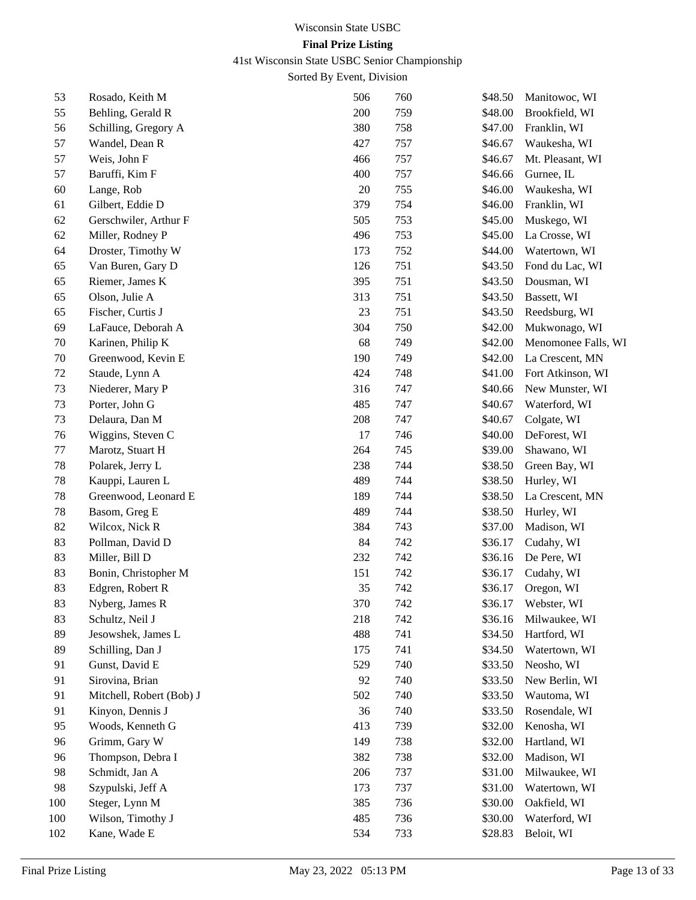Wisconsin State USBC

**Final Prize Listing**

41st Wisconsin State USBC Senior Championship

Sorted By Event, Division

| | | | | | |
|---|---|---|---|---|---|
| 53 | Rosado, Keith M | 506 | 760 | $48.50 | Manitowoc, WI |
| 55 | Behling, Gerald R | 200 | 759 | $48.00 | Brookfield, WI |
| 56 | Schilling, Gregory A | 380 | 758 | $47.00 | Franklin, WI |
| 57 | Wandel, Dean R | 427 | 757 | $46.67 | Waukesha, WI |
| 57 | Weis, John F | 466 | 757 | $46.67 | Mt. Pleasant, WI |
| 57 | Baruffi, Kim F | 400 | 757 | $46.66 | Gurnee, IL |
| 60 | Lange, Rob | 20 | 755 | $46.00 | Waukesha, WI |
| 61 | Gilbert, Eddie D | 379 | 754 | $46.00 | Franklin, WI |
| 62 | Gerschwiler, Arthur F | 505 | 753 | $45.00 | Muskego, WI |
| 62 | Miller, Rodney P | 496 | 753 | $45.00 | La Crosse, WI |
| 64 | Droster, Timothy W | 173 | 752 | $44.00 | Watertown, WI |
| 65 | Van Buren, Gary D | 126 | 751 | $43.50 | Fond du Lac, WI |
| 65 | Riemer, James K | 395 | 751 | $43.50 | Dousman, WI |
| 65 | Olson, Julie A | 313 | 751 | $43.50 | Bassett, WI |
| 65 | Fischer, Curtis J | 23 | 751 | $43.50 | Reedsburg, WI |
| 69 | LaFauce, Deborah A | 304 | 750 | $42.00 | Mukwonago, WI |
| 70 | Karinen, Philip K | 68 | 749 | $42.00 | Menomonee Falls, WI |
| 70 | Greenwood, Kevin E | 190 | 749 | $42.00 | La Crescent, MN |
| 72 | Staude, Lynn A | 424 | 748 | $41.00 | Fort Atkinson, WI |
| 73 | Niederer, Mary P | 316 | 747 | $40.66 | New Munster, WI |
| 73 | Porter, John G | 485 | 747 | $40.67 | Waterford, WI |
| 73 | Delaura, Dan M | 208 | 747 | $40.67 | Colgate, WI |
| 76 | Wiggins, Steven C | 17 | 746 | $40.00 | DeForest, WI |
| 77 | Marotz, Stuart H | 264 | 745 | $39.00 | Shawano, WI |
| 78 | Polarek, Jerry L | 238 | 744 | $38.50 | Green Bay, WI |
| 78 | Kauppi, Lauren L | 489 | 744 | $38.50 | Hurley, WI |
| 78 | Greenwood, Leonard E | 189 | 744 | $38.50 | La Crescent, MN |
| 78 | Basom, Greg E | 489 | 744 | $38.50 | Hurley, WI |
| 82 | Wilcox, Nick R | 384 | 743 | $37.00 | Madison, WI |
| 83 | Pollman, David D | 84 | 742 | $36.17 | Cudahy, WI |
| 83 | Miller, Bill D | 232 | 742 | $36.16 | De Pere, WI |
| 83 | Bonin, Christopher M | 151 | 742 | $36.17 | Cudahy, WI |
| 83 | Edgren, Robert R | 35 | 742 | $36.17 | Oregon, WI |
| 83 | Nyberg, James R | 370 | 742 | $36.17 | Webster, WI |
| 83 | Schultz, Neil J | 218 | 742 | $36.16 | Milwaukee, WI |
| 89 | Jesowshek, James L | 488 | 741 | $34.50 | Hartford, WI |
| 89 | Schilling, Dan J | 175 | 741 | $34.50 | Watertown, WI |
| 91 | Gunst, David E | 529 | 740 | $33.50 | Neosho, WI |
| 91 | Sirovina, Brian | 92 | 740 | $33.50 | New Berlin, WI |
| 91 | Mitchell, Robert (Bob) J | 502 | 740 | $33.50 | Wautoma, WI |
| 91 | Kinyon, Dennis J | 36 | 740 | $33.50 | Rosendale, WI |
| 95 | Woods, Kenneth G | 413 | 739 | $32.00 | Kenosha, WI |
| 96 | Grimm, Gary W | 149 | 738 | $32.00 | Hartland, WI |
| 96 | Thompson, Debra I | 382 | 738 | $32.00 | Madison, WI |
| 98 | Schmidt, Jan A | 206 | 737 | $31.00 | Milwaukee, WI |
| 98 | Szypulski, Jeff A | 173 | 737 | $31.00 | Watertown, WI |
| 100 | Steger, Lynn M | 385 | 736 | $30.00 | Oakfield, WI |
| 100 | Wilson, Timothy J | 485 | 736 | $30.00 | Waterford, WI |
| 102 | Kane, Wade E | 534 | 733 | $28.83 | Beloit, WI |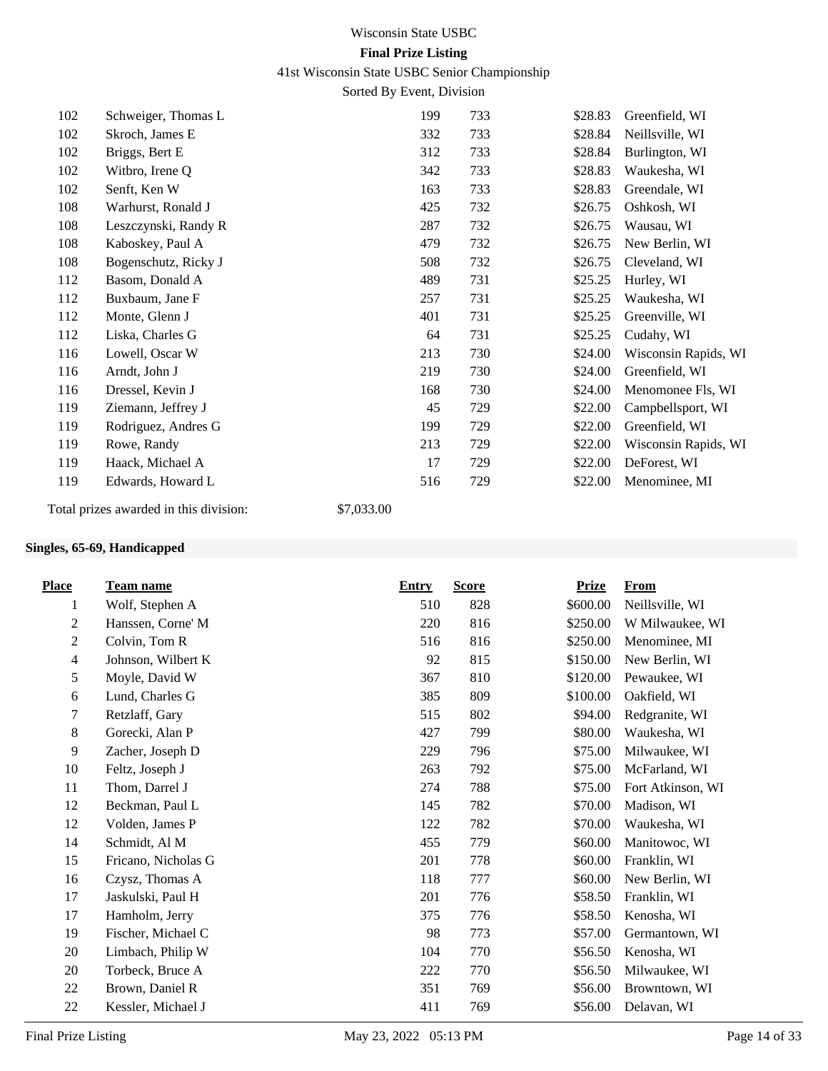Wisconsin State USBC

**Final Prize Listing**

41st Wisconsin State USBC Senior Championship

Sorted By Event, Division

| Place | Team name | Entry | Score | Prize | From |
|---|---|---|---|---|---|
| 102 | Schweiger, Thomas L | 199 | 733 | $28.83 | Greenfield, WI |
| 102 | Skroch, James E | 332 | 733 | $28.84 | Neillsville, WI |
| 102 | Briggs, Bert E | 312 | 733 | $28.84 | Burlington, WI |
| 102 | Witbro, Irene Q | 342 | 733 | $28.83 | Waukesha, WI |
| 102 | Senft, Ken W | 163 | 733 | $28.83 | Greendale, WI |
| 108 | Warhurst, Ronald J | 425 | 732 | $26.75 | Oshkosh, WI |
| 108 | Leszczynski, Randy R | 287 | 732 | $26.75 | Wausau, WI |
| 108 | Kaboskey, Paul A | 479 | 732 | $26.75 | New Berlin, WI |
| 108 | Bogenschutz, Ricky J | 508 | 732 | $26.75 | Cleveland, WI |
| 112 | Basom, Donald A | 489 | 731 | $25.25 | Hurley, WI |
| 112 | Buxbaum, Jane F | 257 | 731 | $25.25 | Waukesha, WI |
| 112 | Monte, Glenn J | 401 | 731 | $25.25 | Greenville, WI |
| 112 | Liska, Charles G | 64 | 731 | $25.25 | Cudahy, WI |
| 116 | Lowell, Oscar W | 213 | 730 | $24.00 | Wisconsin Rapids, WI |
| 116 | Arndt, John J | 219 | 730 | $24.00 | Greenfield, WI |
| 116 | Dressel, Kevin J | 168 | 730 | $24.00 | Menomonee Fls, WI |
| 119 | Ziemann, Jeffrey J | 45 | 729 | $22.00 | Campbellsport, WI |
| 119 | Rodriguez, Andres G | 199 | 729 | $22.00 | Greenfield, WI |
| 119 | Rowe, Randy | 213 | 729 | $22.00 | Wisconsin Rapids, WI |
| 119 | Haack, Michael A | 17 | 729 | $22.00 | DeForest, WI |
| 119 | Edwards, Howard L | 516 | 729 | $22.00 | Menominee, MI |

Total prizes awarded in this division: $7,033.00

**Singles, 65-69, Handicapped**

| Place | Team name | Entry | Score | Prize | From |
|---|---|---|---|---|---|
| 1 | Wolf, Stephen A | 510 | 828 | $600.00 | Neillsville, WI |
| 2 | Hanssen, Corne' M | 220 | 816 | $250.00 | W Milwaukee, WI |
| 2 | Colvin, Tom R | 516 | 816 | $250.00 | Menominee, MI |
| 4 | Johnson, Wilbert K | 92 | 815 | $150.00 | New Berlin, WI |
| 5 | Moyle, David W | 367 | 810 | $120.00 | Pewaukee, WI |
| 6 | Lund, Charles G | 385 | 809 | $100.00 | Oakfield, WI |
| 7 | Retzlaff, Gary | 515 | 802 | $94.00 | Redgranite, WI |
| 8 | Gorecki, Alan P | 427 | 799 | $80.00 | Waukesha, WI |
| 9 | Zacher, Joseph D | 229 | 796 | $75.00 | Milwaukee, WI |
| 10 | Feltz, Joseph J | 263 | 792 | $75.00 | McFarland, WI |
| 11 | Thom, Darrel J | 274 | 788 | $75.00 | Fort Atkinson, WI |
| 12 | Beckman, Paul L | 145 | 782 | $70.00 | Madison, WI |
| 12 | Volden, James P | 122 | 782 | $70.00 | Waukesha, WI |
| 14 | Schmidt, Al M | 455 | 779 | $60.00 | Manitowoc, WI |
| 15 | Fricano, Nicholas G | 201 | 778 | $60.00 | Franklin, WI |
| 16 | Czysz, Thomas A | 118 | 777 | $60.00 | New Berlin, WI |
| 17 | Jaskulski, Paul H | 201 | 776 | $58.50 | Franklin, WI |
| 17 | Hamholm, Jerry | 375 | 776 | $58.50 | Kenosha, WI |
| 19 | Fischer, Michael C | 98 | 773 | $57.00 | Germantown, WI |
| 20 | Limbach, Philip W | 104 | 770 | $56.50 | Kenosha, WI |
| 20 | Torbeck, Bruce A | 222 | 770 | $56.50 | Milwaukee, WI |
| 22 | Brown, Daniel R | 351 | 769 | $56.00 | Browntown, WI |
| 22 | Kessler, Michael J | 411 | 769 | $56.00 | Delavan, WI |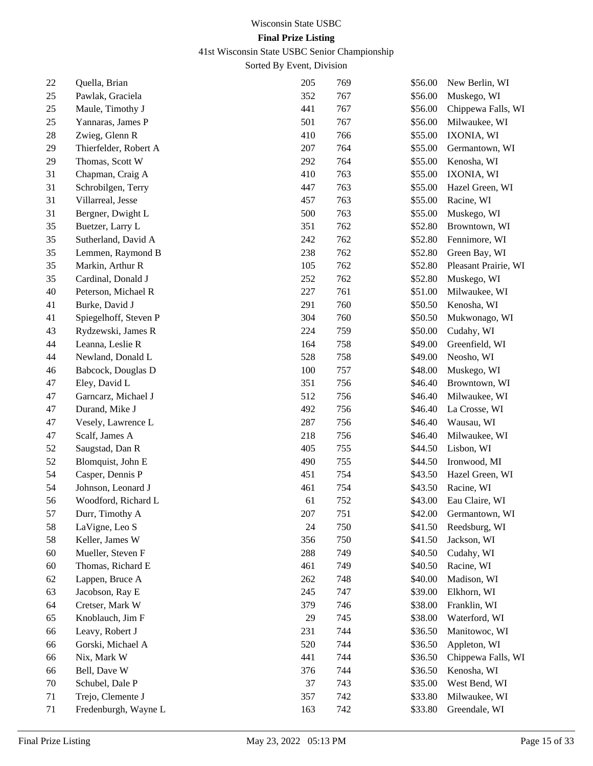# Wisconsin State USBC

**Final Prize Listing**

41st Wisconsin State USBC Senior Championship

Sorted By Event, Division

| | | | | | |
|---|---|---|---|---|---|
| 22 | Quella, Brian | 205 | 769 | $56.00 | New Berlin, WI |
| 25 | Pawlak, Graciela | 352 | 767 | $56.00 | Muskego, WI |
| 25 | Maule, Timothy J | 441 | 767 | $56.00 | Chippewa Falls, WI |
| 25 | Yannaras, James P | 501 | 767 | $56.00 | Milwaukee, WI |
| 28 | Zwieg, Glenn R | 410 | 766 | $55.00 | IXONIA, WI |
| 29 | Thierfelder, Robert A | 207 | 764 | $55.00 | Germantown, WI |
| 29 | Thomas, Scott W | 292 | 764 | $55.00 | Kenosha, WI |
| 31 | Chapman, Craig A | 410 | 763 | $55.00 | IXONIA, WI |
| 31 | Schrobilgen, Terry | 447 | 763 | $55.00 | Hazel Green, WI |
| 31 | Villarreal, Jesse | 457 | 763 | $55.00 | Racine, WI |
| 31 | Bergner, Dwight L | 500 | 763 | $55.00 | Muskego, WI |
| 35 | Buetzer, Larry L | 351 | 762 | $52.80 | Browntown, WI |
| 35 | Sutherland, David A | 242 | 762 | $52.80 | Fennimore, WI |
| 35 | Lemmen, Raymond B | 238 | 762 | $52.80 | Green Bay, WI |
| 35 | Markin, Arthur R | 105 | 762 | $52.80 | Pleasant Prairie, WI |
| 35 | Cardinal, Donald J | 252 | 762 | $52.80 | Muskego, WI |
| 40 | Peterson, Michael R | 227 | 761 | $51.00 | Milwaukee, WI |
| 41 | Burke, David J | 291 | 760 | $50.50 | Kenosha, WI |
| 41 | Spiegelhoff, Steven P | 304 | 760 | $50.50 | Mukwonago, WI |
| 43 | Rydzewski, James R | 224 | 759 | $50.00 | Cudahy, WI |
| 44 | Leanna, Leslie R | 164 | 758 | $49.00 | Greenfield, WI |
| 44 | Newland, Donald L | 528 | 758 | $49.00 | Neosho, WI |
| 46 | Babcock, Douglas D | 100 | 757 | $48.00 | Muskego, WI |
| 47 | Eley, David L | 351 | 756 | $46.40 | Browntown, WI |
| 47 | Garncarz, Michael J | 512 | 756 | $46.40 | Milwaukee, WI |
| 47 | Durand, Mike J | 492 | 756 | $46.40 | La Crosse, WI |
| 47 | Vesely, Lawrence L | 287 | 756 | $46.40 | Wausau, WI |
| 47 | Scalf, James A | 218 | 756 | $46.40 | Milwaukee, WI |
| 52 | Saugstad, Dan R | 405 | 755 | $44.50 | Lisbon, WI |
| 52 | Blomquist, John E | 490 | 755 | $44.50 | Ironwood, MI |
| 54 | Casper, Dennis P | 451 | 754 | $43.50 | Hazel Green, WI |
| 54 | Johnson, Leonard J | 461 | 754 | $43.50 | Racine, WI |
| 56 | Woodford, Richard L | 61 | 752 | $43.00 | Eau Claire, WI |
| 57 | Durr, Timothy A | 207 | 751 | $42.00 | Germantown, WI |
| 58 | LaVigne, Leo S | 24 | 750 | $41.50 | Reedsburg, WI |
| 58 | Keller, James W | 356 | 750 | $41.50 | Jackson, WI |
| 60 | Mueller, Steven F | 288 | 749 | $40.50 | Cudahy, WI |
| 60 | Thomas, Richard E | 461 | 749 | $40.50 | Racine, WI |
| 62 | Lappen, Bruce A | 262 | 748 | $40.00 | Madison, WI |
| 63 | Jacobson, Ray E | 245 | 747 | $39.00 | Elkhorn, WI |
| 64 | Cretser, Mark W | 379 | 746 | $38.00 | Franklin, WI |
| 65 | Knoblauch, Jim F | 29 | 745 | $38.00 | Waterford, WI |
| 66 | Leavy, Robert J | 231 | 744 | $36.50 | Manitowoc, WI |
| 66 | Gorski, Michael A | 520 | 744 | $36.50 | Appleton, WI |
| 66 | Nix, Mark W | 441 | 744 | $36.50 | Chippewa Falls, WI |
| 66 | Bell, Dave W | 376 | 744 | $36.50 | Kenosha, WI |
| 70 | Schubel, Dale P | 37 | 743 | $35.00 | West Bend, WI |
| 71 | Trejo, Clemente J | 357 | 742 | $33.80 | Milwaukee, WI |
| 71 | Fredenburgh, Wayne L | 163 | 742 | $33.80 | Greendale, WI |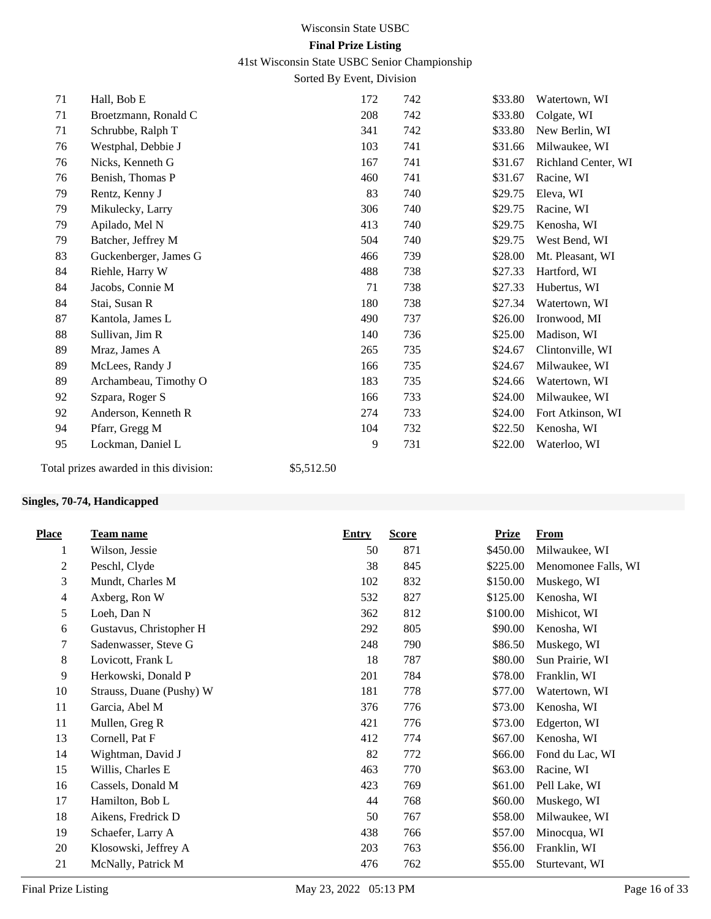| Place | Team name | Entry | Score | Prize | From |
|---|---|---|---|---|---|
| 71 | Hall, Bob E | 172 | 742 | $33.80 | Watertown, WI |
| 71 | Broetzmann, Ronald C | 208 | 742 | $33.80 | Colgate, WI |
| 71 | Schrubbe, Ralph T | 341 | 742 | $33.80 | New Berlin, WI |
| 76 | Westphal, Debbie J | 103 | 741 | $31.66 | Milwaukee, WI |
| 76 | Nicks, Kenneth G | 167 | 741 | $31.67 | Richland Center, WI |
| 76 | Benish, Thomas P | 460 | 741 | $31.67 | Racine, WI |
| 79 | Rentz, Kenny J | 83 | 740 | $29.75 | Eleva, WI |
| 79 | Mikulecky, Larry | 306 | 740 | $29.75 | Racine, WI |
| 79 | Apilado, Mel N | 413 | 740 | $29.75 | Kenosha, WI |
| 79 | Batcher, Jeffrey M | 504 | 740 | $29.75 | West Bend, WI |
| 83 | Guckenberger, James G | 466 | 739 | $28.00 | Mt. Pleasant, WI |
| 84 | Riehle, Harry W | 488 | 738 | $27.33 | Hartford, WI |
| 84 | Jacobs, Connie M | 71 | 738 | $27.33 | Hubertus, WI |
| 84 | Stai, Susan R | 180 | 738 | $27.34 | Watertown, WI |
| 87 | Kantola, James L | 490 | 737 | $26.00 | Ironwood, MI |
| 88 | Sullivan, Jim R | 140 | 736 | $25.00 | Madison, WI |
| 89 | Mraz, James A | 265 | 735 | $24.67 | Clintonville, WI |
| 89 | McLees, Randy J | 166 | 735 | $24.67 | Milwaukee, WI |
| 89 | Archambeau, Timothy O | 183 | 735 | $24.66 | Watertown, WI |
| 92 | Szpara, Roger S | 166 | 733 | $24.00 | Milwaukee, WI |
| 92 | Anderson, Kenneth R | 274 | 733 | $24.00 | Fort Atkinson, WI |
| 94 | Pfarr, Gregg M | 104 | 732 | $22.50 | Kenosha, WI |
| 95 | Lockman, Daniel L | 9 | 731 | $22.00 | Waterloo, WI |

Total prizes awarded in this division: $5,512.50

**Singles, 70-74, Handicapped**

| Place | Team name | Entry | Score | Prize | From |
|---|---|---|---|---|---|
| 1 | Wilson, Jessie | 50 | 871 | $450.00 | Milwaukee, WI |
| 2 | Peschl, Clyde | 38 | 845 | $225.00 | Menomonee Falls, WI |
| 3 | Mundt, Charles M | 102 | 832 | $150.00 | Muskego, WI |
| 4 | Axberg, Ron W | 532 | 827 | $125.00 | Kenosha, WI |
| 5 | Loeh, Dan N | 362 | 812 | $100.00 | Mishicot, WI |
| 6 | Gustavus, Christopher H | 292 | 805 | $90.00 | Kenosha, WI |
| 7 | Sadenwasser, Steve G | 248 | 790 | $86.50 | Muskego, WI |
| 8 | Lovicott, Frank L | 18 | 787 | $80.00 | Sun Prairie, WI |
| 9 | Herkowski, Donald P | 201 | 784 | $78.00 | Franklin, WI |
| 10 | Strauss, Duane (Pushy) W | 181 | 778 | $77.00 | Watertown, WI |
| 11 | Garcia, Abel M | 376 | 776 | $73.00 | Kenosha, WI |
| 11 | Mullen, Greg R | 421 | 776 | $73.00 | Edgerton, WI |
| 13 | Cornell, Pat F | 412 | 774 | $67.00 | Kenosha, WI |
| 14 | Wightman, David J | 82 | 772 | $66.00 | Fond du Lac, WI |
| 15 | Willis, Charles E | 463 | 770 | $63.00 | Racine, WI |
| 16 | Cassels, Donald M | 423 | 769 | $61.00 | Pell Lake, WI |
| 17 | Hamilton, Bob L | 44 | 768 | $60.00 | Muskego, WI |
| 18 | Aikens, Fredrick D | 50 | 767 | $58.00 | Milwaukee, WI |
| 19 | Schaefer, Larry A | 438 | 766 | $57.00 | Minocqua, WI |
| 20 | Klosowski, Jeffrey A | 203 | 763 | $56.00 | Franklin, WI |
| 21 | McNally, Patrick M | 476 | 762 | $55.00 | Sturtevant, WI |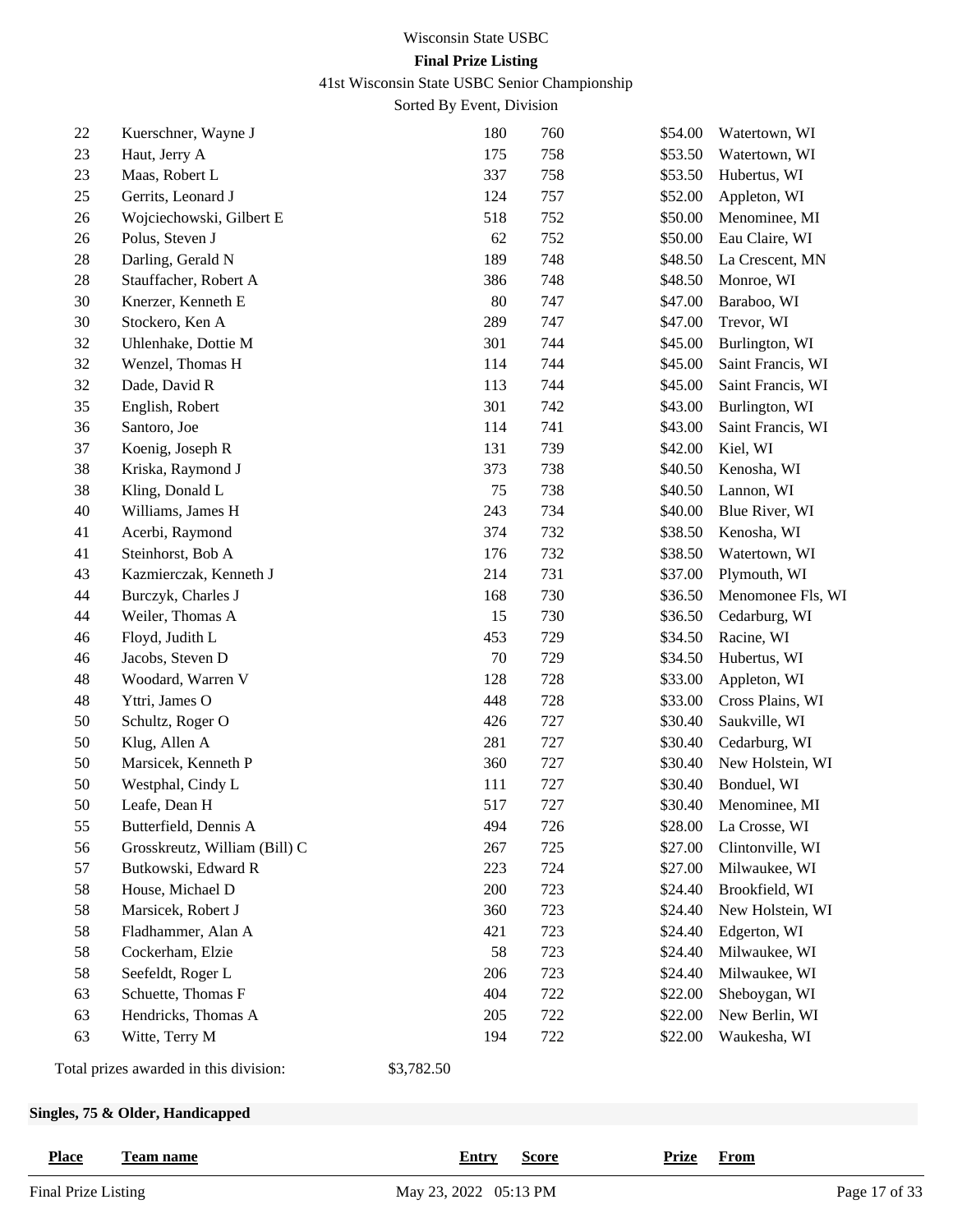Wisconsin State USBC

**Final Prize Listing**

41st Wisconsin State USBC Senior Championship

Sorted By Event, Division

| | | | | | |
|---|---|---|---|---|---|
| 22 | Kuerschner, Wayne J | 180 | 760 | $54.00 | Watertown, WI |
| 23 | Haut, Jerry A | 175 | 758 | $53.50 | Watertown, WI |
| 23 | Maas, Robert L | 337 | 758 | $53.50 | Hubertus, WI |
| 25 | Gerrits, Leonard J | 124 | 757 | $52.00 | Appleton, WI |
| 26 | Wojciechowski, Gilbert E | 518 | 752 | $50.00 | Menominee, MI |
| 26 | Polus, Steven J | 62 | 752 | $50.00 | Eau Claire, WI |
| 28 | Darling, Gerald N | 189 | 748 | $48.50 | La Crescent, MN |
| 28 | Stauffacher, Robert A | 386 | 748 | $48.50 | Monroe, WI |
| 30 | Knerzer, Kenneth E | 80 | 747 | $47.00 | Baraboo, WI |
| 30 | Stockero, Ken A | 289 | 747 | $47.00 | Trevor, WI |
| 32 | Uhlenhake, Dottie M | 301 | 744 | $45.00 | Burlington, WI |
| 32 | Wenzel, Thomas H | 114 | 744 | $45.00 | Saint Francis, WI |
| 32 | Dade, David R | 113 | 744 | $45.00 | Saint Francis, WI |
| 35 | English, Robert | 301 | 742 | $43.00 | Burlington, WI |
| 36 | Santoro, Joe | 114 | 741 | $43.00 | Saint Francis, WI |
| 37 | Koenig, Joseph R | 131 | 739 | $42.00 | Kiel, WI |
| 38 | Kriska, Raymond J | 373 | 738 | $40.50 | Kenosha, WI |
| 38 | Kling, Donald L | 75 | 738 | $40.50 | Lannon, WI |
| 40 | Williams, James H | 243 | 734 | $40.00 | Blue River, WI |
| 41 | Acerbi, Raymond | 374 | 732 | $38.50 | Kenosha, WI |
| 41 | Steinhorst, Bob A | 176 | 732 | $38.50 | Watertown, WI |
| 43 | Kazmierczak, Kenneth J | 214 | 731 | $37.00 | Plymouth, WI |
| 44 | Burczyk, Charles J | 168 | 730 | $36.50 | Menomonee Fls, WI |
| 44 | Weiler, Thomas A | 15 | 730 | $36.50 | Cedarburg, WI |
| 46 | Floyd, Judith L | 453 | 729 | $34.50 | Racine, WI |
| 46 | Jacobs, Steven D | 70 | 729 | $34.50 | Hubertus, WI |
| 48 | Woodard, Warren V | 128 | 728 | $33.00 | Appleton, WI |
| 48 | Yttri, James O | 448 | 728 | $33.00 | Cross Plains, WI |
| 50 | Schultz, Roger O | 426 | 727 | $30.40 | Saukville, WI |
| 50 | Klug, Allen A | 281 | 727 | $30.40 | Cedarburg, WI |
| 50 | Marsicek, Kenneth P | 360 | 727 | $30.40 | New Holstein, WI |
| 50 | Westphal, Cindy L | 111 | 727 | $30.40 | Bonduel, WI |
| 50 | Leafe, Dean H | 517 | 727 | $30.40 | Menominee, MI |
| 55 | Butterfield, Dennis A | 494 | 726 | $28.00 | La Crosse, WI |
| 56 | Grosskreutz, William (Bill) C | 267 | 725 | $27.00 | Clintonville, WI |
| 57 | Butkowski, Edward R | 223 | 724 | $27.00 | Milwaukee, WI |
| 58 | House, Michael D | 200 | 723 | $24.40 | Brookfield, WI |
| 58 | Marsicek, Robert J | 360 | 723 | $24.40 | New Holstein, WI |
| 58 | Fladhammer, Alan A | 421 | 723 | $24.40 | Edgerton, WI |
| 58 | Cockerham, Elzie | 58 | 723 | $24.40 | Milwaukee, WI |
| 58 | Seefeldt, Roger L | 206 | 723 | $24.40 | Milwaukee, WI |
| 63 | Schuette, Thomas F | 404 | 722 | $22.00 | Sheboygan, WI |
| 63 | Hendricks, Thomas A | 205 | 722 | $22.00 | New Berlin, WI |
| 63 | Witte, Terry M | 194 | 722 | $22.00 | Waukesha, WI |

Total prizes awarded in this division: $3,782.50

**Singles, 75 & Older, Handicapped**

| Place | Team name | Entry | Score | Prize | From |
|---|---|---|---|---|---|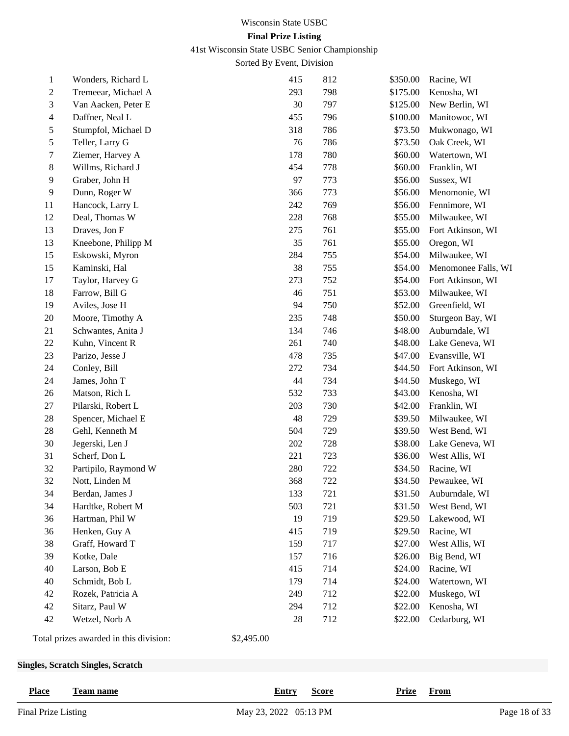Wisconsin State USBC

**Final Prize Listing**

41st Wisconsin State USBC Senior Championship

Sorted By Event, Division

| Place | Team name | Entry | Score | Prize | From |
|---|---|---|---|---|---|
| 1 | Wonders, Richard L | 415 | 812 | $350.00 | Racine, WI |
| 2 | Tremeear, Michael A | 293 | 798 | $175.00 | Kenosha, WI |
| 3 | Van Aacken, Peter E | 30 | 797 | $125.00 | New Berlin, WI |
| 4 | Daffner, Neal L | 455 | 796 | $100.00 | Manitowoc, WI |
| 5 | Stumpfol, Michael D | 318 | 786 | $73.50 | Mukwonago, WI |
| 5 | Teller, Larry G | 76 | 786 | $73.50 | Oak Creek, WI |
| 7 | Ziemer, Harvey A | 178 | 780 | $60.00 | Watertown, WI |
| 8 | Willms, Richard J | 454 | 778 | $60.00 | Franklin, WI |
| 9 | Graber, John H | 97 | 773 | $56.00 | Sussex, WI |
| 9 | Dunn, Roger W | 366 | 773 | $56.00 | Menomonie, WI |
| 11 | Hancock, Larry L | 242 | 769 | $56.00 | Fennimore, WI |
| 12 | Deal, Thomas W | 228 | 768 | $55.00 | Milwaukee, WI |
| 13 | Draves, Jon F | 275 | 761 | $55.00 | Fort Atkinson, WI |
| 13 | Kneebone, Philipp M | 35 | 761 | $55.00 | Oregon, WI |
| 15 | Eskowski, Myron | 284 | 755 | $54.00 | Milwaukee, WI |
| 15 | Kaminski, Hal | 38 | 755 | $54.00 | Menomonee Falls, WI |
| 17 | Taylor, Harvey G | 273 | 752 | $54.00 | Fort Atkinson, WI |
| 18 | Farrow, Bill G | 46 | 751 | $53.00 | Milwaukee, WI |
| 19 | Aviles, Jose H | 94 | 750 | $52.00 | Greenfield, WI |
| 20 | Moore, Timothy A | 235 | 748 | $50.00 | Sturgeon Bay, WI |
| 21 | Schwantes, Anita J | 134 | 746 | $48.00 | Auburndale, WI |
| 22 | Kuhn, Vincent R | 261 | 740 | $48.00 | Lake Geneva, WI |
| 23 | Parizo, Jesse J | 478 | 735 | $47.00 | Evansville, WI |
| 24 | Conley, Bill | 272 | 734 | $44.50 | Fort Atkinson, WI |
| 24 | James, John T | 44 | 734 | $44.50 | Muskego, WI |
| 26 | Matson, Rich L | 532 | 733 | $43.00 | Kenosha, WI |
| 27 | Pilarski, Robert L | 203 | 730 | $42.00 | Franklin, WI |
| 28 | Spencer, Michael E | 48 | 729 | $39.50 | Milwaukee, WI |
| 28 | Gehl, Kenneth M | 504 | 729 | $39.50 | West Bend, WI |
| 30 | Jegerski, Len J | 202 | 728 | $38.00 | Lake Geneva, WI |
| 31 | Scherf, Don L | 221 | 723 | $36.00 | West Allis, WI |
| 32 | Partipilo, Raymond W | 280 | 722 | $34.50 | Racine, WI |
| 32 | Nott, Linden M | 368 | 722 | $34.50 | Pewaukee, WI |
| 34 | Berdan, James J | 133 | 721 | $31.50 | Auburndale, WI |
| 34 | Hardtke, Robert M | 503 | 721 | $31.50 | West Bend, WI |
| 36 | Hartman, Phil W | 19 | 719 | $29.50 | Lakewood, WI |
| 36 | Henken, Guy A | 415 | 719 | $29.50 | Racine, WI |
| 38 | Graff, Howard T | 159 | 717 | $27.00 | West Allis, WI |
| 39 | Kotke, Dale | 157 | 716 | $26.00 | Big Bend, WI |
| 40 | Larson, Bob E | 415 | 714 | $24.00 | Racine, WI |
| 40 | Schmidt, Bob L | 179 | 714 | $24.00 | Watertown, WI |
| 42 | Rozek, Patricia A | 249 | 712 | $22.00 | Muskego, WI |
| 42 | Sitarz, Paul W | 294 | 712 | $22.00 | Kenosha, WI |
| 42 | Wetzel, Norb A | 28 | 712 | $22.00 | Cedarburg, WI |

Total prizes awarded in this division: $2,495.00

**Singles, Scratch Singles, Scratch**

| Place | Team name | Entry | Score | Prize | From |
|---|---|---|---|---|---|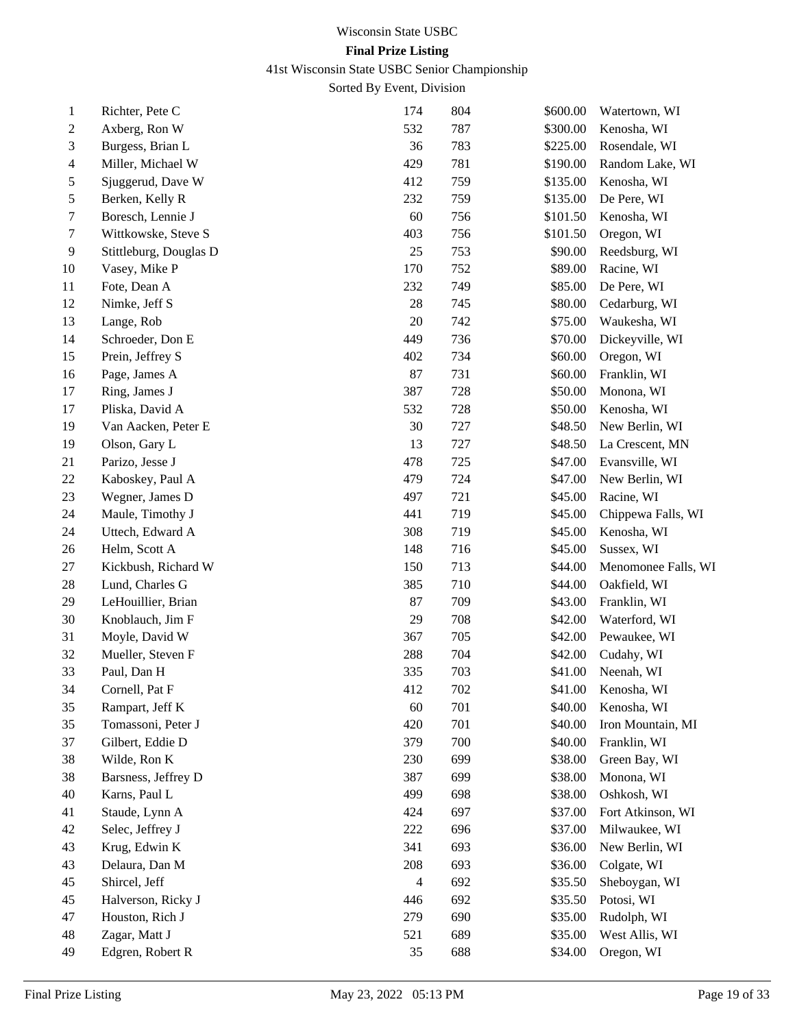Wisconsin State USBC

**Final Prize Listing**

41st Wisconsin State USBC Senior Championship

Sorted By Event, Division

| | | | | | |
|---|---|---|---|---|---|
| 1 | Richter, Pete C | 174 | 804 | $600.00 | Watertown, WI |
| 2 | Axberg, Ron W | 532 | 787 | $300.00 | Kenosha, WI |
| 3 | Burgess, Brian L | 36 | 783 | $225.00 | Rosendale, WI |
| 4 | Miller, Michael W | 429 | 781 | $190.00 | Random Lake, WI |
| 5 | Sjuggerud, Dave W | 412 | 759 | $135.00 | Kenosha, WI |
| 5 | Berken, Kelly R | 232 | 759 | $135.00 | De Pere, WI |
| 7 | Boresch, Lennie J | 60 | 756 | $101.50 | Kenosha, WI |
| 7 | Wittkowske, Steve S | 403 | 756 | $101.50 | Oregon, WI |
| 9 | Stittleburg, Douglas D | 25 | 753 | $90.00 | Reedsburg, WI |
| 10 | Vasey, Mike P | 170 | 752 | $89.00 | Racine, WI |
| 11 | Fote, Dean A | 232 | 749 | $85.00 | De Pere, WI |
| 12 | Nimke, Jeff S | 28 | 745 | $80.00 | Cedarburg, WI |
| 13 | Lange, Rob | 20 | 742 | $75.00 | Waukesha, WI |
| 14 | Schroeder, Don E | 449 | 736 | $70.00 | Dickeyville, WI |
| 15 | Prein, Jeffrey S | 402 | 734 | $60.00 | Oregon, WI |
| 16 | Page, James A | 87 | 731 | $60.00 | Franklin, WI |
| 17 | Ring, James J | 387 | 728 | $50.00 | Monona, WI |
| 17 | Pliska, David A | 532 | 728 | $50.00 | Kenosha, WI |
| 19 | Van Aacken, Peter E | 30 | 727 | $48.50 | New Berlin, WI |
| 19 | Olson, Gary L | 13 | 727 | $48.50 | La Crescent, MN |
| 21 | Parizo, Jesse J | 478 | 725 | $47.00 | Evansville, WI |
| 22 | Kaboskey, Paul A | 479 | 724 | $47.00 | New Berlin, WI |
| 23 | Wegner, James D | 497 | 721 | $45.00 | Racine, WI |
| 24 | Maule, Timothy J | 441 | 719 | $45.00 | Chippewa Falls, WI |
| 24 | Uttech, Edward A | 308 | 719 | $45.00 | Kenosha, WI |
| 26 | Helm, Scott A | 148 | 716 | $45.00 | Sussex, WI |
| 27 | Kickbush, Richard W | 150 | 713 | $44.00 | Menomonee Falls, WI |
| 28 | Lund, Charles G | 385 | 710 | $44.00 | Oakfield, WI |
| 29 | LeHouillier, Brian | 87 | 709 | $43.00 | Franklin, WI |
| 30 | Knoblauch, Jim F | 29 | 708 | $42.00 | Waterford, WI |
| 31 | Moyle, David W | 367 | 705 | $42.00 | Pewaukee, WI |
| 32 | Mueller, Steven F | 288 | 704 | $42.00 | Cudahy, WI |
| 33 | Paul, Dan H | 335 | 703 | $41.00 | Neenah, WI |
| 34 | Cornell, Pat F | 412 | 702 | $41.00 | Kenosha, WI |
| 35 | Rampart, Jeff K | 60 | 701 | $40.00 | Kenosha, WI |
| 35 | Tomassoni, Peter J | 420 | 701 | $40.00 | Iron Mountain, MI |
| 37 | Gilbert, Eddie D | 379 | 700 | $40.00 | Franklin, WI |
| 38 | Wilde, Ron K | 230 | 699 | $38.00 | Green Bay, WI |
| 38 | Barsness, Jeffrey D | 387 | 699 | $38.00 | Monona, WI |
| 40 | Karns, Paul L | 499 | 698 | $38.00 | Oshkosh, WI |
| 41 | Staude, Lynn A | 424 | 697 | $37.00 | Fort Atkinson, WI |
| 42 | Selec, Jeffrey J | 222 | 696 | $37.00 | Milwaukee, WI |
| 43 | Krug, Edwin K | 341 | 693 | $36.00 | New Berlin, WI |
| 43 | Delaura, Dan M | 208 | 693 | $36.00 | Colgate, WI |
| 45 | Shircel, Jeff | 4 | 692 | $35.50 | Sheboygan, WI |
| 45 | Halverson, Ricky J | 446 | 692 | $35.50 | Potosi, WI |
| 47 | Houston, Rich J | 279 | 690 | $35.00 | Rudolph, WI |
| 48 | Zagar, Matt J | 521 | 689 | $35.00 | West Allis, WI |
| 49 | Edgren, Robert R | 35 | 688 | $34.00 | Oregon, WI |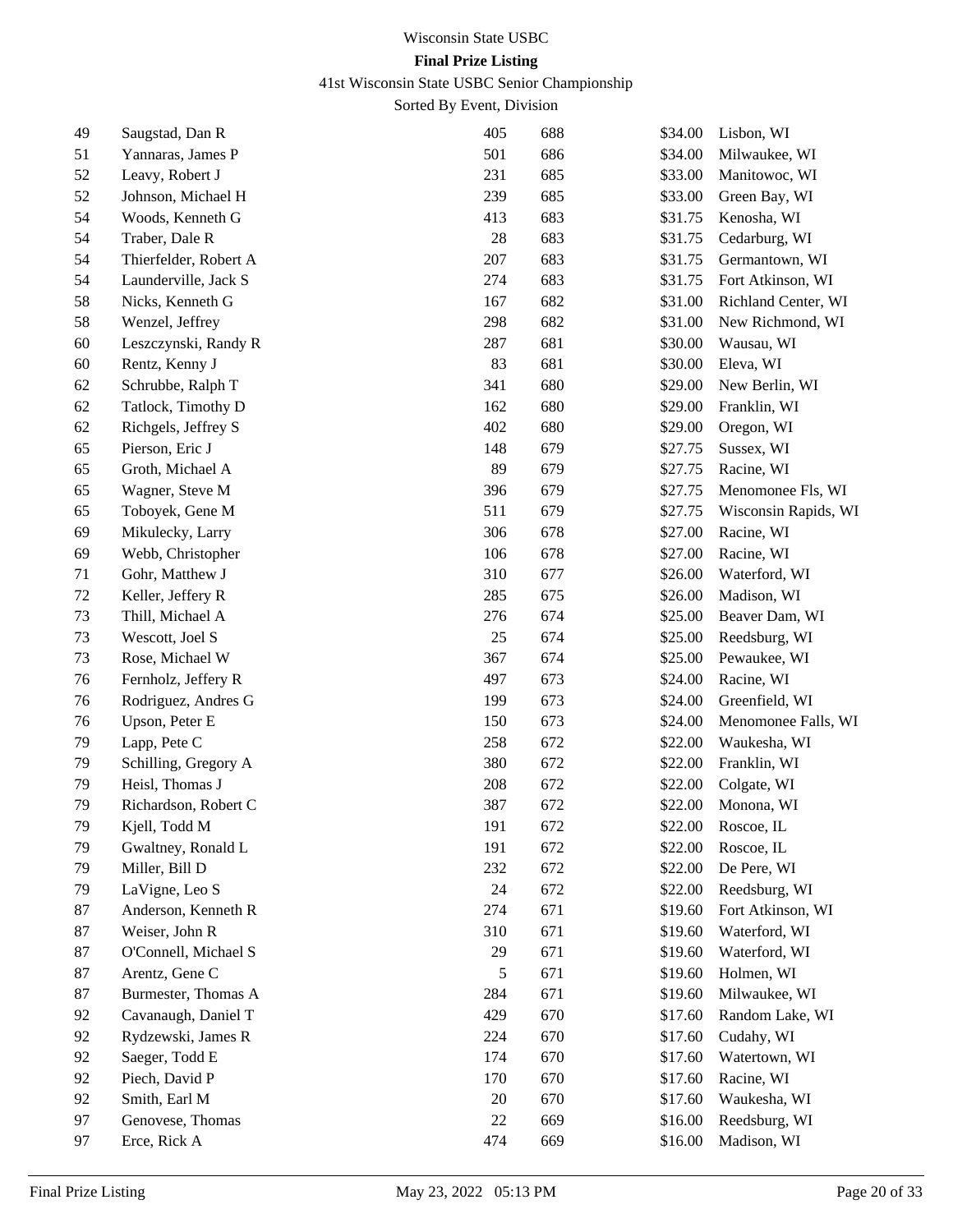Wisconsin State USBC

**Final Prize Listing**

41st Wisconsin State USBC Senior Championship

Sorted By Event, Division

| | | | | | |
|---|---|---|---|---|---|
| 49 | Saugstad, Dan R | 405 | 688 | $34.00 | Lisbon, WI |
| 51 | Yannaras, James P | 501 | 686 | $34.00 | Milwaukee, WI |
| 52 | Leavy, Robert J | 231 | 685 | $33.00 | Manitowoc, WI |
| 52 | Johnson, Michael H | 239 | 685 | $33.00 | Green Bay, WI |
| 54 | Woods, Kenneth G | 413 | 683 | $31.75 | Kenosha, WI |
| 54 | Traber, Dale R | 28 | 683 | $31.75 | Cedarburg, WI |
| 54 | Thierfelder, Robert A | 207 | 683 | $31.75 | Germantown, WI |
| 54 | Launderville, Jack S | 274 | 683 | $31.75 | Fort Atkinson, WI |
| 58 | Nicks, Kenneth G | 167 | 682 | $31.00 | Richland Center, WI |
| 58 | Wenzel, Jeffrey | 298 | 682 | $31.00 | New Richmond, WI |
| 60 | Leszczynski, Randy R | 287 | 681 | $30.00 | Wausau, WI |
| 60 | Rentz, Kenny J | 83 | 681 | $30.00 | Eleva, WI |
| 62 | Schrubbe, Ralph T | 341 | 680 | $29.00 | New Berlin, WI |
| 62 | Tatlock, Timothy D | 162 | 680 | $29.00 | Franklin, WI |
| 62 | Richgels, Jeffrey S | 402 | 680 | $29.00 | Oregon, WI |
| 65 | Pierson, Eric J | 148 | 679 | $27.75 | Sussex, WI |
| 65 | Groth, Michael A | 89 | 679 | $27.75 | Racine, WI |
| 65 | Wagner, Steve M | 396 | 679 | $27.75 | Menomonee Fls, WI |
| 65 | Toboyek, Gene M | 511 | 679 | $27.75 | Wisconsin Rapids, WI |
| 69 | Mikulecky, Larry | 306 | 678 | $27.00 | Racine, WI |
| 69 | Webb, Christopher | 106 | 678 | $27.00 | Racine, WI |
| 71 | Gohr, Matthew J | 310 | 677 | $26.00 | Waterford, WI |
| 72 | Keller, Jeffery R | 285 | 675 | $26.00 | Madison, WI |
| 73 | Thill, Michael A | 276 | 674 | $25.00 | Beaver Dam, WI |
| 73 | Wescott, Joel S | 25 | 674 | $25.00 | Reedsburg, WI |
| 73 | Rose, Michael W | 367 | 674 | $25.00 | Pewaukee, WI |
| 76 | Fernholz, Jeffery R | 497 | 673 | $24.00 | Racine, WI |
| 76 | Rodriguez, Andres G | 199 | 673 | $24.00 | Greenfield, WI |
| 76 | Upson, Peter E | 150 | 673 | $24.00 | Menomonee Falls, WI |
| 79 | Lapp, Pete C | 258 | 672 | $22.00 | Waukesha, WI |
| 79 | Schilling, Gregory A | 380 | 672 | $22.00 | Franklin, WI |
| 79 | Heisl, Thomas J | 208 | 672 | $22.00 | Colgate, WI |
| 79 | Richardson, Robert C | 387 | 672 | $22.00 | Monona, WI |
| 79 | Kjell, Todd M | 191 | 672 | $22.00 | Roscoe, IL |
| 79 | Gwaltney, Ronald L | 191 | 672 | $22.00 | Roscoe, IL |
| 79 | Miller, Bill D | 232 | 672 | $22.00 | De Pere, WI |
| 79 | LaVigne, Leo S | 24 | 672 | $22.00 | Reedsburg, WI |
| 87 | Anderson, Kenneth R | 274 | 671 | $19.60 | Fort Atkinson, WI |
| 87 | Weiser, John R | 310 | 671 | $19.60 | Waterford, WI |
| 87 | O'Connell, Michael S | 29 | 671 | $19.60 | Waterford, WI |
| 87 | Arentz, Gene C | 5 | 671 | $19.60 | Holmen, WI |
| 87 | Burmester, Thomas A | 284 | 671 | $19.60 | Milwaukee, WI |
| 92 | Cavanaugh, Daniel T | 429 | 670 | $17.60 | Random Lake, WI |
| 92 | Rydzewski, James R | 224 | 670 | $17.60 | Cudahy, WI |
| 92 | Saeger, Todd E | 174 | 670 | $17.60 | Watertown, WI |
| 92 | Piech, David P | 170 | 670 | $17.60 | Racine, WI |
| 92 | Smith, Earl M | 20 | 670 | $17.60 | Waukesha, WI |
| 97 | Genovese, Thomas | 22 | 669 | $16.00 | Reedsburg, WI |
| 97 | Erce, Rick A | 474 | 669 | $16.00 | Madison, WI |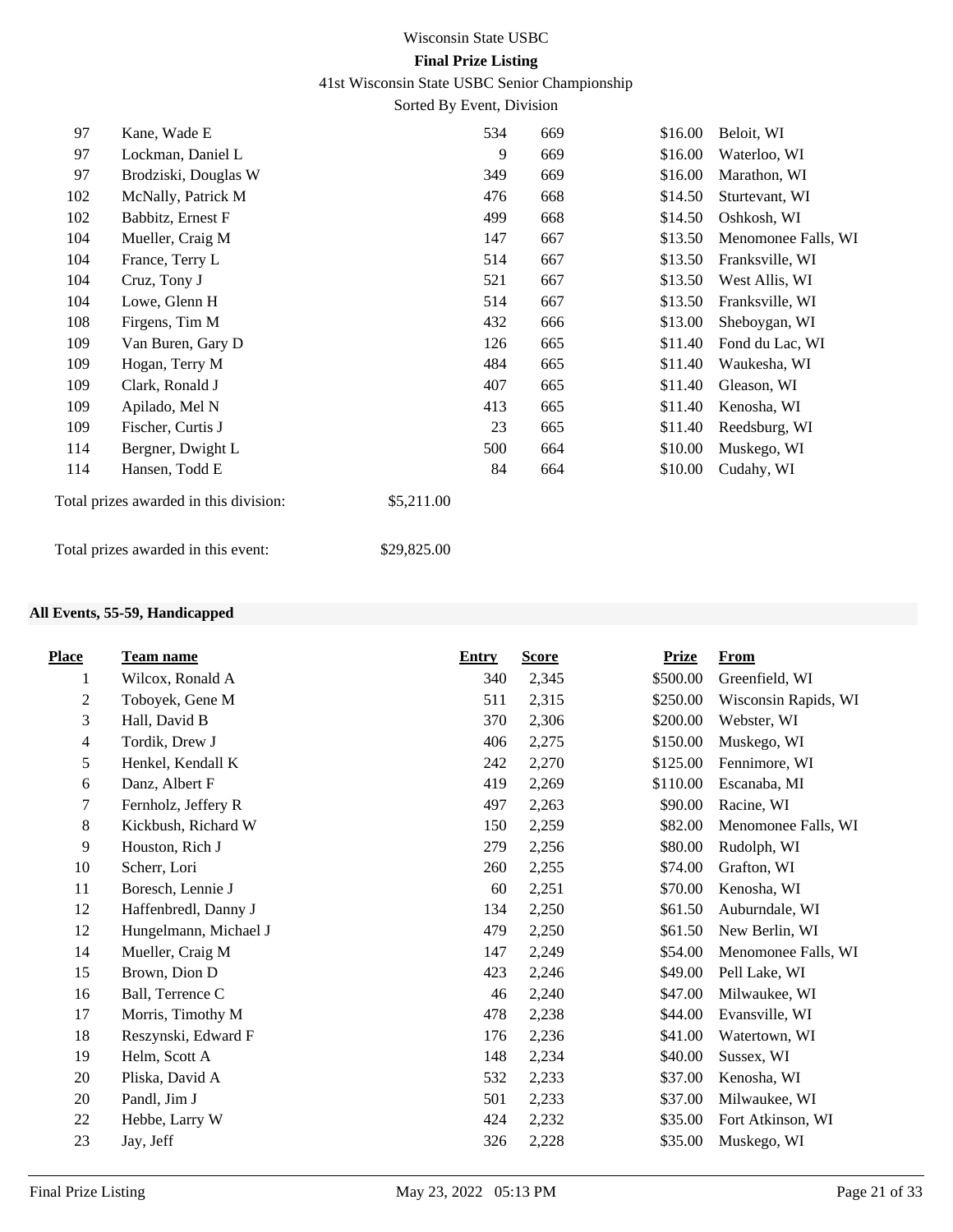| | | | | | |
|---|---|---|---|---|---|
| 97 | Kane, Wade E | 534 | 669 | $16.00 | Beloit, WI |
| 97 | Lockman, Daniel L | 9 | 669 | $16.00 | Waterloo, WI |
| 97 | Brodziski, Douglas W | 349 | 669 | $16.00 | Marathon, WI |
| 102 | McNally, Patrick M | 476 | 668 | $14.50 | Sturtevant, WI |
| 102 | Babbitz, Ernest F | 499 | 668 | $14.50 | Oshkosh, WI |
| 104 | Mueller, Craig M | 147 | 667 | $13.50 | Menomonee Falls, WI |
| 104 | France, Terry L | 514 | 667 | $13.50 | Franksville, WI |
| 104 | Cruz, Tony J | 521 | 667 | $13.50 | West Allis, WI |
| 104 | Lowe, Glenn H | 514 | 667 | $13.50 | Franksville, WI |
| 108 | Firgens, Tim M | 432 | 666 | $13.00 | Sheboygan, WI |
| 109 | Van Buren, Gary D | 126 | 665 | $11.40 | Fond du Lac, WI |
| 109 | Hogan, Terry M | 484 | 665 | $11.40 | Waukesha, WI |
| 109 | Clark, Ronald J | 407 | 665 | $11.40 | Gleason, WI |
| 109 | Apilado, Mel N | 413 | 665 | $11.40 | Kenosha, WI |
| 109 | Fischer, Curtis J | 23 | 665 | $11.40 | Reedsburg, WI |
| 114 | Bergner, Dwight L | 500 | 664 | $10.00 | Muskego, WI |
| 114 | Hansen, Todd E | 84 | 664 | $10.00 | Cudahy, WI |

Total prizes awarded in this division: $5,211.00

Total prizes awarded in this event: $29,825.00

**All Events, 55-59, Handicapped**

| Place | Team name | Entry | Score | Prize | From |
|---|---|---|---|---|---|
| 1 | Wilcox, Ronald A | 340 | 2,345 | $500.00 | Greenfield, WI |
| 2 | Toboyek, Gene M | 511 | 2,315 | $250.00 | Wisconsin Rapids, WI |
| 3 | Hall, David B | 370 | 2,306 | $200.00 | Webster, WI |
| 4 | Tordik, Drew J | 406 | 2,275 | $150.00 | Muskego, WI |
| 5 | Henkel, Kendall K | 242 | 2,270 | $125.00 | Fennimore, WI |
| 6 | Danz, Albert F | 419 | 2,269 | $110.00 | Escanaba, MI |
| 7 | Fernholz, Jeffery R | 497 | 2,263 | $90.00 | Racine, WI |
| 8 | Kickbush, Richard W | 150 | 2,259 | $82.00 | Menomonee Falls, WI |
| 9 | Houston, Rich J | 279 | 2,256 | $80.00 | Rudolph, WI |
| 10 | Scherr, Lori | 260 | 2,255 | $74.00 | Grafton, WI |
| 11 | Boresch, Lennie J | 60 | 2,251 | $70.00 | Kenosha, WI |
| 12 | Haffenbredl, Danny J | 134 | 2,250 | $61.50 | Auburndale, WI |
| 12 | Hungelmann, Michael J | 479 | 2,250 | $61.50 | New Berlin, WI |
| 14 | Mueller, Craig M | 147 | 2,249 | $54.00 | Menomonee Falls, WI |
| 15 | Brown, Dion D | 423 | 2,246 | $49.00 | Pell Lake, WI |
| 16 | Ball, Terrence C | 46 | 2,240 | $47.00 | Milwaukee, WI |
| 17 | Morris, Timothy M | 478 | 2,238 | $44.00 | Evansville, WI |
| 18 | Reszynski, Edward F | 176 | 2,236 | $41.00 | Watertown, WI |
| 19 | Helm, Scott A | 148 | 2,234 | $40.00 | Sussex, WI |
| 20 | Pliska, David A | 532 | 2,233 | $37.00 | Kenosha, WI |
| 20 | Pandl, Jim J | 501 | 2,233 | $37.00 | Milwaukee, WI |
| 22 | Hebbe, Larry W | 424 | 2,232 | $35.00 | Fort Atkinson, WI |
| 23 | Jay, Jeff | 326 | 2,228 | $35.00 | Muskego, WI |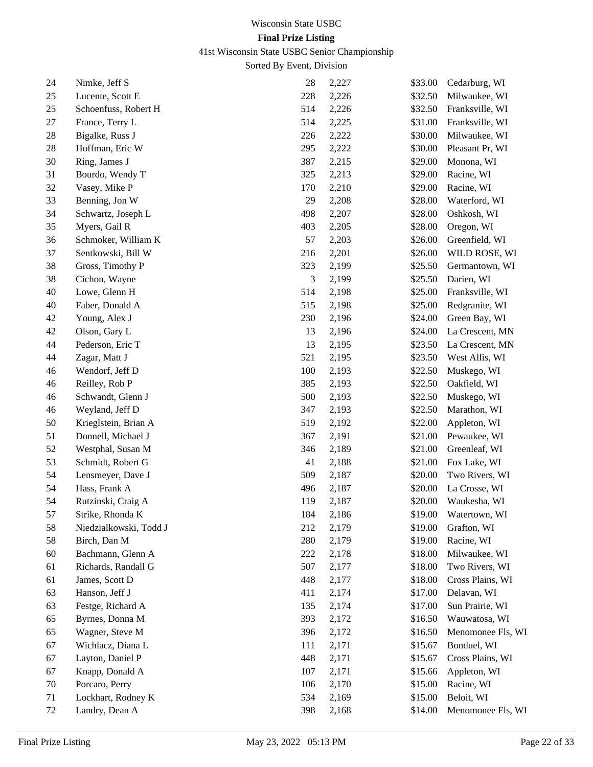# Wisconsin State USBC

**Final Prize Listing**

41st Wisconsin State USBC Senior Championship

Sorted By Event, Division

| | | | | | |
|---|---|---|---|---|---|
| 24 | Nimke, Jeff S | 28 | 2,227 | $33.00 | Cedarburg, WI |
| 25 | Lucente, Scott E | 228 | 2,226 | $32.50 | Milwaukee, WI |
| 25 | Schoenfuss, Robert H | 514 | 2,226 | $32.50 | Franksville, WI |
| 27 | France, Terry L | 514 | 2,225 | $31.00 | Franksville, WI |
| 28 | Bigalke, Russ J | 226 | 2,222 | $30.00 | Milwaukee, WI |
| 28 | Hoffman, Eric W | 295 | 2,222 | $30.00 | Pleasant Pr, WI |
| 30 | Ring, James J | 387 | 2,215 | $29.00 | Monona, WI |
| 31 | Bourdo, Wendy T | 325 | 2,213 | $29.00 | Racine, WI |
| 32 | Vasey, Mike P | 170 | 2,210 | $29.00 | Racine, WI |
| 33 | Benning, Jon W | 29 | 2,208 | $28.00 | Waterford, WI |
| 34 | Schwartz, Joseph L | 498 | 2,207 | $28.00 | Oshkosh, WI |
| 35 | Myers, Gail R | 403 | 2,205 | $28.00 | Oregon, WI |
| 36 | Schmoker, William K | 57 | 2,203 | $26.00 | Greenfield, WI |
| 37 | Sentkowski, Bill W | 216 | 2,201 | $26.00 | WILD ROSE, WI |
| 38 | Gross, Timothy P | 323 | 2,199 | $25.50 | Germantown, WI |
| 38 | Cichon, Wayne | 3 | 2,199 | $25.50 | Darien, WI |
| 40 | Lowe, Glenn H | 514 | 2,198 | $25.00 | Franksville, WI |
| 40 | Faber, Donald A | 515 | 2,198 | $25.00 | Redgranite, WI |
| 42 | Young, Alex J | 230 | 2,196 | $24.00 | Green Bay, WI |
| 42 | Olson, Gary L | 13 | 2,196 | $24.00 | La Crescent, MN |
| 44 | Pederson, Eric T | 13 | 2,195 | $23.50 | La Crescent, MN |
| 44 | Zagar, Matt J | 521 | 2,195 | $23.50 | West Allis, WI |
| 46 | Wendorf, Jeff D | 100 | 2,193 | $22.50 | Muskego, WI |
| 46 | Reilley, Rob P | 385 | 2,193 | $22.50 | Oakfield, WI |
| 46 | Schwandt, Glenn J | 500 | 2,193 | $22.50 | Muskego, WI |
| 46 | Weyland, Jeff D | 347 | 2,193 | $22.50 | Marathon, WI |
| 50 | Krieglstein, Brian A | 519 | 2,192 | $22.00 | Appleton, WI |
| 51 | Donnell, Michael J | 367 | 2,191 | $21.00 | Pewaukee, WI |
| 52 | Westphal, Susan M | 346 | 2,189 | $21.00 | Greenleaf, WI |
| 53 | Schmidt, Robert G | 41 | 2,188 | $21.00 | Fox Lake, WI |
| 54 | Lensmeyer, Dave J | 509 | 2,187 | $20.00 | Two Rivers, WI |
| 54 | Hass, Frank A | 496 | 2,187 | $20.00 | La Crosse, WI |
| 54 | Rutzinski, Craig A | 119 | 2,187 | $20.00 | Waukesha, WI |
| 57 | Strike, Rhonda K | 184 | 2,186 | $19.00 | Watertown, WI |
| 58 | Niedzialkowski, Todd J | 212 | 2,179 | $19.00 | Grafton, WI |
| 58 | Birch, Dan M | 280 | 2,179 | $19.00 | Racine, WI |
| 60 | Bachmann, Glenn A | 222 | 2,178 | $18.00 | Milwaukee, WI |
| 61 | Richards, Randall G | 507 | 2,177 | $18.00 | Two Rivers, WI |
| 61 | James, Scott D | 448 | 2,177 | $18.00 | Cross Plains, WI |
| 63 | Hanson, Jeff J | 411 | 2,174 | $17.00 | Delavan, WI |
| 63 | Festge, Richard A | 135 | 2,174 | $17.00 | Sun Prairie, WI |
| 65 | Byrnes, Donna M | 393 | 2,172 | $16.50 | Wauwatosa, WI |
| 65 | Wagner, Steve M | 396 | 2,172 | $16.50 | Menomonee Fls, WI |
| 67 | Wichlacz, Diana L | 111 | 2,171 | $15.67 | Bonduel, WI |
| 67 | Layton, Daniel P | 448 | 2,171 | $15.67 | Cross Plains, WI |
| 67 | Knapp, Donald A | 107 | 2,171 | $15.66 | Appleton, WI |
| 70 | Porcaro, Perry | 106 | 2,170 | $15.00 | Racine, WI |
| 71 | Lockhart, Rodney K | 534 | 2,169 | $15.00 | Beloit, WI |
| 72 | Landry, Dean A | 398 | 2,168 | $14.00 | Menomonee Fls, WI |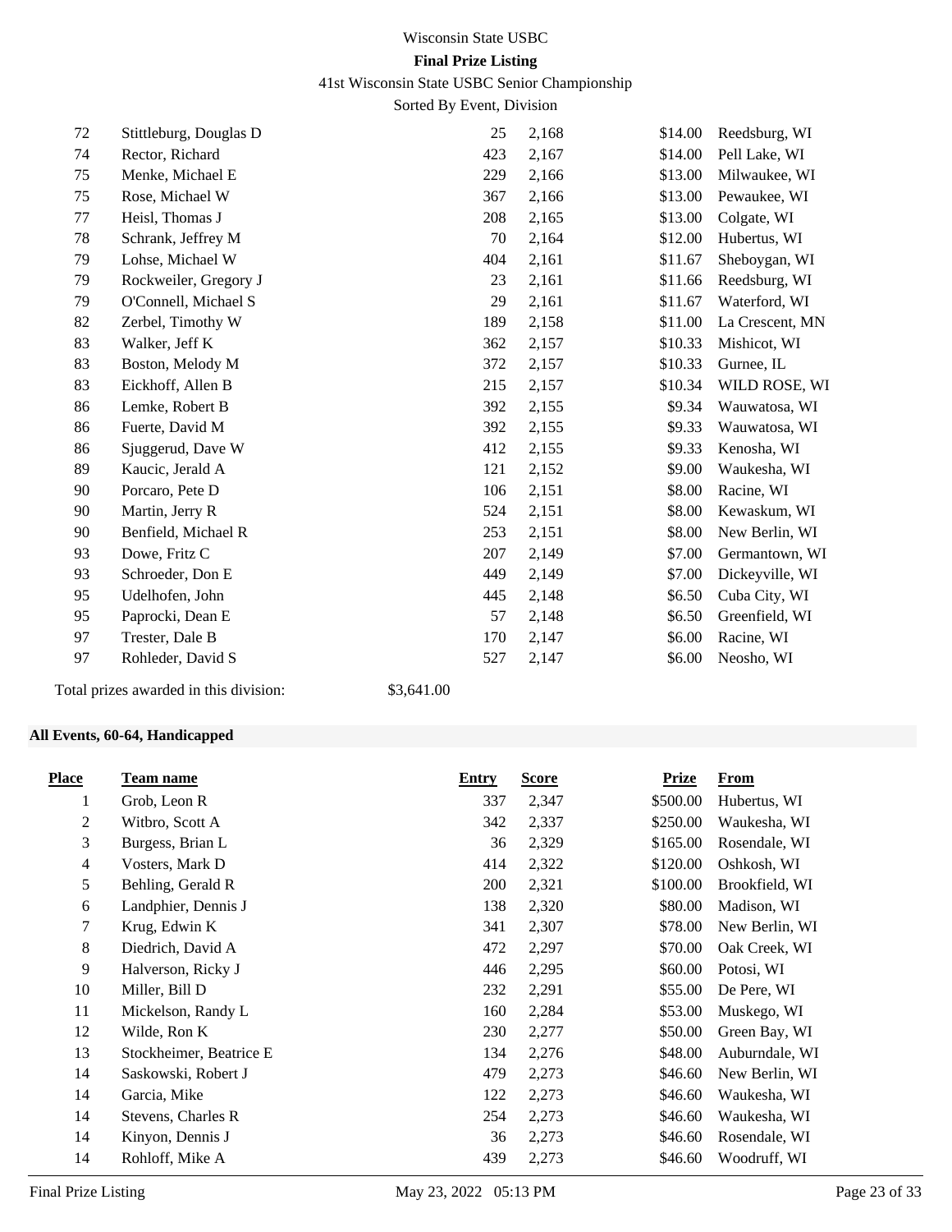Wisconsin State USBC

**Final Prize Listing**

41st Wisconsin State USBC Senior Championship

Sorted By Event, Division

| Place | Team name | Entry | Score | Prize | From |
|---|---|---|---|---|---|
| 72 | Stittleburg, Douglas D | 25 | 2,168 | $14.00 | Reedsburg, WI |
| 74 | Rector, Richard | 423 | 2,167 | $14.00 | Pell Lake, WI |
| 75 | Menke, Michael E | 229 | 2,166 | $13.00 | Milwaukee, WI |
| 75 | Rose, Michael W | 367 | 2,166 | $13.00 | Pewaukee, WI |
| 77 | Heisl, Thomas J | 208 | 2,165 | $13.00 | Colgate, WI |
| 78 | Schrank, Jeffrey M | 70 | 2,164 | $12.00 | Hubertus, WI |
| 79 | Lohse, Michael W | 404 | 2,161 | $11.67 | Sheboygan, WI |
| 79 | Rockweiler, Gregory J | 23 | 2,161 | $11.66 | Reedsburg, WI |
| 79 | O'Connell, Michael S | 29 | 2,161 | $11.67 | Waterford, WI |
| 82 | Zerbel, Timothy W | 189 | 2,158 | $11.00 | La Crescent, MN |
| 83 | Walker, Jeff K | 362 | 2,157 | $10.33 | Mishicot, WI |
| 83 | Boston, Melody M | 372 | 2,157 | $10.33 | Gurnee, IL |
| 83 | Eickhoff, Allen B | 215 | 2,157 | $10.34 | WILD ROSE, WI |
| 86 | Lemke, Robert B | 392 | 2,155 | $9.34 | Wauwatosa, WI |
| 86 | Fuerte, David M | 392 | 2,155 | $9.33 | Wauwatosa, WI |
| 86 | Sjuggerud, Dave W | 412 | 2,155 | $9.33 | Kenosha, WI |
| 89 | Kaucic, Jerald A | 121 | 2,152 | $9.00 | Waukesha, WI |
| 90 | Porcaro, Pete D | 106 | 2,151 | $8.00 | Racine, WI |
| 90 | Martin, Jerry R | 524 | 2,151 | $8.00 | Kewaskum, WI |
| 90 | Benfield, Michael R | 253 | 2,151 | $8.00 | New Berlin, WI |
| 93 | Dowe, Fritz C | 207 | 2,149 | $7.00 | Germantown, WI |
| 93 | Schroeder, Don E | 449 | 2,149 | $7.00 | Dickeyville, WI |
| 95 | Udelhofen, John | 445 | 2,148 | $6.50 | Cuba City, WI |
| 95 | Paprocki, Dean E | 57 | 2,148 | $6.50 | Greenfield, WI |
| 97 | Trester, Dale B | 170 | 2,147 | $6.00 | Racine, WI |
| 97 | Rohleder, David S | 527 | 2,147 | $6.00 | Neosho, WI |

Total prizes awarded in this division: $3,641.00

**All Events, 60-64, Handicapped**

| Place | Team name | Entry | Score | Prize | From |
|---|---|---|---|---|---|
| 1 | Grob, Leon R | 337 | 2,347 | $500.00 | Hubertus, WI |
| 2 | Witbro, Scott A | 342 | 2,337 | $250.00 | Waukesha, WI |
| 3 | Burgess, Brian L | 36 | 2,329 | $165.00 | Rosendale, WI |
| 4 | Vosters, Mark D | 414 | 2,322 | $120.00 | Oshkosh, WI |
| 5 | Behling, Gerald R | 200 | 2,321 | $100.00 | Brookfield, WI |
| 6 | Landphier, Dennis J | 138 | 2,320 | $80.00 | Madison, WI |
| 7 | Krug, Edwin K | 341 | 2,307 | $78.00 | New Berlin, WI |
| 8 | Diedrich, David A | 472 | 2,297 | $70.00 | Oak Creek, WI |
| 9 | Halverson, Ricky J | 446 | 2,295 | $60.00 | Potosi, WI |
| 10 | Miller, Bill D | 232 | 2,291 | $55.00 | De Pere, WI |
| 11 | Mickelson, Randy L | 160 | 2,284 | $53.00 | Muskego, WI |
| 12 | Wilde, Ron K | 230 | 2,277 | $50.00 | Green Bay, WI |
| 13 | Stockheimer, Beatrice E | 134 | 2,276 | $48.00 | Auburndale, WI |
| 14 | Saskowski, Robert J | 479 | 2,273 | $46.60 | New Berlin, WI |
| 14 | Garcia, Mike | 122 | 2,273 | $46.60 | Waukesha, WI |
| 14 | Stevens, Charles R | 254 | 2,273 | $46.60 | Waukesha, WI |
| 14 | Kinyon, Dennis J | 36 | 2,273 | $46.60 | Rosendale, WI |
| 14 | Rohloff, Mike A | 439 | 2,273 | $46.60 | Woodruff, WI |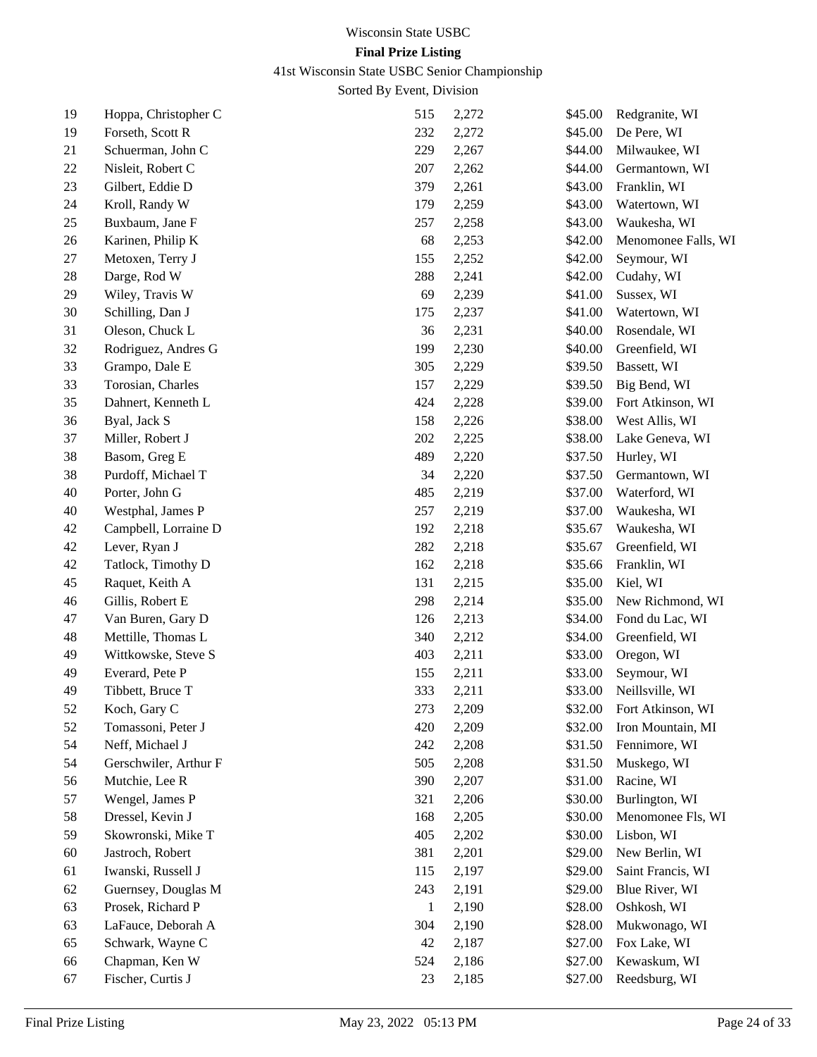Wisconsin State USBC

**Final Prize Listing**

41st Wisconsin State USBC Senior Championship

Sorted By Event, Division

| | | | | | |
|---|---|---|---|---|---|
| 19 | Hoppa, Christopher C | 515 | 2,272 | $45.00 | Redgranite, WI |
| 19 | Forseth, Scott R | 232 | 2,272 | $45.00 | De Pere, WI |
| 21 | Schuerman, John C | 229 | 2,267 | $44.00 | Milwaukee, WI |
| 22 | Nisleit, Robert C | 207 | 2,262 | $44.00 | Germantown, WI |
| 23 | Gilbert, Eddie D | 379 | 2,261 | $43.00 | Franklin, WI |
| 24 | Kroll, Randy W | 179 | 2,259 | $43.00 | Watertown, WI |
| 25 | Buxbaum, Jane F | 257 | 2,258 | $43.00 | Waukesha, WI |
| 26 | Karinen, Philip K | 68 | 2,253 | $42.00 | Menomonee Falls, WI |
| 27 | Metoxen, Terry J | 155 | 2,252 | $42.00 | Seymour, WI |
| 28 | Darge, Rod W | 288 | 2,241 | $42.00 | Cudahy, WI |
| 29 | Wiley, Travis W | 69 | 2,239 | $41.00 | Sussex, WI |
| 30 | Schilling, Dan J | 175 | 2,237 | $41.00 | Watertown, WI |
| 31 | Oleson, Chuck L | 36 | 2,231 | $40.00 | Rosendale, WI |
| 32 | Rodriguez, Andres G | 199 | 2,230 | $40.00 | Greenfield, WI |
| 33 | Grampo, Dale E | 305 | 2,229 | $39.50 | Bassett, WI |
| 33 | Torosian, Charles | 157 | 2,229 | $39.50 | Big Bend, WI |
| 35 | Dahnert, Kenneth L | 424 | 2,228 | $39.00 | Fort Atkinson, WI |
| 36 | Byal, Jack S | 158 | 2,226 | $38.00 | West Allis, WI |
| 37 | Miller, Robert J | 202 | 2,225 | $38.00 | Lake Geneva, WI |
| 38 | Basom, Greg E | 489 | 2,220 | $37.50 | Hurley, WI |
| 38 | Purdoff, Michael T | 34 | 2,220 | $37.50 | Germantown, WI |
| 40 | Porter, John G | 485 | 2,219 | $37.00 | Waterford, WI |
| 40 | Westphal, James P | 257 | 2,219 | $37.00 | Waukesha, WI |
| 42 | Campbell, Lorraine D | 192 | 2,218 | $35.67 | Waukesha, WI |
| 42 | Lever, Ryan J | 282 | 2,218 | $35.67 | Greenfield, WI |
| 42 | Tatlock, Timothy D | 162 | 2,218 | $35.66 | Franklin, WI |
| 45 | Raquet, Keith A | 131 | 2,215 | $35.00 | Kiel, WI |
| 46 | Gillis, Robert E | 298 | 2,214 | $35.00 | New Richmond, WI |
| 47 | Van Buren, Gary D | 126 | 2,213 | $34.00 | Fond du Lac, WI |
| 48 | Mettille, Thomas L | 340 | 2,212 | $34.00 | Greenfield, WI |
| 49 | Wittkowske, Steve S | 403 | 2,211 | $33.00 | Oregon, WI |
| 49 | Everard, Pete P | 155 | 2,211 | $33.00 | Seymour, WI |
| 49 | Tibbett, Bruce T | 333 | 2,211 | $33.00 | Neillsville, WI |
| 52 | Koch, Gary C | 273 | 2,209 | $32.00 | Fort Atkinson, WI |
| 52 | Tomassoni, Peter J | 420 | 2,209 | $32.00 | Iron Mountain, MI |
| 54 | Neff, Michael J | 242 | 2,208 | $31.50 | Fennimore, WI |
| 54 | Gerschwiler, Arthur F | 505 | 2,208 | $31.50 | Muskego, WI |
| 56 | Mutchie, Lee R | 390 | 2,207 | $31.00 | Racine, WI |
| 57 | Wengel, James P | 321 | 2,206 | $30.00 | Burlington, WI |
| 58 | Dressel, Kevin J | 168 | 2,205 | $30.00 | Menomonee Fls, WI |
| 59 | Skowronski, Mike T | 405 | 2,202 | $30.00 | Lisbon, WI |
| 60 | Jastroch, Robert | 381 | 2,201 | $29.00 | New Berlin, WI |
| 61 | Iwanski, Russell J | 115 | 2,197 | $29.00 | Saint Francis, WI |
| 62 | Guernsey, Douglas M | 243 | 2,191 | $29.00 | Blue River, WI |
| 63 | Prosek, Richard P | 1 | 2,190 | $28.00 | Oshkosh, WI |
| 63 | LaFauce, Deborah A | 304 | 2,190 | $28.00 | Mukwonago, WI |
| 65 | Schwark, Wayne C | 42 | 2,187 | $27.00 | Fox Lake, WI |
| 66 | Chapman, Ken W | 524 | 2,186 | $27.00 | Kewaskum, WI |
| 67 | Fischer, Curtis J | 23 | 2,185 | $27.00 | Reedsburg, WI |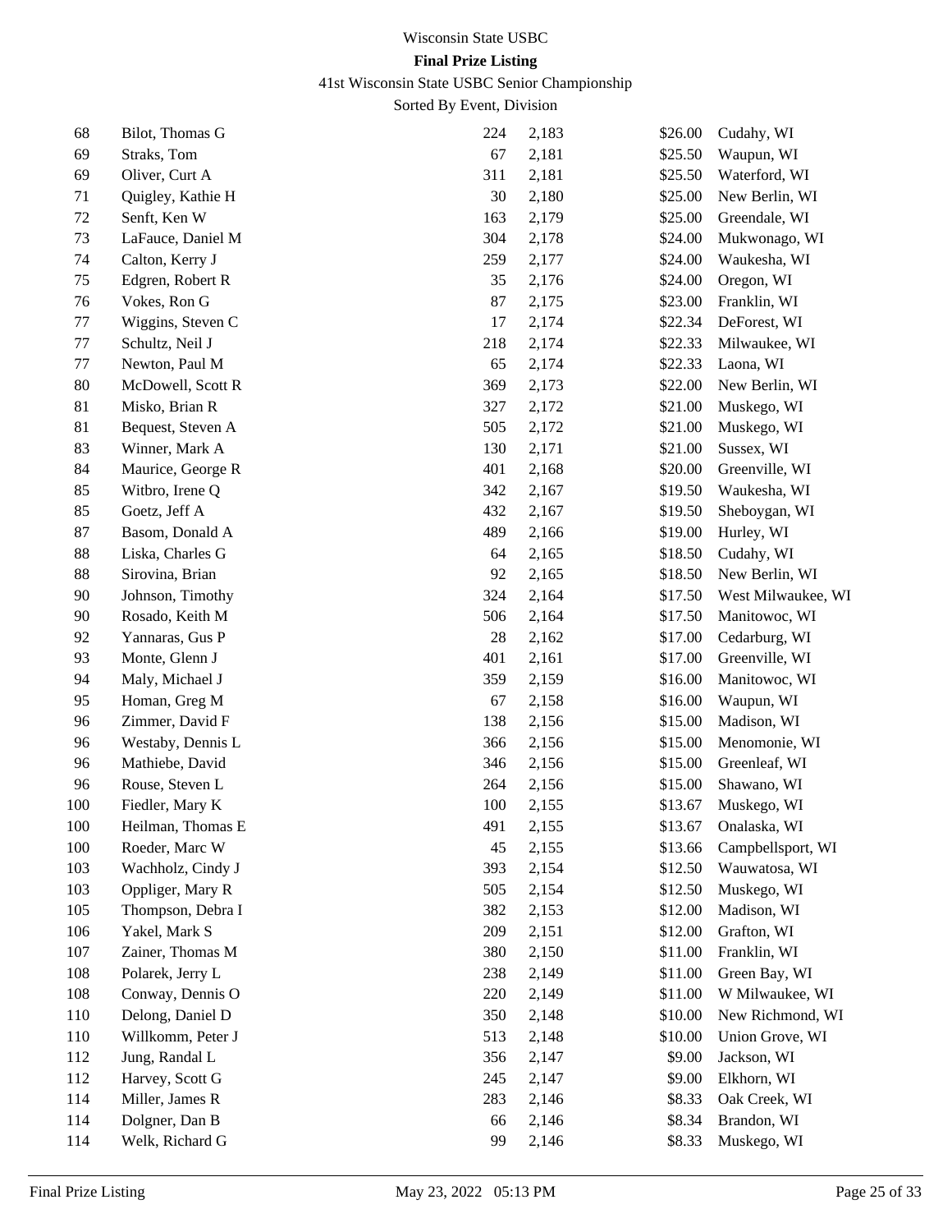Wisconsin State USBC

**Final Prize Listing**

41st Wisconsin State USBC Senior Championship

Sorted By Event, Division

| | | | | | |
|---|---|---|---|---|---|
| 68 | Bilot, Thomas G | 224 | 2,183 | $26.00 | Cudahy, WI |
| 69 | Straks, Tom | 67 | 2,181 | $25.50 | Waupun, WI |
| 69 | Oliver, Curt A | 311 | 2,181 | $25.50 | Waterford, WI |
| 71 | Quigley, Kathie H | 30 | 2,180 | $25.00 | New Berlin, WI |
| 72 | Senft, Ken W | 163 | 2,179 | $25.00 | Greendale, WI |
| 73 | LaFauce, Daniel M | 304 | 2,178 | $24.00 | Mukwonago, WI |
| 74 | Calton, Kerry J | 259 | 2,177 | $24.00 | Waukesha, WI |
| 75 | Edgren, Robert R | 35 | 2,176 | $24.00 | Oregon, WI |
| 76 | Vokes, Ron G | 87 | 2,175 | $23.00 | Franklin, WI |
| 77 | Wiggins, Steven C | 17 | 2,174 | $22.34 | DeForest, WI |
| 77 | Schultz, Neil J | 218 | 2,174 | $22.33 | Milwaukee, WI |
| 77 | Newton, Paul M | 65 | 2,174 | $22.33 | Laona, WI |
| 80 | McDowell, Scott R | 369 | 2,173 | $22.00 | New Berlin, WI |
| 81 | Misko, Brian R | 327 | 2,172 | $21.00 | Muskego, WI |
| 81 | Bequest, Steven A | 505 | 2,172 | $21.00 | Muskego, WI |
| 83 | Winner, Mark A | 130 | 2,171 | $21.00 | Sussex, WI |
| 84 | Maurice, George R | 401 | 2,168 | $20.00 | Greenville, WI |
| 85 | Witbro, Irene Q | 342 | 2,167 | $19.50 | Waukesha, WI |
| 85 | Goetz, Jeff A | 432 | 2,167 | $19.50 | Sheboygan, WI |
| 87 | Basom, Donald A | 489 | 2,166 | $19.00 | Hurley, WI |
| 88 | Liska, Charles G | 64 | 2,165 | $18.50 | Cudahy, WI |
| 88 | Sirovina, Brian | 92 | 2,165 | $18.50 | New Berlin, WI |
| 90 | Johnson, Timothy | 324 | 2,164 | $17.50 | West Milwaukee, WI |
| 90 | Rosado, Keith M | 506 | 2,164 | $17.50 | Manitowoc, WI |
| 92 | Yannaras, Gus P | 28 | 2,162 | $17.00 | Cedarburg, WI |
| 93 | Monte, Glenn J | 401 | 2,161 | $17.00 | Greenville, WI |
| 94 | Maly, Michael J | 359 | 2,159 | $16.00 | Manitowoc, WI |
| 95 | Homan, Greg M | 67 | 2,158 | $16.00 | Waupun, WI |
| 96 | Zimmer, David F | 138 | 2,156 | $15.00 | Madison, WI |
| 96 | Westaby, Dennis L | 366 | 2,156 | $15.00 | Menomonie, WI |
| 96 | Mathiebe, David | 346 | 2,156 | $15.00 | Greenleaf, WI |
| 96 | Rouse, Steven L | 264 | 2,156 | $15.00 | Shawano, WI |
| 100 | Fiedler, Mary K | 100 | 2,155 | $13.67 | Muskego, WI |
| 100 | Heilman, Thomas E | 491 | 2,155 | $13.67 | Onalaska, WI |
| 100 | Roeder, Marc W | 45 | 2,155 | $13.66 | Campbellsport, WI |
| 103 | Wachholz, Cindy J | 393 | 2,154 | $12.50 | Wauwatosa, WI |
| 103 | Oppliger, Mary R | 505 | 2,154 | $12.50 | Muskego, WI |
| 105 | Thompson, Debra I | 382 | 2,153 | $12.00 | Madison, WI |
| 106 | Yakel, Mark S | 209 | 2,151 | $12.00 | Grafton, WI |
| 107 | Zainer, Thomas M | 380 | 2,150 | $11.00 | Franklin, WI |
| 108 | Polarek, Jerry L | 238 | 2,149 | $11.00 | Green Bay, WI |
| 108 | Conway, Dennis O | 220 | 2,149 | $11.00 | W Milwaukee, WI |
| 110 | Delong, Daniel D | 350 | 2,148 | $10.00 | New Richmond, WI |
| 110 | Willkomm, Peter J | 513 | 2,148 | $10.00 | Union Grove, WI |
| 112 | Jung, Randal L | 356 | 2,147 | $9.00 | Jackson, WI |
| 112 | Harvey, Scott G | 245 | 2,147 | $9.00 | Elkhorn, WI |
| 114 | Miller, James R | 283 | 2,146 | $8.33 | Oak Creek, WI |
| 114 | Dolgner, Dan B | 66 | 2,146 | $8.34 | Brandon, WI |
| 114 | Welk, Richard G | 99 | 2,146 | $8.33 | Muskego, WI |

Final Prize Listing    May 23, 2022 05:13 PM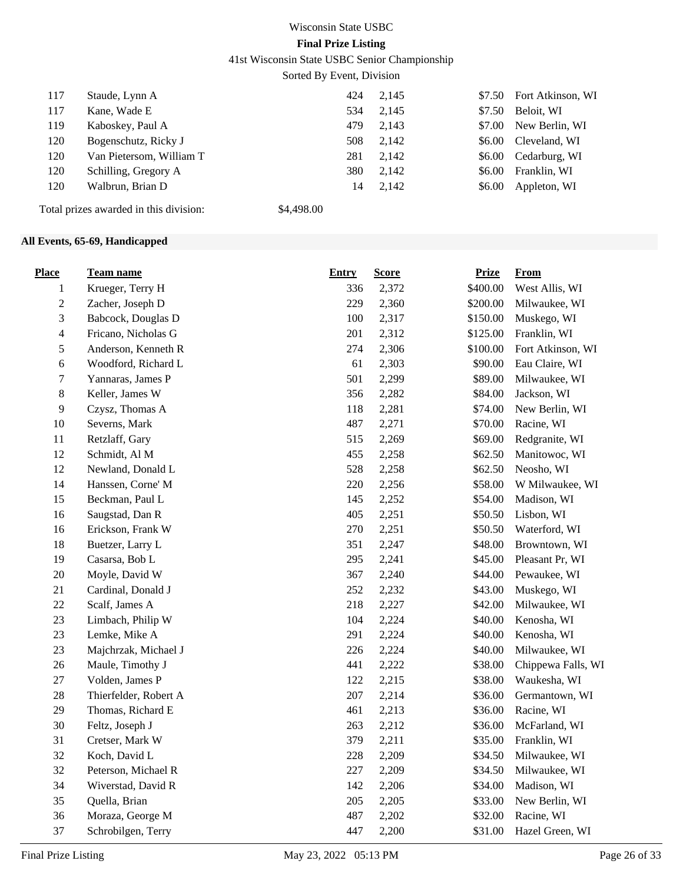| | | | | | |
|---|---|---|---|---|---|
| 117 | Staude, Lynn A | 424 | 2,145 | $7.50 | Fort Atkinson, WI |
| 117 | Kane, Wade E | 534 | 2,145 | $7.50 | Beloit, WI |
| 119 | Kaboskey, Paul A | 479 | 2,143 | $7.00 | New Berlin, WI |
| 120 | Bogenschutz, Ricky J | 508 | 2,142 | $6.00 | Cleveland, WI |
| 120 | Van Pietersom, William T | 281 | 2,142 | $6.00 | Cedarburg, WI |
| 120 | Schilling, Gregory A | 380 | 2,142 | $6.00 | Franklin, WI |
| 120 | Walbrun, Brian D | 14 | 2,142 | $6.00 | Appleton, WI |

Total prizes awarded in this division: $4,498.00

**All Events, 65-69, Handicapped**

| Place | Team name | Entry | Score | Prize | From |
|---|---|---|---|---|---|
| 1 | Krueger, Terry H | 336 | 2,372 | $400.00 | West Allis, WI |
| 2 | Zacher, Joseph D | 229 | 2,360 | $200.00 | Milwaukee, WI |
| 3 | Babcock, Douglas D | 100 | 2,317 | $150.00 | Muskego, WI |
| 4 | Fricano, Nicholas G | 201 | 2,312 | $125.00 | Franklin, WI |
| 5 | Anderson, Kenneth R | 274 | 2,306 | $100.00 | Fort Atkinson, WI |
| 6 | Woodford, Richard L | 61 | 2,303 | $90.00 | Eau Claire, WI |
| 7 | Yannaras, James P | 501 | 2,299 | $89.00 | Milwaukee, WI |
| 8 | Keller, James W | 356 | 2,282 | $84.00 | Jackson, WI |
| 9 | Czysz, Thomas A | 118 | 2,281 | $74.00 | New Berlin, WI |
| 10 | Severns, Mark | 487 | 2,271 | $70.00 | Racine, WI |
| 11 | Retzlaff, Gary | 515 | 2,269 | $69.00 | Redgranite, WI |
| 12 | Schmidt, Al M | 455 | 2,258 | $62.50 | Manitowoc, WI |
| 12 | Newland, Donald L | 528 | 2,258 | $62.50 | Neosho, WI |
| 14 | Hanssen, Corne' M | 220 | 2,256 | $58.00 | W Milwaukee, WI |
| 15 | Beckman, Paul L | 145 | 2,252 | $54.00 | Madison, WI |
| 16 | Saugstad, Dan R | 405 | 2,251 | $50.50 | Lisbon, WI |
| 16 | Erickson, Frank W | 270 | 2,251 | $50.50 | Waterford, WI |
| 18 | Buetzer, Larry L | 351 | 2,247 | $48.00 | Browntown, WI |
| 19 | Casarsa, Bob L | 295 | 2,241 | $45.00 | Pleasant Pr, WI |
| 20 | Moyle, David W | 367 | 2,240 | $44.00 | Pewaukee, WI |
| 21 | Cardinal, Donald J | 252 | 2,232 | $43.00 | Muskego, WI |
| 22 | Scalf, James A | 218 | 2,227 | $42.00 | Milwaukee, WI |
| 23 | Limbach, Philip W | 104 | 2,224 | $40.00 | Kenosha, WI |
| 23 | Lemke, Mike A | 291 | 2,224 | $40.00 | Kenosha, WI |
| 23 | Majchrzak, Michael J | 226 | 2,224 | $40.00 | Milwaukee, WI |
| 26 | Maule, Timothy J | 441 | 2,222 | $38.00 | Chippewa Falls, WI |
| 27 | Volden, James P | 122 | 2,215 | $38.00 | Waukesha, WI |
| 28 | Thierfelder, Robert A | 207 | 2,214 | $36.00 | Germantown, WI |
| 29 | Thomas, Richard E | 461 | 2,213 | $36.00 | Racine, WI |
| 30 | Feltz, Joseph J | 263 | 2,212 | $36.00 | McFarland, WI |
| 31 | Cretser, Mark W | 379 | 2,211 | $35.00 | Franklin, WI |
| 32 | Koch, David L | 228 | 2,209 | $34.50 | Milwaukee, WI |
| 32 | Peterson, Michael R | 227 | 2,209 | $34.50 | Milwaukee, WI |
| 34 | Wiverstad, David R | 142 | 2,206 | $34.00 | Madison, WI |
| 35 | Quella, Brian | 205 | 2,205 | $33.00 | New Berlin, WI |
| 36 | Moraza, George M | 487 | 2,202 | $32.00 | Racine, WI |
| 37 | Schrobilgen, Terry | 447 | 2,200 | $31.00 | Hazel Green, WI |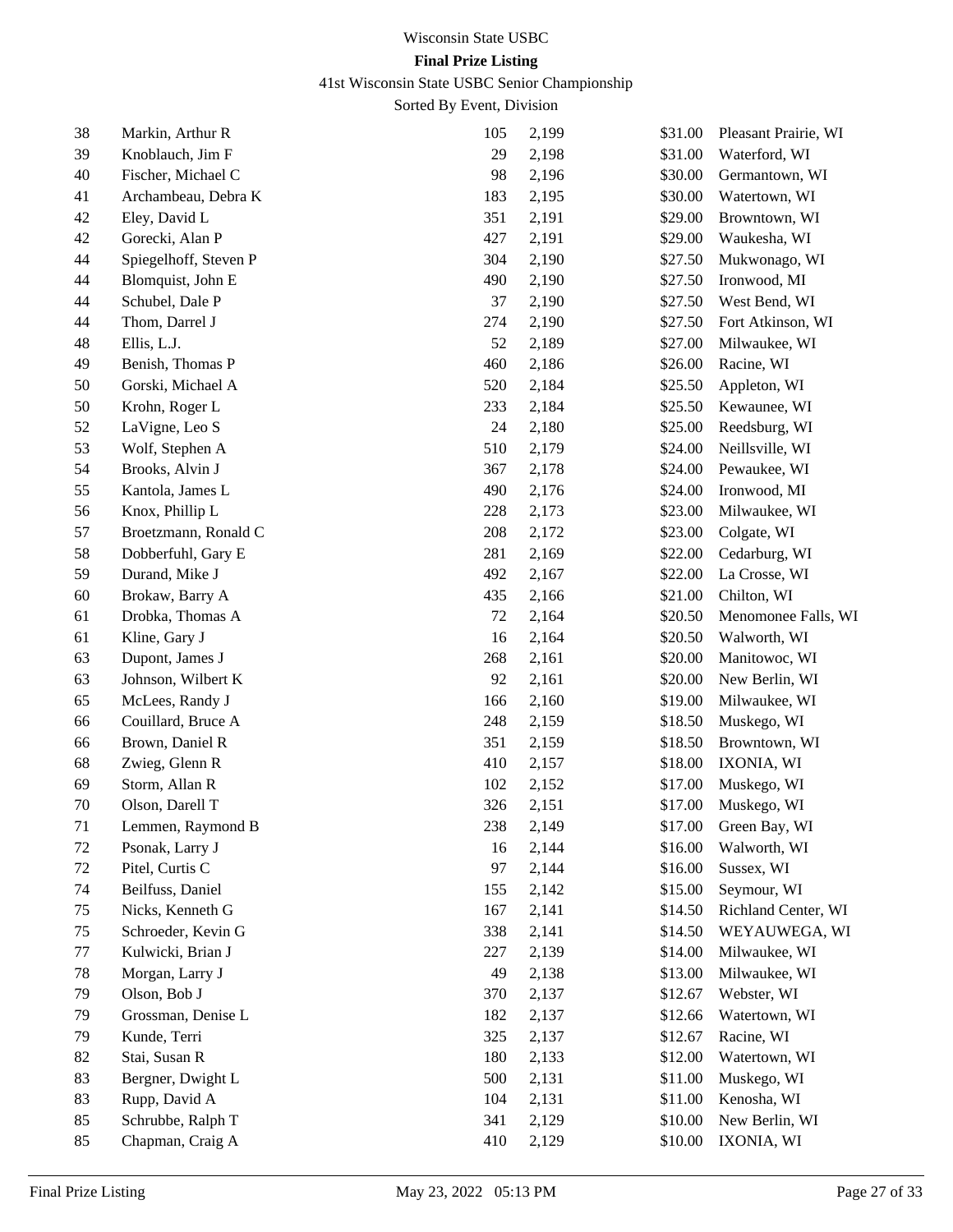Wisconsin State USBC

**Final Prize Listing**

41st Wisconsin State USBC Senior Championship

Sorted By Event, Division

| | | | | | |
|---|---|---|---|---|---|
| 38 | Markin, Arthur R | 105 | 2,199 | $31.00 | Pleasant Prairie, WI |
| 39 | Knoblauch, Jim F | 29 | 2,198 | $31.00 | Waterford, WI |
| 40 | Fischer, Michael C | 98 | 2,196 | $30.00 | Germantown, WI |
| 41 | Archambeau, Debra K | 183 | 2,195 | $30.00 | Watertown, WI |
| 42 | Eley, David L | 351 | 2,191 | $29.00 | Browntown, WI |
| 42 | Gorecki, Alan P | 427 | 2,191 | $29.00 | Waukesha, WI |
| 44 | Spiegelhoff, Steven P | 304 | 2,190 | $27.50 | Mukwonago, WI |
| 44 | Blomquist, John E | 490 | 2,190 | $27.50 | Ironwood, MI |
| 44 | Schubel, Dale P | 37 | 2,190 | $27.50 | West Bend, WI |
| 44 | Thom, Darrel J | 274 | 2,190 | $27.50 | Fort Atkinson, WI |
| 48 | Ellis, L.J. | 52 | 2,189 | $27.00 | Milwaukee, WI |
| 49 | Benish, Thomas P | 460 | 2,186 | $26.00 | Racine, WI |
| 50 | Gorski, Michael A | 520 | 2,184 | $25.50 | Appleton, WI |
| 50 | Krohn, Roger L | 233 | 2,184 | $25.50 | Kewaunee, WI |
| 52 | LaVigne, Leo S | 24 | 2,180 | $25.00 | Reedsburg, WI |
| 53 | Wolf, Stephen A | 510 | 2,179 | $24.00 | Neillsville, WI |
| 54 | Brooks, Alvin J | 367 | 2,178 | $24.00 | Pewaukee, WI |
| 55 | Kantola, James L | 490 | 2,176 | $24.00 | Ironwood, MI |
| 56 | Knox, Phillip L | 228 | 2,173 | $23.00 | Milwaukee, WI |
| 57 | Broetzmann, Ronald C | 208 | 2,172 | $23.00 | Colgate, WI |
| 58 | Dobberfuhl, Gary E | 281 | 2,169 | $22.00 | Cedarburg, WI |
| 59 | Durand, Mike J | 492 | 2,167 | $22.00 | La Crosse, WI |
| 60 | Brokaw, Barry A | 435 | 2,166 | $21.00 | Chilton, WI |
| 61 | Drobka, Thomas A | 72 | 2,164 | $20.50 | Menomonee Falls, WI |
| 61 | Kline, Gary J | 16 | 2,164 | $20.50 | Walworth, WI |
| 63 | Dupont, James J | 268 | 2,161 | $20.00 | Manitowoc, WI |
| 63 | Johnson, Wilbert K | 92 | 2,161 | $20.00 | New Berlin, WI |
| 65 | McLees, Randy J | 166 | 2,160 | $19.00 | Milwaukee, WI |
| 66 | Couillard, Bruce A | 248 | 2,159 | $18.50 | Muskego, WI |
| 66 | Brown, Daniel R | 351 | 2,159 | $18.50 | Browntown, WI |
| 68 | Zwieg, Glenn R | 410 | 2,157 | $18.00 | IXONIA, WI |
| 69 | Storm, Allan R | 102 | 2,152 | $17.00 | Muskego, WI |
| 70 | Olson, Darell T | 326 | 2,151 | $17.00 | Muskego, WI |
| 71 | Lemmen, Raymond B | 238 | 2,149 | $17.00 | Green Bay, WI |
| 72 | Psonak, Larry J | 16 | 2,144 | $16.00 | Walworth, WI |
| 72 | Pitel, Curtis C | 97 | 2,144 | $16.00 | Sussex, WI |
| 74 | Beilfuss, Daniel | 155 | 2,142 | $15.00 | Seymour, WI |
| 75 | Nicks, Kenneth G | 167 | 2,141 | $14.50 | Richland Center, WI |
| 75 | Schroeder, Kevin G | 338 | 2,141 | $14.50 | WEYAUWEGA, WI |
| 77 | Kulwicki, Brian J | 227 | 2,139 | $14.00 | Milwaukee, WI |
| 78 | Morgan, Larry J | 49 | 2,138 | $13.00 | Milwaukee, WI |
| 79 | Olson, Bob J | 370 | 2,137 | $12.67 | Webster, WI |
| 79 | Grossman, Denise L | 182 | 2,137 | $12.66 | Watertown, WI |
| 79 | Kunde, Terri | 325 | 2,137 | $12.67 | Racine, WI |
| 82 | Stai, Susan R | 180 | 2,133 | $12.00 | Watertown, WI |
| 83 | Bergner, Dwight L | 500 | 2,131 | $11.00 | Muskego, WI |
| 83 | Rupp, David A | 104 | 2,131 | $11.00 | Kenosha, WI |
| 85 | Schrubbe, Ralph T | 341 | 2,129 | $10.00 | New Berlin, WI |
| 85 | Chapman, Craig A | 410 | 2,129 | $10.00 | IXONIA, WI |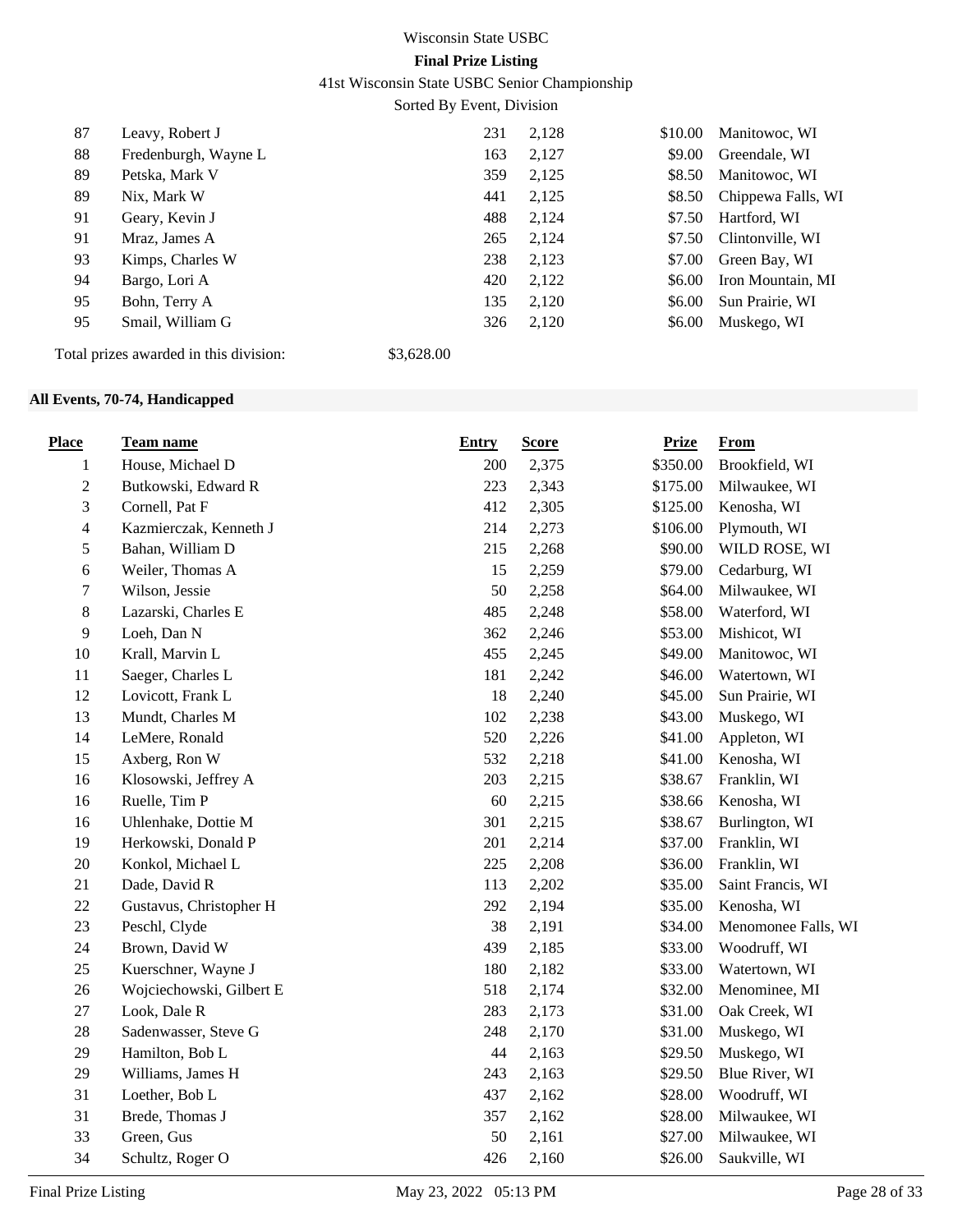| Place | Team name | Entry | Score | Prize | From |
|---|---|---|---|---|---|
| 87 | Leavy, Robert J | 231 | 2,128 | $10.00 | Manitowoc, WI |
| 88 | Fredenburgh, Wayne L | 163 | 2,127 | $9.00 | Greendale, WI |
| 89 | Petska, Mark V | 359 | 2,125 | $8.50 | Manitowoc, WI |
| 89 | Nix, Mark W | 441 | 2,125 | $8.50 | Chippewa Falls, WI |
| 91 | Geary, Kevin J | 488 | 2,124 | $7.50 | Hartford, WI |
| 91 | Mraz, James A | 265 | 2,124 | $7.50 | Clintonville, WI |
| 93 | Kimps, Charles W | 238 | 2,123 | $7.00 | Green Bay, WI |
| 94 | Bargo, Lori A | 420 | 2,122 | $6.00 | Iron Mountain, MI |
| 95 | Bohn, Terry A | 135 | 2,120 | $6.00 | Sun Prairie, WI |
| 95 | Smail, William G | 326 | 2,120 | $6.00 | Muskego, WI |

Total prizes awarded in this division: $3,628.00

## All Events, 70-74, Handicapped

| Place | Team name | Entry | Score | Prize | From |
|---|---|---|---|---|---|
| 1 | House, Michael D | 200 | 2,375 | $350.00 | Brookfield, WI |
| 2 | Butkowski, Edward R | 223 | 2,343 | $175.00 | Milwaukee, WI |
| 3 | Cornell, Pat F | 412 | 2,305 | $125.00 | Kenosha, WI |
| 4 | Kazmierczak, Kenneth J | 214 | 2,273 | $106.00 | Plymouth, WI |
| 5 | Bahan, William D | 215 | 2,268 | $90.00 | WILD ROSE, WI |
| 6 | Weiler, Thomas A | 15 | 2,259 | $79.00 | Cedarburg, WI |
| 7 | Wilson, Jessie | 50 | 2,258 | $64.00 | Milwaukee, WI |
| 8 | Lazarski, Charles E | 485 | 2,248 | $58.00 | Waterford, WI |
| 9 | Loeh, Dan N | 362 | 2,246 | $53.00 | Mishicot, WI |
| 10 | Krall, Marvin L | 455 | 2,245 | $49.00 | Manitowoc, WI |
| 11 | Saeger, Charles L | 181 | 2,242 | $46.00 | Watertown, WI |
| 12 | Lovicott, Frank L | 18 | 2,240 | $45.00 | Sun Prairie, WI |
| 13 | Mundt, Charles M | 102 | 2,238 | $43.00 | Muskego, WI |
| 14 | LeMere, Ronald | 520 | 2,226 | $41.00 | Appleton, WI |
| 15 | Axberg, Ron W | 532 | 2,218 | $41.00 | Kenosha, WI |
| 16 | Klosowski, Jeffrey A | 203 | 2,215 | $38.67 | Franklin, WI |
| 16 | Ruelle, Tim P | 60 | 2,215 | $38.66 | Kenosha, WI |
| 16 | Uhlenhake, Dottie M | 301 | 2,215 | $38.67 | Burlington, WI |
| 19 | Herkowski, Donald P | 201 | 2,214 | $37.00 | Franklin, WI |
| 20 | Konkol, Michael L | 225 | 2,208 | $36.00 | Franklin, WI |
| 21 | Dade, David R | 113 | 2,202 | $35.00 | Saint Francis, WI |
| 22 | Gustavus, Christopher H | 292 | 2,194 | $35.00 | Kenosha, WI |
| 23 | Peschl, Clyde | 38 | 2,191 | $34.00 | Menomonee Falls, WI |
| 24 | Brown, David W | 439 | 2,185 | $33.00 | Woodruff, WI |
| 25 | Kuerschner, Wayne J | 180 | 2,182 | $33.00 | Watertown, WI |
| 26 | Wojciechowski, Gilbert E | 518 | 2,174 | $32.00 | Menominee, MI |
| 27 | Look, Dale R | 283 | 2,173 | $31.00 | Oak Creek, WI |
| 28 | Sadenwasser, Steve G | 248 | 2,170 | $31.00 | Muskego, WI |
| 29 | Hamilton, Bob L | 44 | 2,163 | $29.50 | Muskego, WI |
| 29 | Williams, James H | 243 | 2,163 | $29.50 | Blue River, WI |
| 31 | Loether, Bob L | 437 | 2,162 | $28.00 | Woodruff, WI |
| 31 | Brede, Thomas J | 357 | 2,162 | $28.00 | Milwaukee, WI |
| 33 | Green, Gus | 50 | 2,161 | $27.00 | Milwaukee, WI |
| 34 | Schultz, Roger O | 426 | 2,160 | $26.00 | Saukville, WI |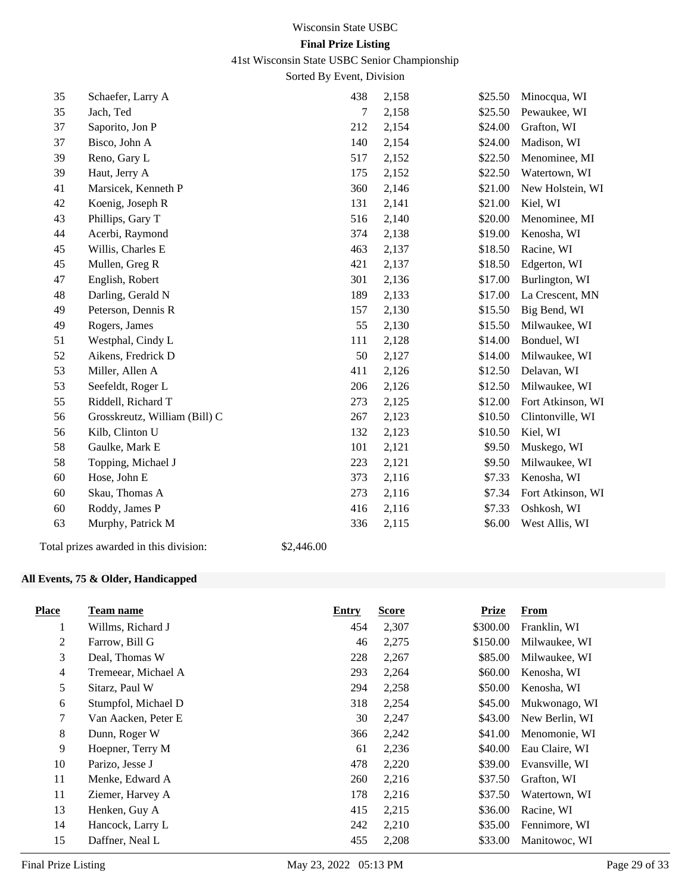| Place | Team name | Entry | Score | Prize | From |
|---|---|---|---|---|---|
| 35 | Schaefer, Larry A | 438 | 2,158 | $25.50 | Minocqua, WI |
| 35 | Jach, Ted | 7 | 2,158 | $25.50 | Pewaukee, WI |
| 37 | Saporito, Jon P | 212 | 2,154 | $24.00 | Grafton, WI |
| 37 | Bisco, John A | 140 | 2,154 | $24.00 | Madison, WI |
| 39 | Reno, Gary L | 517 | 2,152 | $22.50 | Menominee, MI |
| 39 | Haut, Jerry A | 175 | 2,152 | $22.50 | Watertown, WI |
| 41 | Marsicek, Kenneth P | 360 | 2,146 | $21.00 | New Holstein, WI |
| 42 | Koenig, Joseph R | 131 | 2,141 | $21.00 | Kiel, WI |
| 43 | Phillips, Gary T | 516 | 2,140 | $20.00 | Menominee, MI |
| 44 | Acerbi, Raymond | 374 | 2,138 | $19.00 | Kenosha, WI |
| 45 | Willis, Charles E | 463 | 2,137 | $18.50 | Racine, WI |
| 45 | Mullen, Greg R | 421 | 2,137 | $18.50 | Edgerton, WI |
| 47 | English, Robert | 301 | 2,136 | $17.00 | Burlington, WI |
| 48 | Darling, Gerald N | 189 | 2,133 | $17.00 | La Crescent, MN |
| 49 | Peterson, Dennis R | 157 | 2,130 | $15.50 | Big Bend, WI |
| 49 | Rogers, James | 55 | 2,130 | $15.50 | Milwaukee, WI |
| 51 | Westphal, Cindy L | 111 | 2,128 | $14.00 | Bonduel, WI |
| 52 | Aikens, Fredrick D | 50 | 2,127 | $14.00 | Milwaukee, WI |
| 53 | Miller, Allen A | 411 | 2,126 | $12.50 | Delavan, WI |
| 53 | Seefeldt, Roger L | 206 | 2,126 | $12.50 | Milwaukee, WI |
| 55 | Riddell, Richard T | 273 | 2,125 | $12.00 | Fort Atkinson, WI |
| 56 | Grosskreutz, William (Bill) C | 267 | 2,123 | $10.50 | Clintonville, WI |
| 56 | Kilb, Clinton U | 132 | 2,123 | $10.50 | Kiel, WI |
| 58 | Gaulke, Mark E | 101 | 2,121 | $9.50 | Muskego, WI |
| 58 | Topping, Michael J | 223 | 2,121 | $9.50 | Milwaukee, WI |
| 60 | Hose, John E | 373 | 2,116 | $7.33 | Kenosha, WI |
| 60 | Skau, Thomas A | 273 | 2,116 | $7.34 | Fort Atkinson, WI |
| 60 | Roddy, James P | 416 | 2,116 | $7.33 | Oshkosh, WI |
| 63 | Murphy, Patrick M | 336 | 2,115 | $6.00 | West Allis, WI |

Total prizes awarded in this division: $2,446.00

**All Events, 75 & Older, Handicapped**

| Place | Team name | Entry | Score | Prize | From |
|---|---|---|---|---|---|
| 1 | Willms, Richard J | 454 | 2,307 | $300.00 | Franklin, WI |
| 2 | Farrow, Bill G | 46 | 2,275 | $150.00 | Milwaukee, WI |
| 3 | Deal, Thomas W | 228 | 2,267 | $85.00 | Milwaukee, WI |
| 4 | Tremeear, Michael A | 293 | 2,264 | $60.00 | Kenosha, WI |
| 5 | Sitarz, Paul W | 294 | 2,258 | $50.00 | Kenosha, WI |
| 6 | Stumpfol, Michael D | 318 | 2,254 | $45.00 | Mukwonago, WI |
| 7 | Van Aacken, Peter E | 30 | 2,247 | $43.00 | New Berlin, WI |
| 8 | Dunn, Roger W | 366 | 2,242 | $41.00 | Menomonie, WI |
| 9 | Hoepner, Terry M | 61 | 2,236 | $40.00 | Eau Claire, WI |
| 10 | Parizo, Jesse J | 478 | 2,220 | $39.00 | Evansville, WI |
| 11 | Menke, Edward A | 260 | 2,216 | $37.50 | Grafton, WI |
| 11 | Ziemer, Harvey A | 178 | 2,216 | $37.50 | Watertown, WI |
| 13 | Henken, Guy A | 415 | 2,215 | $36.00 | Racine, WI |
| 14 | Hancock, Larry L | 242 | 2,210 | $35.00 | Fennimore, WI |
| 15 | Daffner, Neal L | 455 | 2,208 | $33.00 | Manitowoc, WI |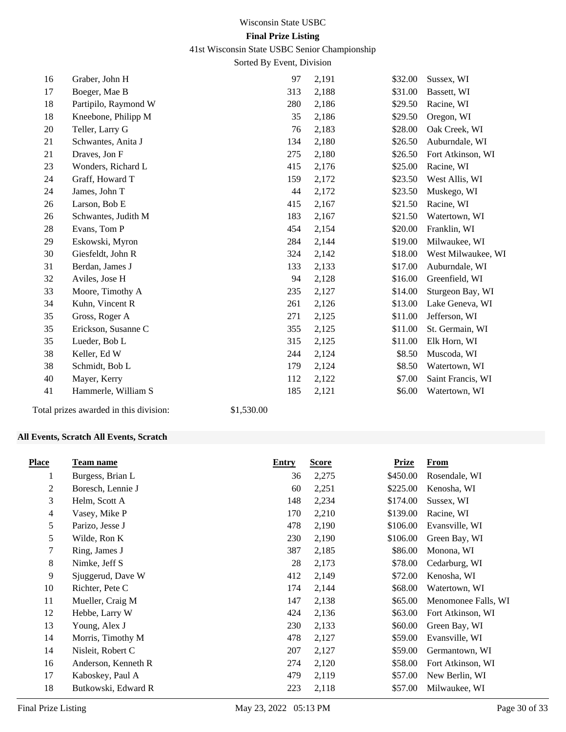| | | | | | |
|---|---|---|---|---|---|
| 16 | Graber, John H | 97 | 2,191 | $32.00 | Sussex, WI |
| 17 | Boeger, Mae B | 313 | 2,188 | $31.00 | Bassett, WI |
| 18 | Partipilo, Raymond W | 280 | 2,186 | $29.50 | Racine, WI |
| 18 | Kneebone, Philipp M | 35 | 2,186 | $29.50 | Oregon, WI |
| 20 | Teller, Larry G | 76 | 2,183 | $28.00 | Oak Creek, WI |
| 21 | Schwantes, Anita J | 134 | 2,180 | $26.50 | Auburndale, WI |
| 21 | Draves, Jon F | 275 | 2,180 | $26.50 | Fort Atkinson, WI |
| 23 | Wonders, Richard L | 415 | 2,176 | $25.00 | Racine, WI |
| 24 | Graff, Howard T | 159 | 2,172 | $23.50 | West Allis, WI |
| 24 | James, John T | 44 | 2,172 | $23.50 | Muskego, WI |
| 26 | Larson, Bob E | 415 | 2,167 | $21.50 | Racine, WI |
| 26 | Schwantes, Judith M | 183 | 2,167 | $21.50 | Watertown, WI |
| 28 | Evans, Tom P | 454 | 2,154 | $20.00 | Franklin, WI |
| 29 | Eskowski, Myron | 284 | 2,144 | $19.00 | Milwaukee, WI |
| 30 | Giesfeldt, John R | 324 | 2,142 | $18.00 | West Milwaukee, WI |
| 31 | Berdan, James J | 133 | 2,133 | $17.00 | Auburndale, WI |
| 32 | Aviles, Jose H | 94 | 2,128 | $16.00 | Greenfield, WI |
| 33 | Moore, Timothy A | 235 | 2,127 | $14.00 | Sturgeon Bay, WI |
| 34 | Kuhn, Vincent R | 261 | 2,126 | $13.00 | Lake Geneva, WI |
| 35 | Gross, Roger A | 271 | 2,125 | $11.00 | Jefferson, WI |
| 35 | Erickson, Susanne C | 355 | 2,125 | $11.00 | St. Germain, WI |
| 35 | Lueder, Bob L | 315 | 2,125 | $11.00 | Elk Horn, WI |
| 38 | Keller, Ed W | 244 | 2,124 | $8.50 | Muscoda, WI |
| 38 | Schmidt, Bob L | 179 | 2,124 | $8.50 | Watertown, WI |
| 40 | Mayer, Kerry | 112 | 2,122 | $7.00 | Saint Francis, WI |
| 41 | Hammerle, William S | 185 | 2,121 | $6.00 | Watertown, WI |

Total prizes awarded in this division: $1,530.00

**All Events, Scratch All Events, Scratch**

| Place | Team name | Entry | Score | Prize | From |
|---|---|---|---|---|---|
| 1 | Burgess, Brian L | 36 | 2,275 | $450.00 | Rosendale, WI |
| 2 | Boresch, Lennie J | 60 | 2,251 | $225.00 | Kenosha, WI |
| 3 | Helm, Scott A | 148 | 2,234 | $174.00 | Sussex, WI |
| 4 | Vasey, Mike P | 170 | 2,210 | $139.00 | Racine, WI |
| 5 | Parizo, Jesse J | 478 | 2,190 | $106.00 | Evansville, WI |
| 5 | Wilde, Ron K | 230 | 2,190 | $106.00 | Green Bay, WI |
| 7 | Ring, James J | 387 | 2,185 | $86.00 | Monona, WI |
| 8 | Nimke, Jeff S | 28 | 2,173 | $78.00 | Cedarburg, WI |
| 9 | Sjuggerud, Dave W | 412 | 2,149 | $72.00 | Kenosha, WI |
| 10 | Richter, Pete C | 174 | 2,144 | $68.00 | Watertown, WI |
| 11 | Mueller, Craig M | 147 | 2,138 | $65.00 | Menomonee Falls, WI |
| 12 | Hebbe, Larry W | 424 | 2,136 | $63.00 | Fort Atkinson, WI |
| 13 | Young, Alex J | 230 | 2,133 | $60.00 | Green Bay, WI |
| 14 | Morris, Timothy M | 478 | 2,127 | $59.00 | Evansville, WI |
| 14 | Nisleit, Robert C | 207 | 2,127 | $59.00 | Germantown, WI |
| 16 | Anderson, Kenneth R | 274 | 2,120 | $58.00 | Fort Atkinson, WI |
| 17 | Kaboskey, Paul A | 479 | 2,119 | $57.00 | New Berlin, WI |
| 18 | Butkowski, Edward R | 223 | 2,118 | $57.00 | Milwaukee, WI |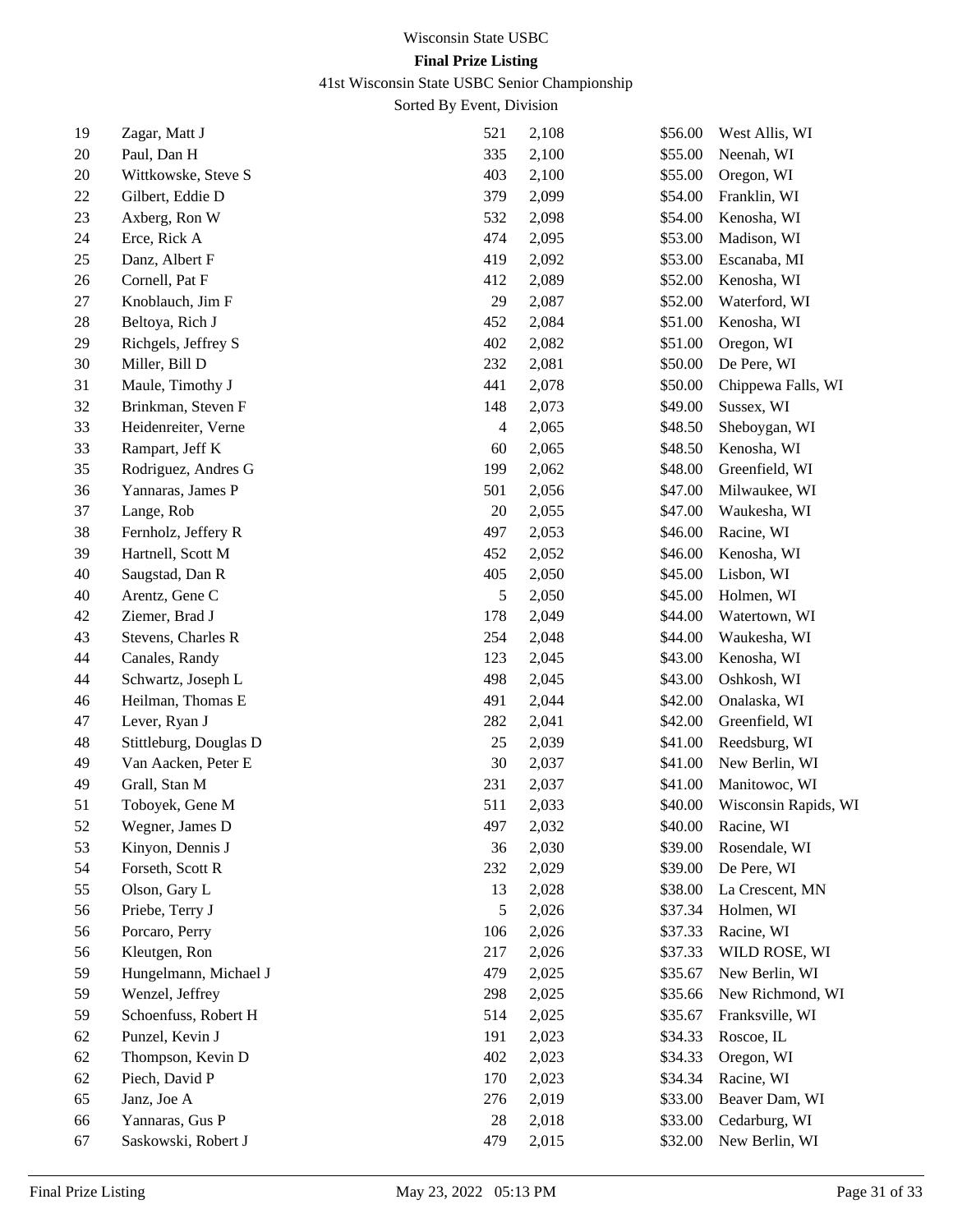Wisconsin State USBC

**Final Prize Listing**

41st Wisconsin State USBC Senior Championship

Sorted By Event, Division

| | | | | | |
|---|---|---|---|---|---|
| 19 | Zagar, Matt J | 521 | 2,108 | $56.00 | West Allis, WI |
| 20 | Paul, Dan H | 335 | 2,100 | $55.00 | Neenah, WI |
| 20 | Wittkowske, Steve S | 403 | 2,100 | $55.00 | Oregon, WI |
| 22 | Gilbert, Eddie D | 379 | 2,099 | $54.00 | Franklin, WI |
| 23 | Axberg, Ron W | 532 | 2,098 | $54.00 | Kenosha, WI |
| 24 | Erce, Rick A | 474 | 2,095 | $53.00 | Madison, WI |
| 25 | Danz, Albert F | 419 | 2,092 | $53.00 | Escanaba, MI |
| 26 | Cornell, Pat F | 412 | 2,089 | $52.00 | Kenosha, WI |
| 27 | Knoblauch, Jim F | 29 | 2,087 | $52.00 | Waterford, WI |
| 28 | Beltoya, Rich J | 452 | 2,084 | $51.00 | Kenosha, WI |
| 29 | Richgels, Jeffrey S | 402 | 2,082 | $51.00 | Oregon, WI |
| 30 | Miller, Bill D | 232 | 2,081 | $50.00 | De Pere, WI |
| 31 | Maule, Timothy J | 441 | 2,078 | $50.00 | Chippewa Falls, WI |
| 32 | Brinkman, Steven F | 148 | 2,073 | $49.00 | Sussex, WI |
| 33 | Heidenreiter, Verne | 4 | 2,065 | $48.50 | Sheboygan, WI |
| 33 | Rampart, Jeff K | 60 | 2,065 | $48.50 | Kenosha, WI |
| 35 | Rodriguez, Andres G | 199 | 2,062 | $48.00 | Greenfield, WI |
| 36 | Yannaras, James P | 501 | 2,056 | $47.00 | Milwaukee, WI |
| 37 | Lange, Rob | 20 | 2,055 | $47.00 | Waukesha, WI |
| 38 | Fernholz, Jeffery R | 497 | 2,053 | $46.00 | Racine, WI |
| 39 | Hartnell, Scott M | 452 | 2,052 | $46.00 | Kenosha, WI |
| 40 | Saugstad, Dan R | 405 | 2,050 | $45.00 | Lisbon, WI |
| 40 | Arentz, Gene C | 5 | 2,050 | $45.00 | Holmen, WI |
| 42 | Ziemer, Brad J | 178 | 2,049 | $44.00 | Watertown, WI |
| 43 | Stevens, Charles R | 254 | 2,048 | $44.00 | Waukesha, WI |
| 44 | Canales, Randy | 123 | 2,045 | $43.00 | Kenosha, WI |
| 44 | Schwartz, Joseph L | 498 | 2,045 | $43.00 | Oshkosh, WI |
| 46 | Heilman, Thomas E | 491 | 2,044 | $42.00 | Onalaska, WI |
| 47 | Lever, Ryan J | 282 | 2,041 | $42.00 | Greenfield, WI |
| 48 | Stittleburg, Douglas D | 25 | 2,039 | $41.00 | Reedsburg, WI |
| 49 | Van Aacken, Peter E | 30 | 2,037 | $41.00 | New Berlin, WI |
| 49 | Grall, Stan M | 231 | 2,037 | $41.00 | Manitowoc, WI |
| 51 | Toboyek, Gene M | 511 | 2,033 | $40.00 | Wisconsin Rapids, WI |
| 52 | Wegner, James D | 497 | 2,032 | $40.00 | Racine, WI |
| 53 | Kinyon, Dennis J | 36 | 2,030 | $39.00 | Rosendale, WI |
| 54 | Forseth, Scott R | 232 | 2,029 | $39.00 | De Pere, WI |
| 55 | Olson, Gary L | 13 | 2,028 | $38.00 | La Crescent, MN |
| 56 | Priebe, Terry J | 5 | 2,026 | $37.34 | Holmen, WI |
| 56 | Porcaro, Perry | 106 | 2,026 | $37.33 | Racine, WI |
| 56 | Kleutgen, Ron | 217 | 2,026 | $37.33 | WILD ROSE, WI |
| 59 | Hungelmann, Michael J | 479 | 2,025 | $35.67 | New Berlin, WI |
| 59 | Wenzel, Jeffrey | 298 | 2,025 | $35.66 | New Richmond, WI |
| 59 | Schoenfuss, Robert H | 514 | 2,025 | $35.67 | Franksville, WI |
| 62 | Punzel, Kevin J | 191 | 2,023 | $34.33 | Roscoe, IL |
| 62 | Thompson, Kevin D | 402 | 2,023 | $34.33 | Oregon, WI |
| 62 | Piech, David P | 170 | 2,023 | $34.34 | Racine, WI |
| 65 | Janz, Joe A | 276 | 2,019 | $33.00 | Beaver Dam, WI |
| 66 | Yannaras, Gus P | 28 | 2,018 | $33.00 | Cedarburg, WI |
| 67 | Saskowski, Robert J | 479 | 2,015 | $32.00 | New Berlin, WI |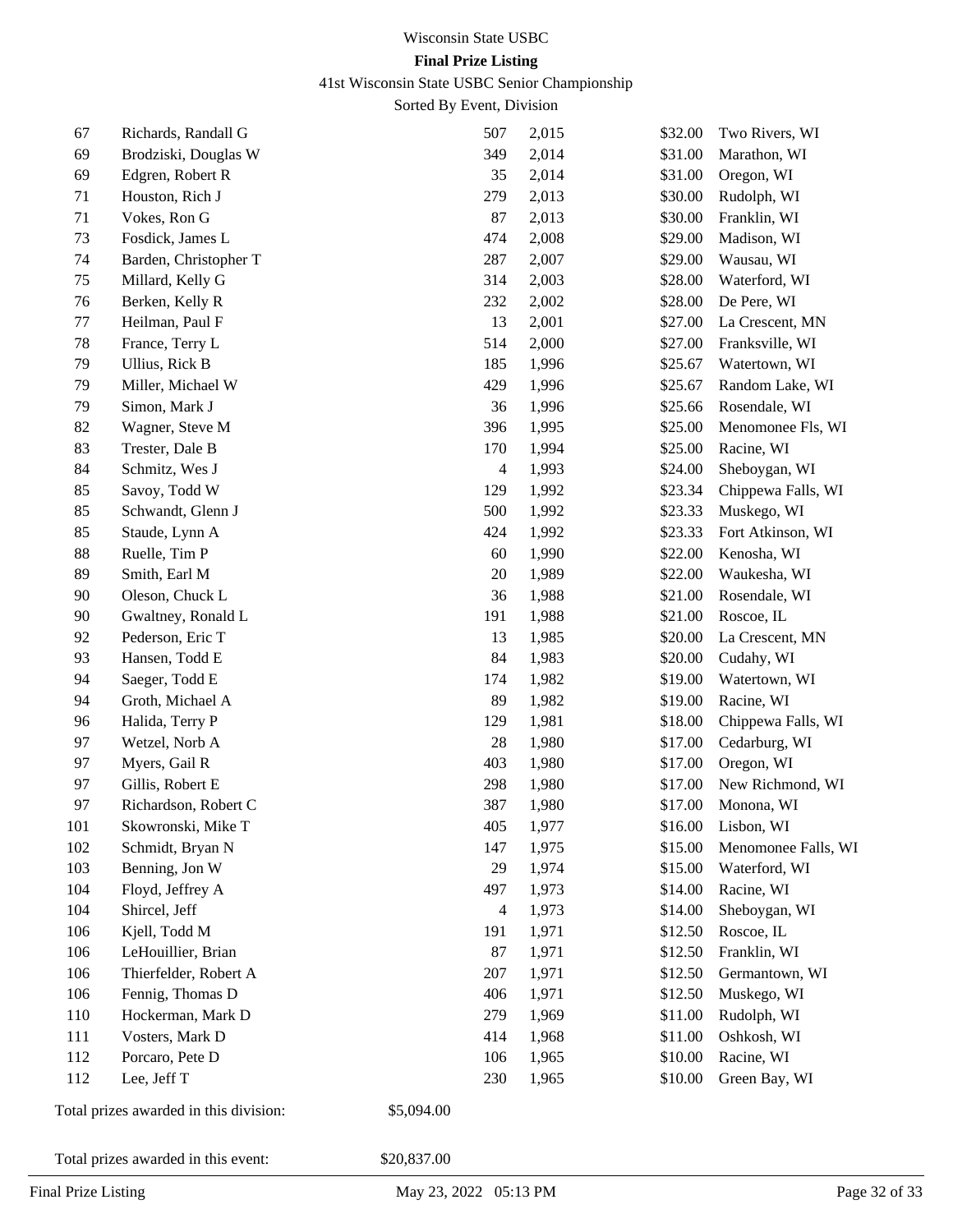Wisconsin State USBC

**Final Prize Listing**

41st Wisconsin State USBC Senior Championship

Sorted By Event, Division

| | | | | | |
|---|---|---|---|---|---|
| 67 | Richards, Randall G | 507 | 2,015 | $32.00 | Two Rivers, WI |
| 69 | Brodziski, Douglas W | 349 | 2,014 | $31.00 | Marathon, WI |
| 69 | Edgren, Robert R | 35 | 2,014 | $31.00 | Oregon, WI |
| 71 | Houston, Rich J | 279 | 2,013 | $30.00 | Rudolph, WI |
| 71 | Vokes, Ron G | 87 | 2,013 | $30.00 | Franklin, WI |
| 73 | Fosdick, James L | 474 | 2,008 | $29.00 | Madison, WI |
| 74 | Barden, Christopher T | 287 | 2,007 | $29.00 | Wausau, WI |
| 75 | Millard, Kelly G | 314 | 2,003 | $28.00 | Waterford, WI |
| 76 | Berken, Kelly R | 232 | 2,002 | $28.00 | De Pere, WI |
| 77 | Heilman, Paul F | 13 | 2,001 | $27.00 | La Crescent, MN |
| 78 | France, Terry L | 514 | 2,000 | $27.00 | Franksville, WI |
| 79 | Ullius, Rick B | 185 | 1,996 | $25.67 | Watertown, WI |
| 79 | Miller, Michael W | 429 | 1,996 | $25.67 | Random Lake, WI |
| 79 | Simon, Mark J | 36 | 1,996 | $25.66 | Rosendale, WI |
| 82 | Wagner, Steve M | 396 | 1,995 | $25.00 | Menomonee Fls, WI |
| 83 | Trester, Dale B | 170 | 1,994 | $25.00 | Racine, WI |
| 84 | Schmitz, Wes J | 4 | 1,993 | $24.00 | Sheboygan, WI |
| 85 | Savoy, Todd W | 129 | 1,992 | $23.34 | Chippewa Falls, WI |
| 85 | Schwandt, Glenn J | 500 | 1,992 | $23.33 | Muskego, WI |
| 85 | Staude, Lynn A | 424 | 1,992 | $23.33 | Fort Atkinson, WI |
| 88 | Ruelle, Tim P | 60 | 1,990 | $22.00 | Kenosha, WI |
| 89 | Smith, Earl M | 20 | 1,989 | $22.00 | Waukesha, WI |
| 90 | Oleson, Chuck L | 36 | 1,988 | $21.00 | Rosendale, WI |
| 90 | Gwaltney, Ronald L | 191 | 1,988 | $21.00 | Roscoe, IL |
| 92 | Pederson, Eric T | 13 | 1,985 | $20.00 | La Crescent, MN |
| 93 | Hansen, Todd E | 84 | 1,983 | $20.00 | Cudahy, WI |
| 94 | Saeger, Todd E | 174 | 1,982 | $19.00 | Watertown, WI |
| 94 | Groth, Michael A | 89 | 1,982 | $19.00 | Racine, WI |
| 96 | Halida, Terry P | 129 | 1,981 | $18.00 | Chippewa Falls, WI |
| 97 | Wetzel, Norb A | 28 | 1,980 | $17.00 | Cedarburg, WI |
| 97 | Myers, Gail R | 403 | 1,980 | $17.00 | Oregon, WI |
| 97 | Gillis, Robert E | 298 | 1,980 | $17.00 | New Richmond, WI |
| 97 | Richardson, Robert C | 387 | 1,980 | $17.00 | Monona, WI |
| 101 | Skowronski, Mike T | 405 | 1,977 | $16.00 | Lisbon, WI |
| 102 | Schmidt, Bryan N | 147 | 1,975 | $15.00 | Menomonee Falls, WI |
| 103 | Benning, Jon W | 29 | 1,974 | $15.00 | Waterford, WI |
| 104 | Floyd, Jeffrey A | 497 | 1,973 | $14.00 | Racine, WI |
| 104 | Shircel, Jeff | 4 | 1,973 | $14.00 | Sheboygan, WI |
| 106 | Kjell, Todd M | 191 | 1,971 | $12.50 | Roscoe, IL |
| 106 | LeHouillier, Brian | 87 | 1,971 | $12.50 | Franklin, WI |
| 106 | Thierfelder, Robert A | 207 | 1,971 | $12.50 | Germantown, WI |
| 106 | Fennig, Thomas D | 406 | 1,971 | $12.50 | Muskego, WI |
| 110 | Hockerman, Mark D | 279 | 1,969 | $11.00 | Rudolph, WI |
| 111 | Vosters, Mark D | 414 | 1,968 | $11.00 | Oshkosh, WI |
| 112 | Porcaro, Pete D | 106 | 1,965 | $10.00 | Racine, WI |
| 112 | Lee, Jeff T | 230 | 1,965 | $10.00 | Green Bay, WI |

Total prizes awarded in this division: $5,094.00

Total prizes awarded in this event: $20,837.00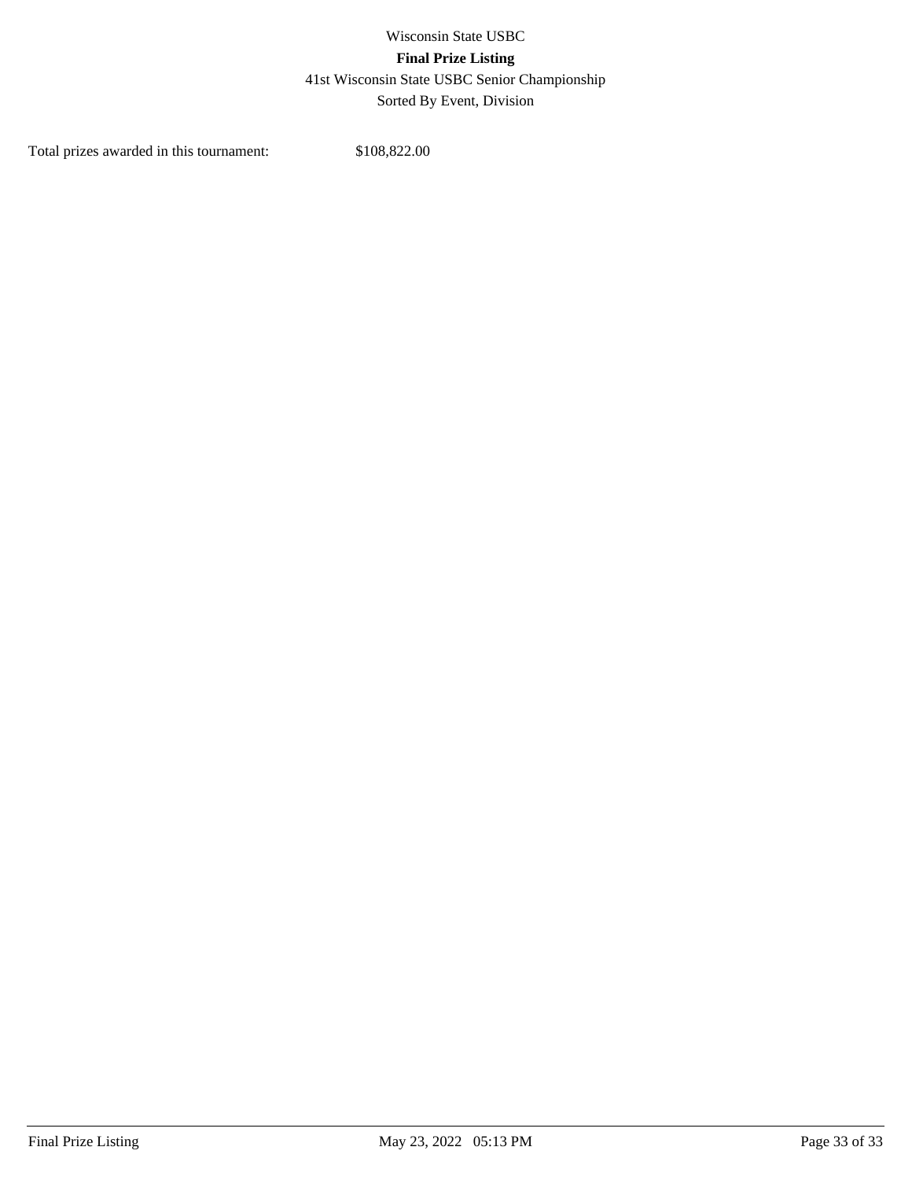Wisconsin State USBC

**Final Prize Listing**

41st Wisconsin State USBC Senior Championship

Sorted By Event, Division

Total prizes awarded in this tournament: $108,822.00